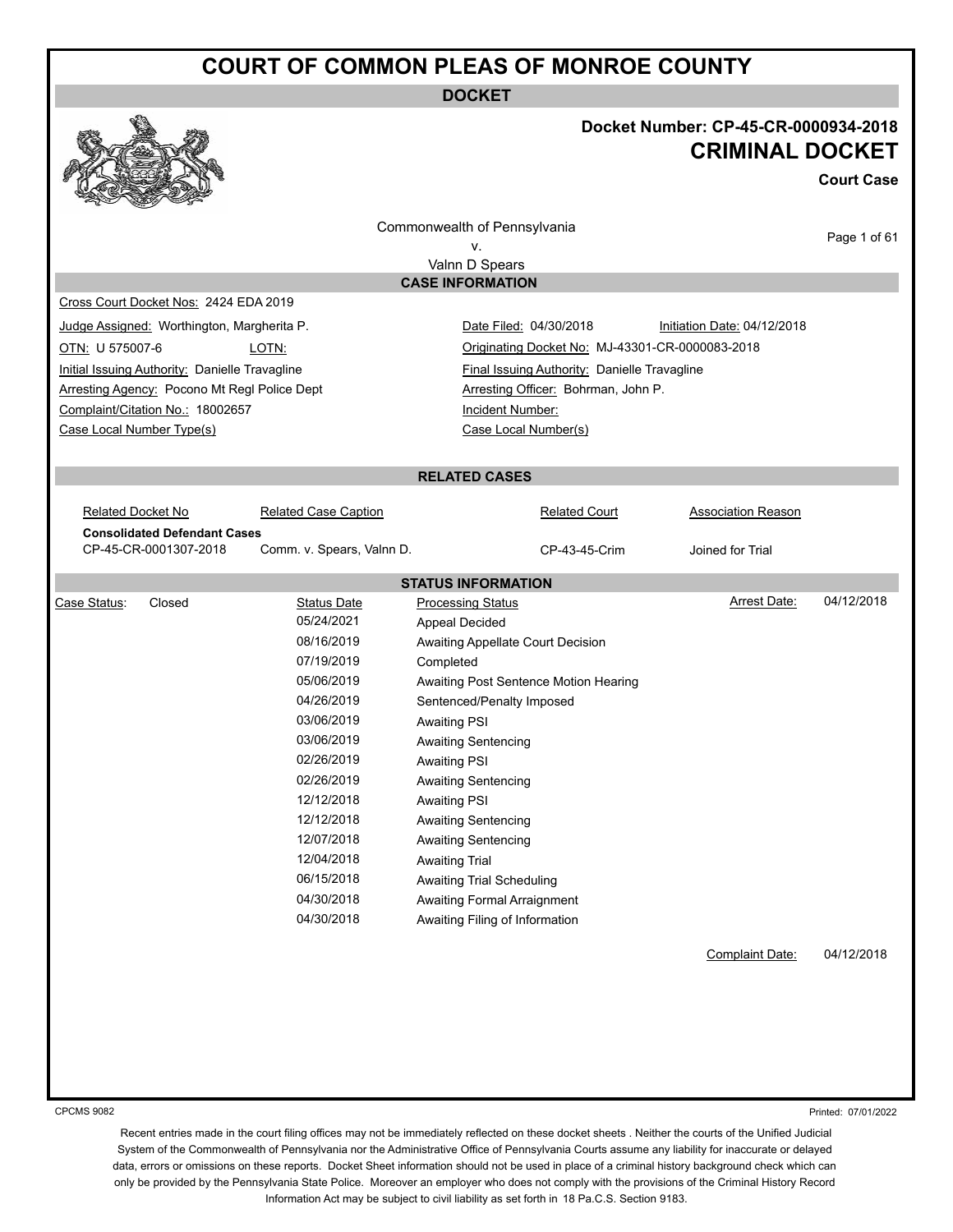# COURT OF COMMON PLEAS OF MONROE COUNTY

## DOCKET

**Docket Number: CP-45-CR-0000934-2018**

**CRIMINAL DOCKET**

**Court Case**

Commonwealth of Pennsylvania
v.
Valnn D Spears

### CASE INFORMATION

Cross Court Docket Nos: 2424 EDA 2019

| | |
|---|---|
| Judge Assigned: Worthington, Margherita P. | Date Filed: 04/30/2018 &nbsp;&nbsp; Initiation Date: 04/12/2018 |
| OTN: U 575007-6 &nbsp;&nbsp; LOTN: | Originating Docket No: MJ-43301-CR-0000083-2018 |
| Initial Issuing Authority: Danielle Travagline | Final Issuing Authority: Danielle Travagline |
| Arresting Agency: Pocono Mt Regl Police Dept | Arresting Officer: Bohrman, John P. |
| Complaint/Citation No.: 18002657 | Incident Number: |
| Case Local Number Type(s) | Case Local Number(s) |

### RELATED CASES

| Related Docket No | Related Case Caption | Related Court | Association Reason |
|---|---|---|---|
| **Consolidated Defendant Cases** | | | |
| CP-45-CR-0001307-2018 | Comm. v. Spears, Valnn D. | CP-43-45-Crim | Joined for Trial |

### STATUS INFORMATION

Case Status: Closed

Arrest Date: 04/12/2018

| Status Date | Processing Status |
|---|---|
| 05/24/2021 | Appeal Decided |
| 08/16/2019 | Awaiting Appellate Court Decision |
| 07/19/2019 | Completed |
| 05/06/2019 | Awaiting Post Sentence Motion Hearing |
| 04/26/2019 | Sentenced/Penalty Imposed |
| 03/06/2019 | Awaiting PSI |
| 03/06/2019 | Awaiting Sentencing |
| 02/26/2019 | Awaiting PSI |
| 02/26/2019 | Awaiting Sentencing |
| 12/12/2018 | Awaiting PSI |
| 12/12/2018 | Awaiting Sentencing |
| 12/07/2018 | Awaiting Sentencing |
| 12/04/2018 | Awaiting Trial |
| 06/15/2018 | Awaiting Trial Scheduling |
| 04/30/2018 | Awaiting Formal Arraignment |
| 04/30/2018 | Awaiting Filing of Information |

Complaint Date: 04/12/2018

CPCMS 9082

Printed: 07/01/2022

Recent entries made in the court filing offices may not be immediately reflected on these docket sheets . Neither the courts of the Unified Judicial System of the Commonwealth of Pennsylvania nor the Administrative Office of Pennsylvania Courts assume any liability for inaccurate or delayed data, errors or omissions on these reports. Docket Sheet information should not be used in place of a criminal history background check which can only be provided by the Pennsylvania State Police. Moreover an employer who does not comply with the provisions of the Criminal History Record Information Act may be subject to civil liability as set forth in 18 Pa.C.S. Section 9183.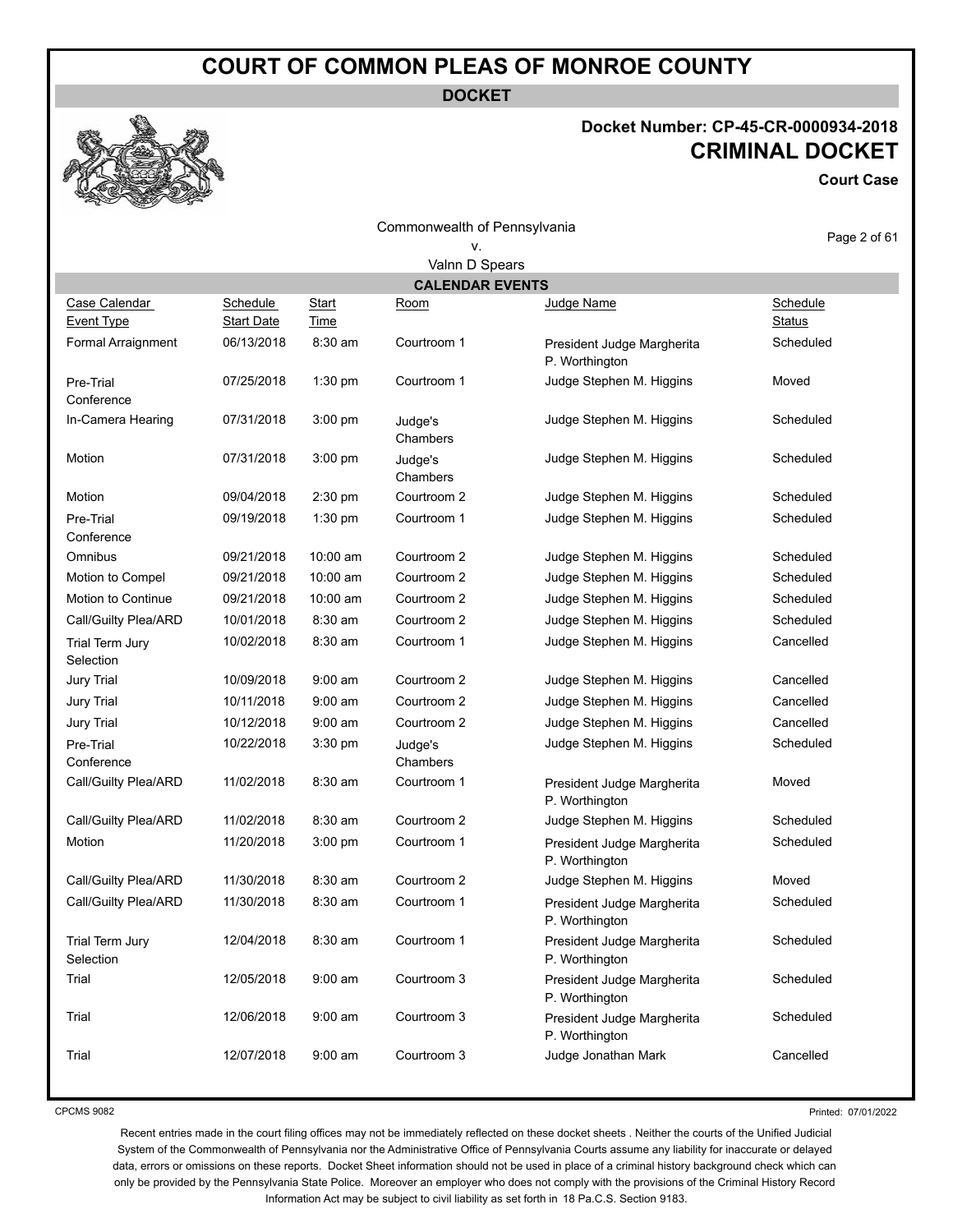# COURT OF COMMON PLEAS OF MONROE COUNTY

**DOCKET**

**Docket Number: CP-45-CR-0000934-2018**

## CRIMINAL DOCKET

**Court Case**

Commonwealth of Pennsylvania
v.
Valnn D Spears

### CALENDAR EVENTS

| Case Calendar Event Type | Schedule Start Date | Start Time | Room | Judge Name | Schedule Status |
|---|---|---|---|---|---|
| Formal Arraignment | 06/13/2018 | 8:30 am | Courtroom 1 | President Judge Margherita P. Worthington | Scheduled |
| Pre-Trial Conference | 07/25/2018 | 1:30 pm | Courtroom 1 | Judge Stephen M. Higgins | Moved |
| In-Camera Hearing | 07/31/2018 | 3:00 pm | Judge's Chambers | Judge Stephen M. Higgins | Scheduled |
| Motion | 07/31/2018 | 3:00 pm | Judge's Chambers | Judge Stephen M. Higgins | Scheduled |
| Motion | 09/04/2018 | 2:30 pm | Courtroom 2 | Judge Stephen M. Higgins | Scheduled |
| Pre-Trial Conference | 09/19/2018 | 1:30 pm | Courtroom 1 | Judge Stephen M. Higgins | Scheduled |
| Omnibus | 09/21/2018 | 10:00 am | Courtroom 2 | Judge Stephen M. Higgins | Scheduled |
| Motion to Compel | 09/21/2018 | 10:00 am | Courtroom 2 | Judge Stephen M. Higgins | Scheduled |
| Motion to Continue | 09/21/2018 | 10:00 am | Courtroom 2 | Judge Stephen M. Higgins | Scheduled |
| Call/Guilty Plea/ARD | 10/01/2018 | 8:30 am | Courtroom 2 | Judge Stephen M. Higgins | Scheduled |
| Trial Term Jury Selection | 10/02/2018 | 8:30 am | Courtroom 1 | Judge Stephen M. Higgins | Cancelled |
| Jury Trial | 10/09/2018 | 9:00 am | Courtroom 2 | Judge Stephen M. Higgins | Cancelled |
| Jury Trial | 10/11/2018 | 9:00 am | Courtroom 2 | Judge Stephen M. Higgins | Cancelled |
| Jury Trial | 10/12/2018 | 9:00 am | Courtroom 2 | Judge Stephen M. Higgins | Cancelled |
| Pre-Trial Conference | 10/22/2018 | 3:30 pm | Judge's Chambers | Judge Stephen M. Higgins | Scheduled |
| Call/Guilty Plea/ARD | 11/02/2018 | 8:30 am | Courtroom 1 | President Judge Margherita P. Worthington | Moved |
| Call/Guilty Plea/ARD | 11/02/2018 | 8:30 am | Courtroom 2 | Judge Stephen M. Higgins | Scheduled |
| Motion | 11/20/2018 | 3:00 pm | Courtroom 1 | President Judge Margherita P. Worthington | Scheduled |
| Call/Guilty Plea/ARD | 11/30/2018 | 8:30 am | Courtroom 2 | Judge Stephen M. Higgins | Moved |
| Call/Guilty Plea/ARD | 11/30/2018 | 8:30 am | Courtroom 1 | President Judge Margherita P. Worthington | Scheduled |
| Trial Term Jury Selection | 12/04/2018 | 8:30 am | Courtroom 1 | President Judge Margherita P. Worthington | Scheduled |
| Trial | 12/05/2018 | 9:00 am | Courtroom 3 | President Judge Margherita P. Worthington | Scheduled |
| Trial | 12/06/2018 | 9:00 am | Courtroom 3 | President Judge Margherita P. Worthington | Scheduled |
| Trial | 12/07/2018 | 9:00 am | Courtroom 3 | Judge Jonathan Mark | Cancelled |

CPCMS 9082

Printed: 07/01/2022

Recent entries made in the court filing offices may not be immediately reflected on these docket sheets . Neither the courts of the Unified Judicial System of the Commonwealth of Pennsylvania nor the Administrative Office of Pennsylvania Courts assume any liability for inaccurate or delayed data, errors or omissions on these reports. Docket Sheet information should not be used in place of a criminal history background check which can only be provided by the Pennsylvania State Police. Moreover an employer who does not comply with the provisions of the Criminal History Record Information Act may be subject to civil liability as set forth in 18 Pa.C.S. Section 9183.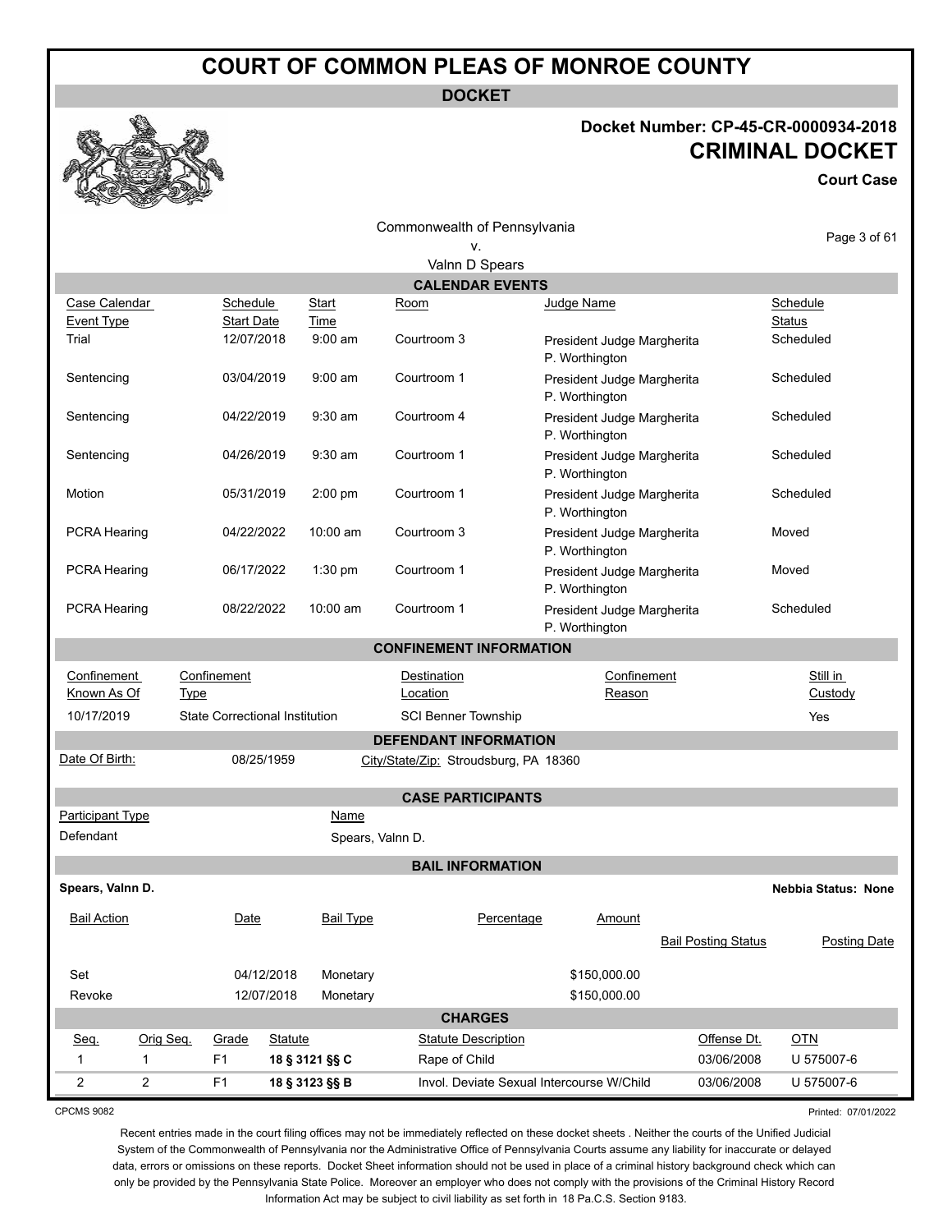# COURT OF COMMON PLEAS OF MONROE COUNTY

**DOCKET**

**Docket Number: CP-45-CR-0000934-2018**

**CRIMINAL DOCKET**

**Court Case**

Commonwealth of Pennsylvania
v.
Valnn D Spears

## CALENDAR EVENTS

| Case Calendar Event Type | Schedule Start Date | Start Time | Room | Judge Name | Schedule Status |
|---|---|---|---|---|---|
| Trial | 12/07/2018 | 9:00 am | Courtroom 3 | President Judge Margherita P. Worthington | Scheduled |
| Sentencing | 03/04/2019 | 9:00 am | Courtroom 1 | President Judge Margherita P. Worthington | Scheduled |
| Sentencing | 04/22/2019 | 9:30 am | Courtroom 4 | President Judge Margherita P. Worthington | Scheduled |
| Sentencing | 04/26/2019 | 9:30 am | Courtroom 1 | President Judge Margherita P. Worthington | Scheduled |
| Motion | 05/31/2019 | 2:00 pm | Courtroom 1 | President Judge Margherita P. Worthington | Scheduled |
| PCRA Hearing | 04/22/2022 | 10:00 am | Courtroom 3 | President Judge Margherita P. Worthington | Moved |
| PCRA Hearing | 06/17/2022 | 1:30 pm | Courtroom 1 | President Judge Margherita P. Worthington | Moved |
| PCRA Hearing | 08/22/2022 | 10:00 am | Courtroom 1 | President Judge Margherita P. Worthington | Scheduled |

## CONFINEMENT INFORMATION

| Confinement Known As Of | Confinement Type | Destination Location | Confinement Reason | Still in Custody |
|---|---|---|---|---|
| 10/17/2019 | State Correctional Institution | SCI Benner Township | | Yes |

## DEFENDANT INFORMATION

Date Of Birth: 08/25/1959

City/State/Zip: Stroudsburg, PA 18360

## CASE PARTICIPANTS

| Participant Type | Name |
|---|---|
| Defendant | Spears, Valnn D. |

## BAIL INFORMATION

**Spears, Valnn D.**

**Nebbia Status: None**

| Bail Action | Date | Bail Type | Percentage | Amount | Bail Posting Status | Posting Date |
|---|---|---|---|---|---|---|
| Set | 04/12/2018 | Monetary | | $150,000.00 | | |
| Revoke | 12/07/2018 | Monetary | | $150,000.00 | | |

## CHARGES

| Seq. | Orig Seq. | Grade | Statute | Statute Description | Offense Dt. | OTN |
|---|---|---|---|---|---|---|
| 1 | 1 | F1 | **18 § 3121 §§ C** | Rape of Child | 03/06/2008 | U 575007-6 |
| 2 | 2 | F1 | **18 § 3123 §§ B** | Invol. Deviate Sexual Intercourse W/Child | 03/06/2008 | U 575007-6 |

CPCMS 9082

Printed: 07/01/2022

Recent entries made in the court filing offices may not be immediately reflected on these docket sheets . Neither the courts of the Unified Judicial System of the Commonwealth of Pennsylvania nor the Administrative Office of Pennsylvania Courts assume any liability for inaccurate or delayed data, errors or omissions on these reports. Docket Sheet information should not be used in place of a criminal history background check which can only be provided by the Pennsylvania State Police. Moreover an employer who does not comply with the provisions of the Criminal History Record Information Act may be subject to civil liability as set forth in 18 Pa.C.S. Section 9183.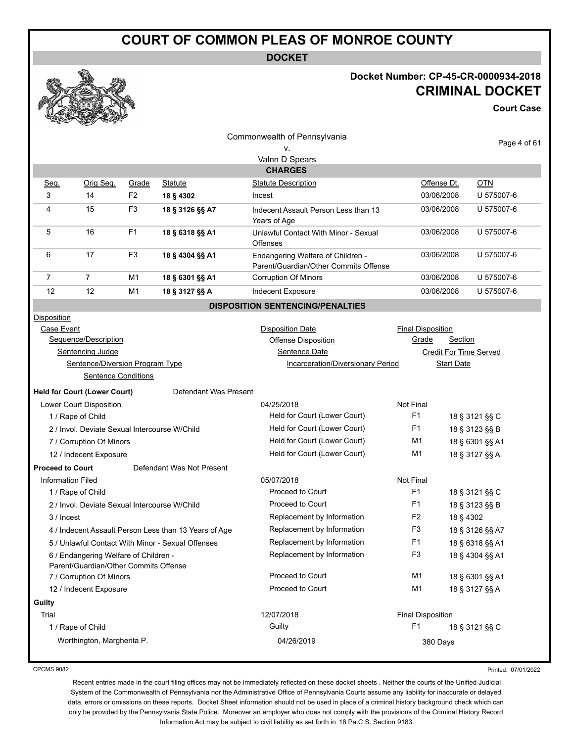# COURT OF COMMON PLEAS OF MONROE COUNTY

**DOCKET**

**Docket Number: CP-45-CR-0000934-2018**

## CRIMINAL DOCKET

**Court Case**

Commonwealth of Pennsylvania
v.
Valnn D Spears

### CHARGES

| Seq. | Orig Seq. | Grade | Statute | Statute Description | Offense Dt. | OTN |
|---|---|---|---|---|---|---|
| 3 | 14 | F2 | **18 § 4302** | Incest | 03/06/2008 | U 575007-6 |
| 4 | 15 | F3 | **18 § 3126 §§ A7** | Indecent Assault Person Less than 13 Years of Age | 03/06/2008 | U 575007-6 |
| 5 | 16 | F1 | **18 § 6318 §§ A1** | Unlawful Contact With Minor - Sexual Offenses | 03/06/2008 | U 575007-6 |
| 6 | 17 | F3 | **18 § 4304 §§ A1** | Endangering Welfare of Children - Parent/Guardian/Other Commits Offense | 03/06/2008 | U 575007-6 |
| 7 | 7 | M1 | **18 § 6301 §§ A1** | Corruption Of Minors | 03/06/2008 | U 575007-6 |
| 12 | 12 | M1 | **18 § 3127 §§ A** | Indecent Exposure | 03/06/2008 | U 575007-6 |

### DISPOSITION SENTENCING/PENALTIES

Disposition
- Case Event
  - Sequence/Description
    - Sentencing Judge
      - Sentence/Diversion Program Type
        - Sentence Conditions

Disposition Date / Offense Disposition / Sentence Date / Incarceration/Diversionary Period

Final Disposition / Grade / Section / Credit For Time Served / Start Date

**Held for Court (Lower Court)** — Defendant Was Present

| Description | Disposition | Grade | Section |
|---|---|---|---|
| Lower Court Disposition | 04/25/2018 | Not Final | |
| 1 / Rape of Child | Held for Court (Lower Court) | F1 | 18 § 3121 §§ C |
| 2 / Invol. Deviate Sexual Intercourse W/Child | Held for Court (Lower Court) | F1 | 18 § 3123 §§ B |
| 7 / Corruption Of Minors | Held for Court (Lower Court) | M1 | 18 § 6301 §§ A1 |
| 12 / Indecent Exposure | Held for Court (Lower Court) | M1 | 18 § 3127 §§ A |

**Proceed to Court** — Defendant Was Not Present

| Description | Disposition | Grade | Section |
|---|---|---|---|
| Information Filed | 05/07/2018 | Not Final | |
| 1 / Rape of Child | Proceed to Court | F1 | 18 § 3121 §§ C |
| 2 / Invol. Deviate Sexual Intercourse W/Child | Proceed to Court | F1 | 18 § 3123 §§ B |
| 3 / Incest | Replacement by Information | F2 | 18 § 4302 |
| 4 / Indecent Assault Person Less than 13 Years of Age | Replacement by Information | F3 | 18 § 3126 §§ A7 |
| 5 / Unlawful Contact With Minor - Sexual Offenses | Replacement by Information | F1 | 18 § 6318 §§ A1 |
| 6 / Endangering Welfare of Children - Parent/Guardian/Other Commits Offense | Replacement by Information | F3 | 18 § 4304 §§ A1 |
| 7 / Corruption Of Minors | Proceed to Court | M1 | 18 § 6301 §§ A1 |
| 12 / Indecent Exposure | Proceed to Court | M1 | 18 § 3127 §§ A |

**Guilty**

| Description | Disposition | Grade | Section |
|---|---|---|---|
| Trial | 12/07/2018 | Final Disposition | |
| 1 / Rape of Child | Guilty | F1 | 18 § 3121 §§ C |
| Worthington, Margherita P. | 04/26/2019 | 380 Days | |

CPCMS 9082

Printed: 07/01/2022

Recent entries made in the court filing offices may not be immediately reflected on these docket sheets . Neither the courts of the Unified Judicial System of the Commonwealth of Pennsylvania nor the Administrative Office of Pennsylvania Courts assume any liability for inaccurate or delayed data, errors or omissions on these reports. Docket Sheet information should not be used in place of a criminal history background check which can only be provided by the Pennsylvania State Police. Moreover an employer who does not comply with the provisions of the Criminal History Record Information Act may be subject to civil liability as set forth in 18 Pa.C.S. Section 9183.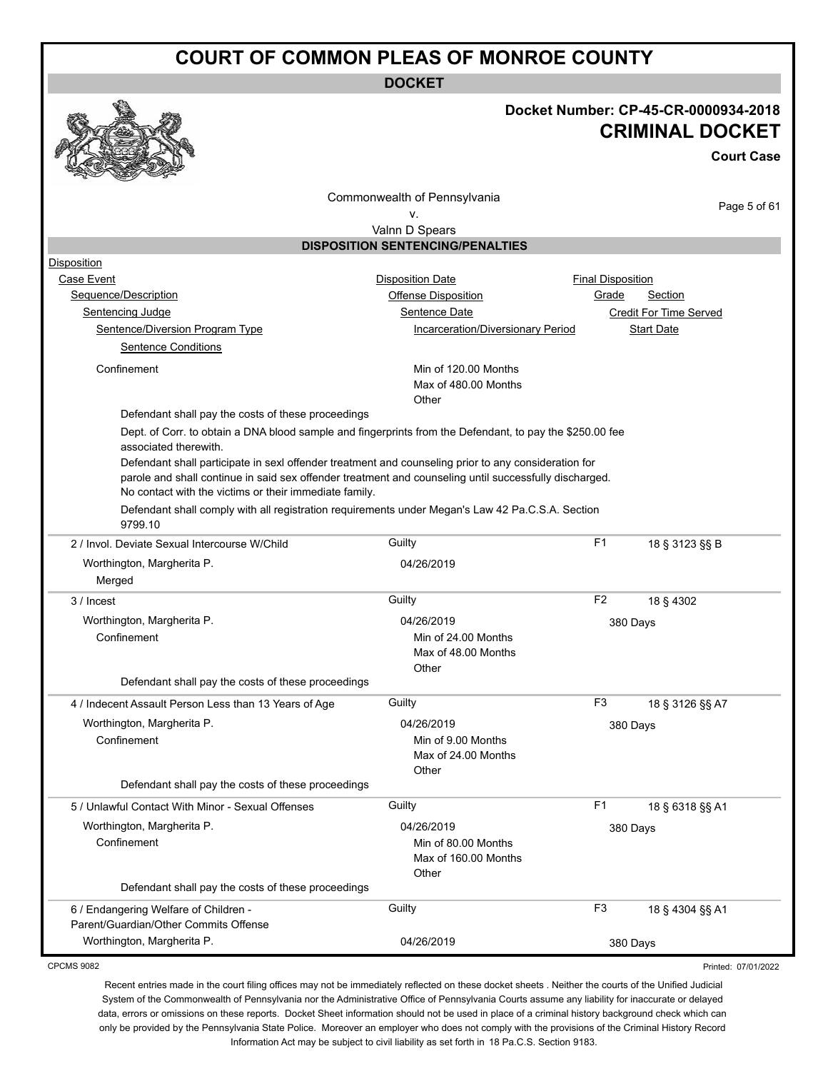# COURT OF COMMON PLEAS OF MONROE COUNTY

**DOCKET**

## Docket Number: CP-45-CR-0000934-2018
## CRIMINAL DOCKET

**Court Case**

Commonwealth of Pennsylvania
v.
Valnn D Spears

### DISPOSITION SENTENCING/PENALTIES

Disposition
Case Event — Disposition Date — Final Disposition
Sequence/Description — Offense Disposition — Grade — Section
Sentencing Judge — Sentence Date — Credit For Time Served
Sentence/Diversion Program Type — Incarceration/Diversionary Period — Start Date
Sentence Conditions

Confinement — Min of 120.00 Months, Max of 480.00 Months, Other

Defendant shall pay the costs of these proceedings

Dept. of Corr. to obtain a DNA blood sample and fingerprints from the Defendant, to pay the $250.00 fee associated therewith.

Defendant shall participate in sexl offender treatment and counseling prior to any consideration for parole and shall continue in said sex offender treatment and counseling until successfully discharged.
No contact with the victims or their immediate family.

Defendant shall comply with all registration requirements under Megan's Law 42 Pa.C.S.A. Section 9799.10

| Sequence/Description | Offense Disposition | Grade | Section |
|---|---|---|---|
| 2 / Invol. Deviate Sexual Intercourse W/Child | Guilty | F1 | 18 § 3123 §§ B |

Worthington, Margherita P. — 04/26/2019
Merged

| Sequence/Description | Offense Disposition | Grade | Section |
|---|---|---|---|
| 3 / Incest | Guilty | F2 | 18 § 4302 |

Worthington, Margherita P. — 04/26/2019 — 380 Days
Confinement — Min of 24.00 Months, Max of 48.00 Months, Other
Defendant shall pay the costs of these proceedings

| Sequence/Description | Offense Disposition | Grade | Section |
|---|---|---|---|
| 4 / Indecent Assault Person Less than 13 Years of Age | Guilty | F3 | 18 § 3126 §§ A7 |

Worthington, Margherita P. — 04/26/2019 — 380 Days
Confinement — Min of 9.00 Months, Max of 24.00 Months, Other
Defendant shall pay the costs of these proceedings

| Sequence/Description | Offense Disposition | Grade | Section |
|---|---|---|---|
| 5 / Unlawful Contact With Minor - Sexual Offenses | Guilty | F1 | 18 § 6318 §§ A1 |

Worthington, Margherita P. — 04/26/2019 — 380 Days
Confinement — Min of 80.00 Months, Max of 160.00 Months, Other
Defendant shall pay the costs of these proceedings

| Sequence/Description | Offense Disposition | Grade | Section |
|---|---|---|---|
| 6 / Endangering Welfare of Children - Parent/Guardian/Other Commits Offense | Guilty | F3 | 18 § 4304 §§ A1 |

Worthington, Margherita P. — 04/26/2019 — 380 Days

CPCMS 9082 — Printed: 07/01/2022

Recent entries made in the court filing offices may not be immediately reflected on these docket sheets . Neither the courts of the Unified Judicial System of the Commonwealth of Pennsylvania nor the Administrative Office of Pennsylvania Courts assume any liability for inaccurate or delayed data, errors or omissions on these reports. Docket Sheet information should not be used in place of a criminal history background check which can only be provided by the Pennsylvania State Police. Moreover an employer who does not comply with the provisions of the Criminal History Record Information Act may be subject to civil liability as set forth in 18 Pa.C.S. Section 9183.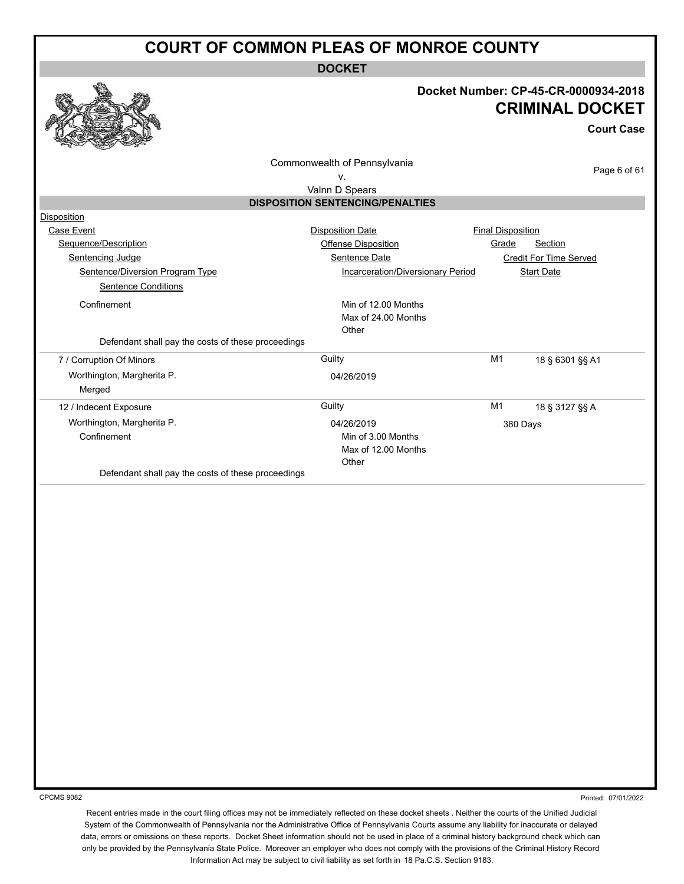# COURT OF COMMON PLEAS OF MONROE COUNTY

**DOCKET**

**Docket Number: CP-45-CR-0000934-2018**

**CRIMINAL DOCKET**

**Court Case**

Commonwealth of Pennsylvania
v.
Valnn D Spears

## DISPOSITION SENTENCING/PENALTIES

Disposition
Case Event — Disposition Date — Final Disposition
Sequence/Description — Offense Disposition — Grade — Section
Sentencing Judge — Sentence Date — Credit For Time Served
Sentence/Diversion Program Type — Incarceration/Diversionary Period — Start Date
Sentence Conditions

| Sequence/Description | Offense Disposition | Grade | Section |
|---|---|---|---|
| Confinement | Min of 12.00 Months<br>Max of 24.00 Months<br>Other | | |
| Defendant shall pay the costs of these proceedings | | | |
| 7 / Corruption Of Minors | Guilty | M1 | 18 § 6301 §§ A1 |
| Worthington, Margherita P.<br>Merged | 04/26/2019 | | |
| 12 / Indecent Exposure | Guilty | M1 | 18 § 3127 §§ A |
| Worthington, Margherita P. | 04/26/2019 | 380 Days | |
| Confinement | Min of 3.00 Months<br>Max of 12.00 Months<br>Other | | |
| Defendant shall pay the costs of these proceedings | | | |

CPCMS 9082

Printed: 07/01/2022

Recent entries made in the court filing offices may not be immediately reflected on these docket sheets . Neither the courts of the Unified Judicial System of the Commonwealth of Pennsylvania nor the Administrative Office of Pennsylvania Courts assume any liability for inaccurate or delayed data, errors or omissions on these reports. Docket Sheet information should not be used in place of a criminal history background check which can only be provided by the Pennsylvania State Police. Moreover an employer who does not comply with the provisions of the Criminal History Record Information Act may be subject to civil liability as set forth in 18 Pa.C.S. Section 9183.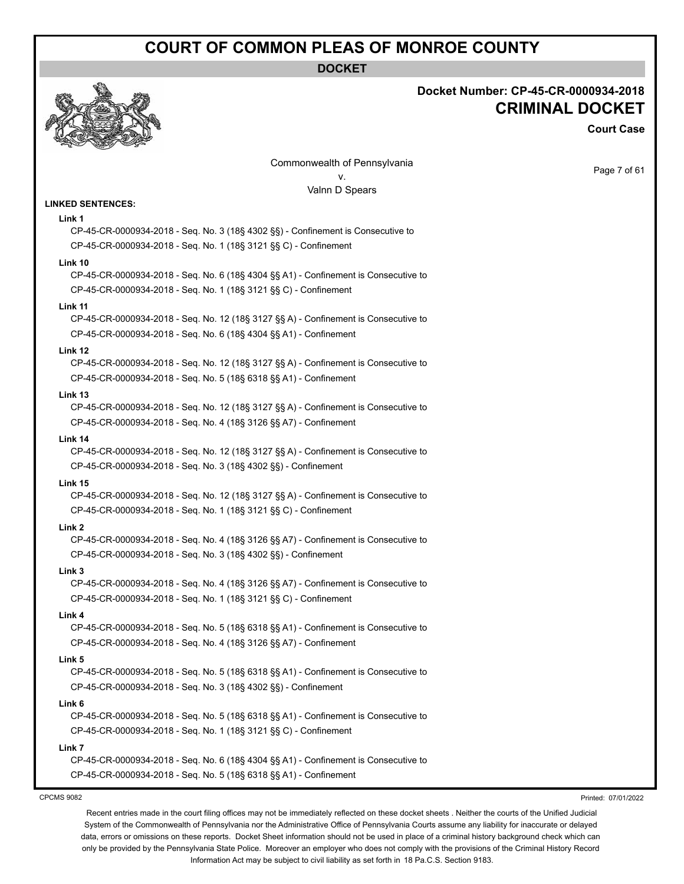# COURT OF COMMON PLEAS OF MONROE COUNTY

**DOCKET**

**Docket Number: CP-45-CR-0000934-2018**

## CRIMINAL DOCKET

**Court Case**

Commonwealth of Pennsylvania
v.
Valnn D Spears

**LINKED SENTENCES:**

**Link 1**
CP-45-CR-0000934-2018 - Seq. No. 3 (18§ 4302 §§) - Confinement is Consecutive to
CP-45-CR-0000934-2018 - Seq. No. 1 (18§ 3121 §§ C) - Confinement

**Link 10**
CP-45-CR-0000934-2018 - Seq. No. 6 (18§ 4304 §§ A1) - Confinement is Consecutive to
CP-45-CR-0000934-2018 - Seq. No. 1 (18§ 3121 §§ C) - Confinement

**Link 11**
CP-45-CR-0000934-2018 - Seq. No. 12 (18§ 3127 §§ A) - Confinement is Consecutive to
CP-45-CR-0000934-2018 - Seq. No. 6 (18§ 4304 §§ A1) - Confinement

**Link 12**
CP-45-CR-0000934-2018 - Seq. No. 12 (18§ 3127 §§ A) - Confinement is Consecutive to
CP-45-CR-0000934-2018 - Seq. No. 5 (18§ 6318 §§ A1) - Confinement

**Link 13**
CP-45-CR-0000934-2018 - Seq. No. 12 (18§ 3127 §§ A) - Confinement is Consecutive to
CP-45-CR-0000934-2018 - Seq. No. 4 (18§ 3126 §§ A7) - Confinement

**Link 14**
CP-45-CR-0000934-2018 - Seq. No. 12 (18§ 3127 §§ A) - Confinement is Consecutive to
CP-45-CR-0000934-2018 - Seq. No. 3 (18§ 4302 §§) - Confinement

**Link 15**
CP-45-CR-0000934-2018 - Seq. No. 12 (18§ 3127 §§ A) - Confinement is Consecutive to
CP-45-CR-0000934-2018 - Seq. No. 1 (18§ 3121 §§ C) - Confinement

**Link 2**
CP-45-CR-0000934-2018 - Seq. No. 4 (18§ 3126 §§ A7) - Confinement is Consecutive to
CP-45-CR-0000934-2018 - Seq. No. 3 (18§ 4302 §§) - Confinement

**Link 3**
CP-45-CR-0000934-2018 - Seq. No. 4 (18§ 3126 §§ A7) - Confinement is Consecutive to
CP-45-CR-0000934-2018 - Seq. No. 1 (18§ 3121 §§ C) - Confinement

**Link 4**
CP-45-CR-0000934-2018 - Seq. No. 5 (18§ 6318 §§ A1) - Confinement is Consecutive to
CP-45-CR-0000934-2018 - Seq. No. 4 (18§ 3126 §§ A7) - Confinement

**Link 5**
CP-45-CR-0000934-2018 - Seq. No. 5 (18§ 6318 §§ A1) - Confinement is Consecutive to
CP-45-CR-0000934-2018 - Seq. No. 3 (18§ 4302 §§) - Confinement

**Link 6**
CP-45-CR-0000934-2018 - Seq. No. 5 (18§ 6318 §§ A1) - Confinement is Consecutive to
CP-45-CR-0000934-2018 - Seq. No. 1 (18§ 3121 §§ C) - Confinement

**Link 7**
CP-45-CR-0000934-2018 - Seq. No. 6 (18§ 4304 §§ A1) - Confinement is Consecutive to
CP-45-CR-0000934-2018 - Seq. No. 5 (18§ 6318 §§ A1) - Confinement

CPCMS 9082

Printed: 07/01/2022

Recent entries made in the court filing offices may not be immediately reflected on these docket sheets . Neither the courts of the Unified Judicial System of the Commonwealth of Pennsylvania nor the Administrative Office of Pennsylvania Courts assume any liability for inaccurate or delayed data, errors or omissions on these reports. Docket Sheet information should not be used in place of a criminal history background check which can only be provided by the Pennsylvania State Police. Moreover an employer who does not comply with the provisions of the Criminal History Record Information Act may be subject to civil liability as set forth in 18 Pa.C.S. Section 9183.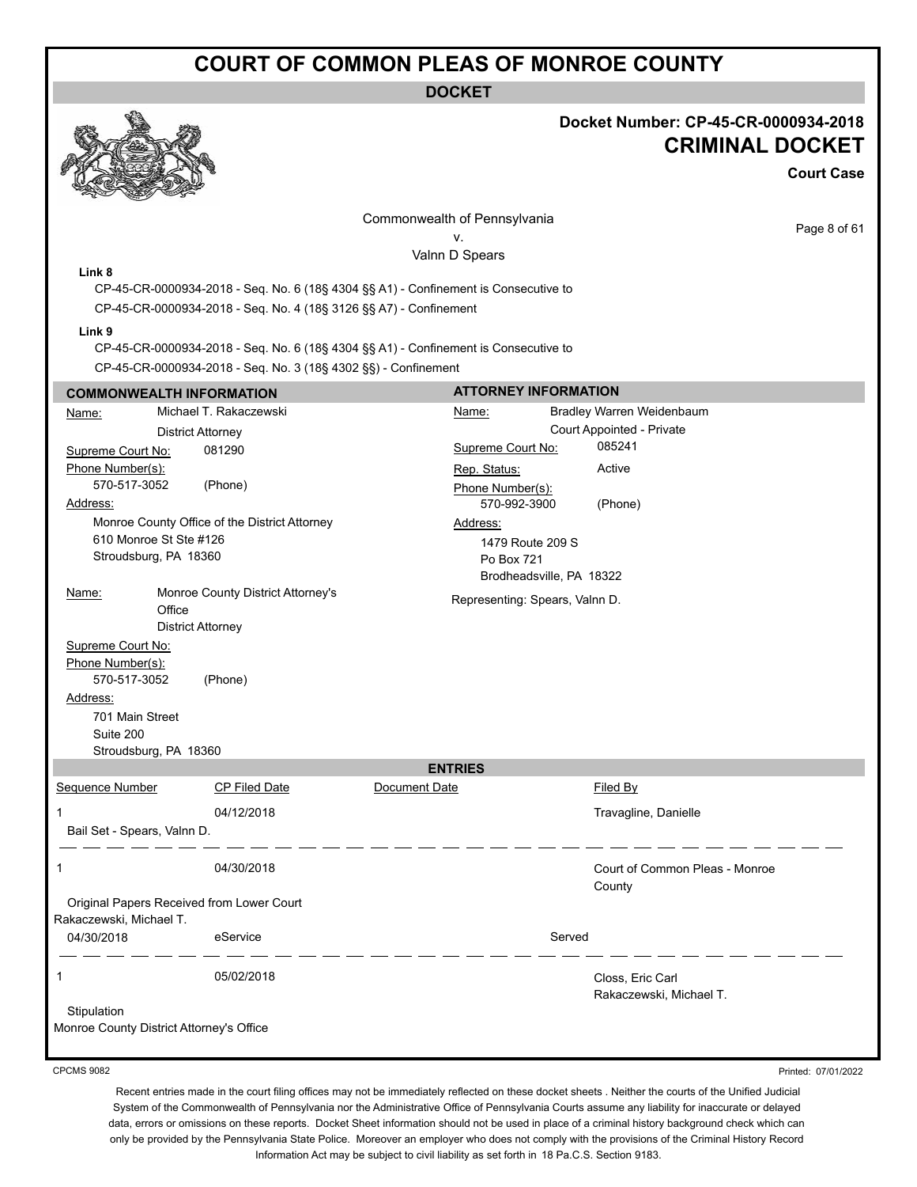# COURT OF COMMON PLEAS OF MONROE COUNTY

**DOCKET**

**Docket Number: CP-45-CR-0000934-2018**

**CRIMINAL DOCKET**

**Court Case**

Commonwealth of Pennsylvania
v.
Valnn D Spears

**Link 8**

CP-45-CR-0000934-2018 - Seq. No. 6 (18§ 4304 §§ A1) - Confinement is Consecutive to
CP-45-CR-0000934-2018 - Seq. No. 4 (18§ 3126 §§ A7) - Confinement

**Link 9**

CP-45-CR-0000934-2018 - Seq. No. 6 (18§ 4304 §§ A1) - Confinement is Consecutive to
CP-45-CR-0000934-2018 - Seq. No. 3 (18§ 4302 §§) - Confinement

## COMMONWEALTH INFORMATION

Name: Michael T. Rakaczewski
District Attorney
Supreme Court No: 081290
Phone Number(s):
570-517-3052 (Phone)
Address:
Monroe County Office of the District Attorney
610 Monroe St Ste #126
Stroudsburg, PA 18360

Name: Monroe County District Attorney's Office
District Attorney
Supreme Court No:
Phone Number(s):
570-517-3052 (Phone)
Address:
701 Main Street
Suite 200
Stroudsburg, PA 18360

## ATTORNEY INFORMATION

Name: Bradley Warren Weidenbaum
Court Appointed - Private
Supreme Court No: 085241
Rep. Status: Active
Phone Number(s):
570-992-3900 (Phone)
Address:
1479 Route 209 S
Po Box 721
Brodheadsville, PA 18322

Representing: Spears, Valnn D.

## ENTRIES

| Sequence Number | CP Filed Date | Document Date | Filed By |
|---|---|---|---|
| 1 | 04/12/2018 | | Travagline, Danielle |
| Bail Set - Spears, Valnn D. | | | |
| 1 | 04/30/2018 | | Court of Common Pleas - Monroe County |
| Original Papers Received from Lower Court | | | |
| Rakaczewski, Michael T. | | | |
| 04/30/2018 | eService | | Served |
| 1 | 05/02/2018 | | Closs, Eric Carl<br>Rakaczewski, Michael T. |
| Stipulation | | | |
| Monroe County District Attorney's Office | | | |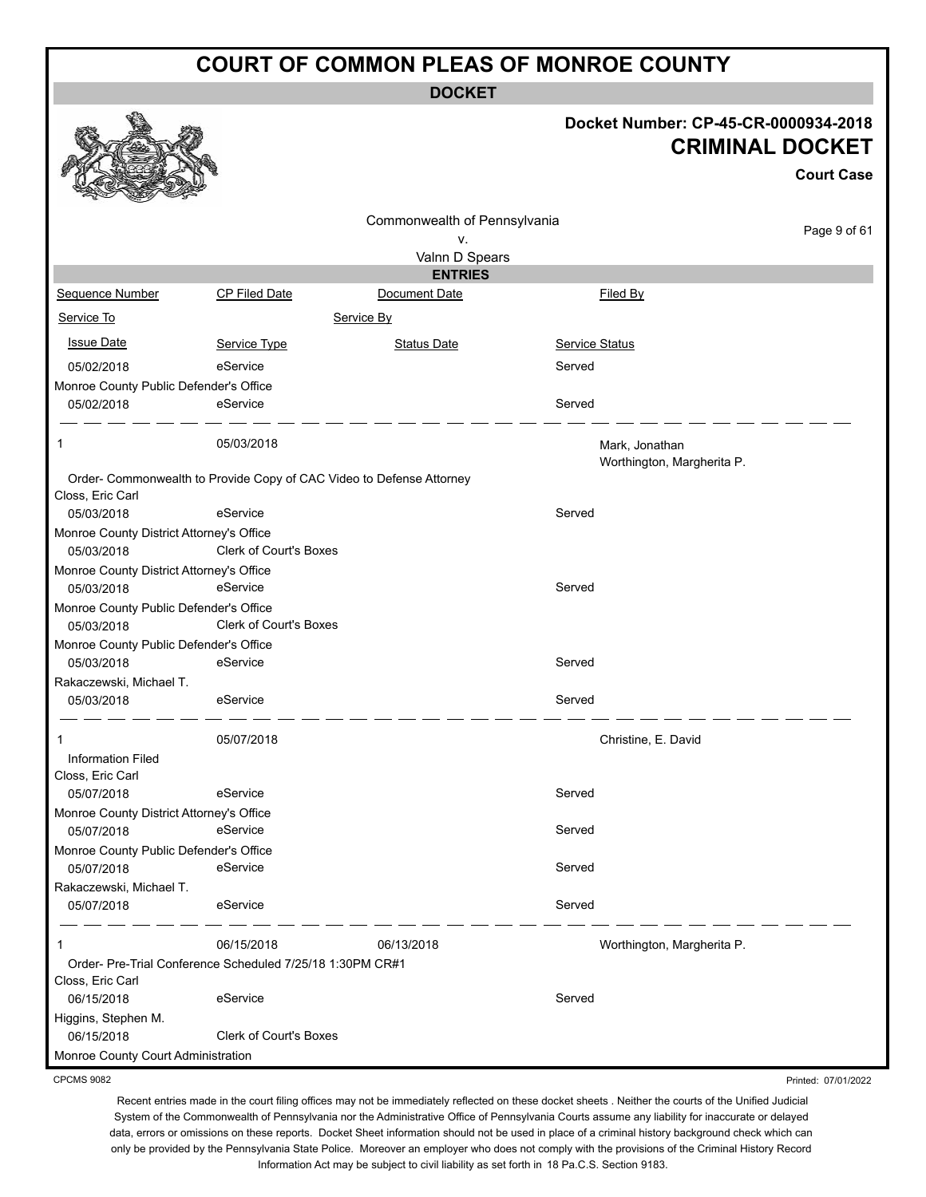# COURT OF COMMON PLEAS OF MONROE COUNTY

**DOCKET**

**Docket Number: CP-45-CR-0000934-2018**

**CRIMINAL DOCKET**

**Court Case**

Commonwealth of Pennsylvania
v.
Valnn D Spears

**ENTRIES**

| Sequence Number | CP Filed Date | Document Date | Filed By |
|---|---|---|---|
| Service To | | Service By | |
| Issue Date | Service Type | Status Date | Service Status |
| 05/02/2018 | eService | | Served |
| Monroe County Public Defender's Office | | | |
| 05/02/2018 | eService | | Served |
| 1 | 05/03/2018 | | Mark, Jonathan<br>Worthington, Margherita P. |
| Order- Commonwealth to Provide Copy of CAC Video to Defense Attorney | | | |
| Closs, Eric Carl | | | |
| 05/03/2018 | eService | | Served |
| Monroe County District Attorney's Office | | | |
| 05/03/2018 | Clerk of Court's Boxes | | |
| Monroe County District Attorney's Office | | | |
| 05/03/2018 | eService | | Served |
| Monroe County Public Defender's Office | | | |
| 05/03/2018 | Clerk of Court's Boxes | | |
| Monroe County Public Defender's Office | | | |
| 05/03/2018 | eService | | Served |
| Rakaczewski, Michael T. | | | |
| 05/03/2018 | eService | | Served |
| 1 | 05/07/2018 | | Christine, E. David |
| Information Filed | | | |
| Closs, Eric Carl | | | |
| 05/07/2018 | eService | | Served |
| Monroe County District Attorney's Office | | | |
| 05/07/2018 | eService | | Served |
| Monroe County Public Defender's Office | | | |
| 05/07/2018 | eService | | Served |
| Rakaczewski, Michael T. | | | |
| 05/07/2018 | eService | | Served |
| 1 | 06/15/2018 | 06/13/2018 | Worthington, Margherita P. |
| Order- Pre-Trial Conference Scheduled 7/25/18 1:30PM CR#1 | | | |
| Closs, Eric Carl | | | |
| 06/15/2018 | eService | | Served |
| Higgins, Stephen M. | | | |
| 06/15/2018 | Clerk of Court's Boxes | | |
| Monroe County Court Administration | | | |

CPCMS 9082

Printed: 07/01/2022

Recent entries made in the court filing offices may not be immediately reflected on these docket sheets . Neither the courts of the Unified Judicial System of the Commonwealth of Pennsylvania nor the Administrative Office of Pennsylvania Courts assume any liability for inaccurate or delayed data, errors or omissions on these reports. Docket Sheet information should not be used in place of a criminal history background check which can only be provided by the Pennsylvania State Police. Moreover an employer who does not comply with the provisions of the Criminal History Record Information Act may be subject to civil liability as set forth in 18 Pa.C.S. Section 9183.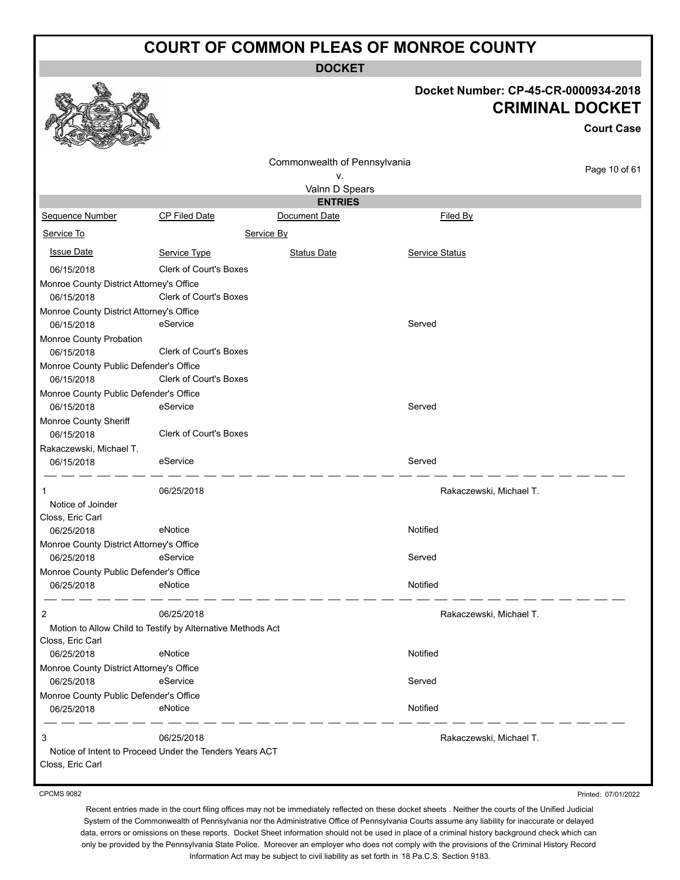# COURT OF COMMON PLEAS OF MONROE COUNTY

**DOCKET**

**Docket Number: CP-45-CR-0000934-2018**

## CRIMINAL DOCKET

**Court Case**

Commonwealth of Pennsylvania
v.
Valnn D Spears

**ENTRIES**

| Sequence Number | CP Filed Date | Document Date | Filed By |
|---|---|---|---|
| Service To | | Service By | |
| Issue Date | Service Type | Status Date | Service Status |
| 06/15/2018 | Clerk of Court's Boxes | | |
| Monroe County District Attorney's Office | | | |
| 06/15/2018 | Clerk of Court's Boxes | | |
| Monroe County District Attorney's Office | | | |
| 06/15/2018 | eService | | Served |
| Monroe County Probation | | | |
| 06/15/2018 | Clerk of Court's Boxes | | |
| Monroe County Public Defender's Office | | | |
| 06/15/2018 | Clerk of Court's Boxes | | |
| Monroe County Public Defender's Office | | | |
| 06/15/2018 | eService | | Served |
| Monroe County Sheriff | | | |
| 06/15/2018 | Clerk of Court's Boxes | | |
| Rakaczewski, Michael T. | | | |
| 06/15/2018 | eService | | Served |
| 1 | 06/25/2018 | | Rakaczewski, Michael T. |
| Notice of Joinder | | | |
| Closs, Eric Carl | | | |
| 06/25/2018 | eNotice | | Notified |
| Monroe County District Attorney's Office | | | |
| 06/25/2018 | eService | | Served |
| Monroe County Public Defender's Office | | | |
| 06/25/2018 | eNotice | | Notified |
| 2 | 06/25/2018 | | Rakaczewski, Michael T. |
| Motion to Allow Child to Testify by Alternative Methods Act | | | |
| Closs, Eric Carl | | | |
| 06/25/2018 | eNotice | | Notified |
| Monroe County District Attorney's Office | | | |
| 06/25/2018 | eService | | Served |
| Monroe County Public Defender's Office | | | |
| 06/25/2018 | eNotice | | Notified |
| 3 | 06/25/2018 | | Rakaczewski, Michael T. |
| Notice of Intent to Proceed Under the Tenders Years ACT | | | |
| Closs, Eric Carl | | | |

CPCMS 9082

Printed: 07/01/2022

Recent entries made in the court filing offices may not be immediately reflected on these docket sheets . Neither the courts of the Unified Judicial System of the Commonwealth of Pennsylvania nor the Administrative Office of Pennsylvania Courts assume any liability for inaccurate or delayed data, errors or omissions on these reports. Docket Sheet information should not be used in place of a criminal history background check which can only be provided by the Pennsylvania State Police. Moreover an employer who does not comply with the provisions of the Criminal History Record Information Act may be subject to civil liability as set forth in 18 Pa.C.S. Section 9183.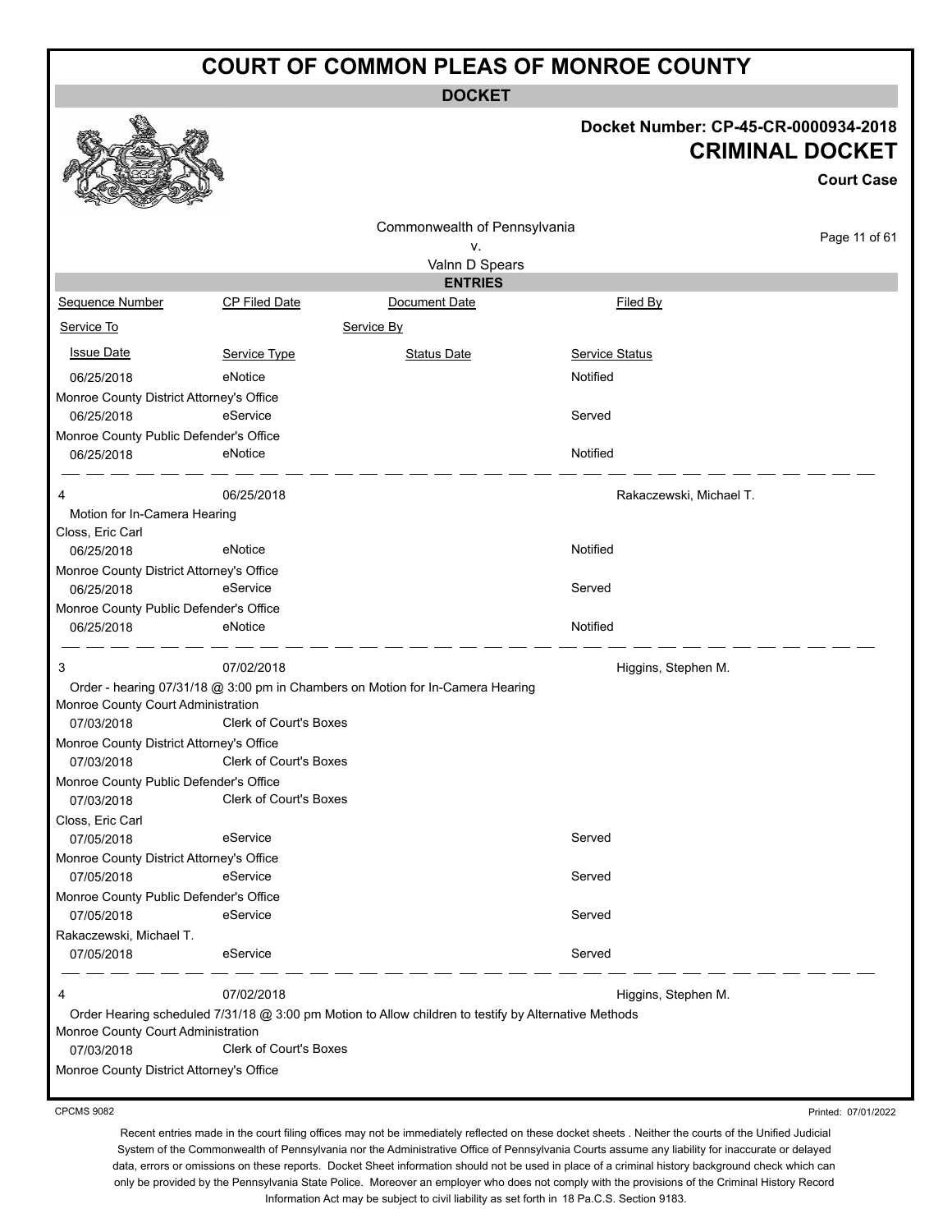# COURT OF COMMON PLEAS OF MONROE COUNTY

## DOCKET

**Docket Number: CP-45-CR-0000934-2018**

**CRIMINAL DOCKET**

**Court Case**

Commonwealth of Pennsylvania
v.
Valnn D Spears

### ENTRIES

| Sequence Number | CP Filed Date | Document Date | Filed By |
|---|---|---|---|
| Service To | | Service By | |
| Issue Date | Service Type | Status Date | Service Status |

| | | | |
|---|---|---|---|
| 06/25/2018 | eNotice | | Notified |
| Monroe County District Attorney's Office | | | |
| 06/25/2018 | eService | | Served |
| Monroe County Public Defender's Office | | | |
| 06/25/2018 | eNotice | | Notified |

| | | | |
|---|---|---|---|
| 4 | 06/25/2018 | | Rakaczewski, Michael T. |
| Motion for In-Camera Hearing | | | |
| Closs, Eric Carl | | | |
| 06/25/2018 | eNotice | | Notified |
| Monroe County District Attorney's Office | | | |
| 06/25/2018 | eService | | Served |
| Monroe County Public Defender's Office | | | |
| 06/25/2018 | eNotice | | Notified |

| | | | |
|---|---|---|---|
| 3 | 07/02/2018 | | Higgins, Stephen M. |
| Order - hearing 07/31/18 @ 3:00 pm in Chambers on Motion for In-Camera Hearing | | | |
| Monroe County Court Administration | | | |
| 07/03/2018 | Clerk of Court's Boxes | | |
| Monroe County District Attorney's Office | | | |
| 07/03/2018 | Clerk of Court's Boxes | | |
| Monroe County Public Defender's Office | | | |
| 07/03/2018 | Clerk of Court's Boxes | | |
| Closs, Eric Carl | | | |
| 07/05/2018 | eService | | Served |
| Monroe County District Attorney's Office | | | |
| 07/05/2018 | eService | | Served |
| Monroe County Public Defender's Office | | | |
| 07/05/2018 | eService | | Served |
| Rakaczewski, Michael T. | | | |
| 07/05/2018 | eService | | Served |

| | | | |
|---|---|---|---|
| 4 | 07/02/2018 | | Higgins, Stephen M. |
| Order Hearing scheduled 7/31/18 @ 3:00 pm Motion to Allow children to testify by Alternative Methods | | | |
| Monroe County Court Administration | | | |
| 07/03/2018 | Clerk of Court's Boxes | | |
| Monroe County District Attorney's Office | | | |

CPCMS 9082

Printed: 07/01/2022

Recent entries made in the court filing offices may not be immediately reflected on these docket sheets . Neither the courts of the Unified Judicial System of the Commonwealth of Pennsylvania nor the Administrative Office of Pennsylvania Courts assume any liability for inaccurate or delayed data, errors or omissions on these reports. Docket Sheet information should not be used in place of a criminal history background check which can only be provided by the Pennsylvania State Police. Moreover an employer who does not comply with the provisions of the Criminal History Record Information Act may be subject to civil liability as set forth in 18 Pa.C.S. Section 9183.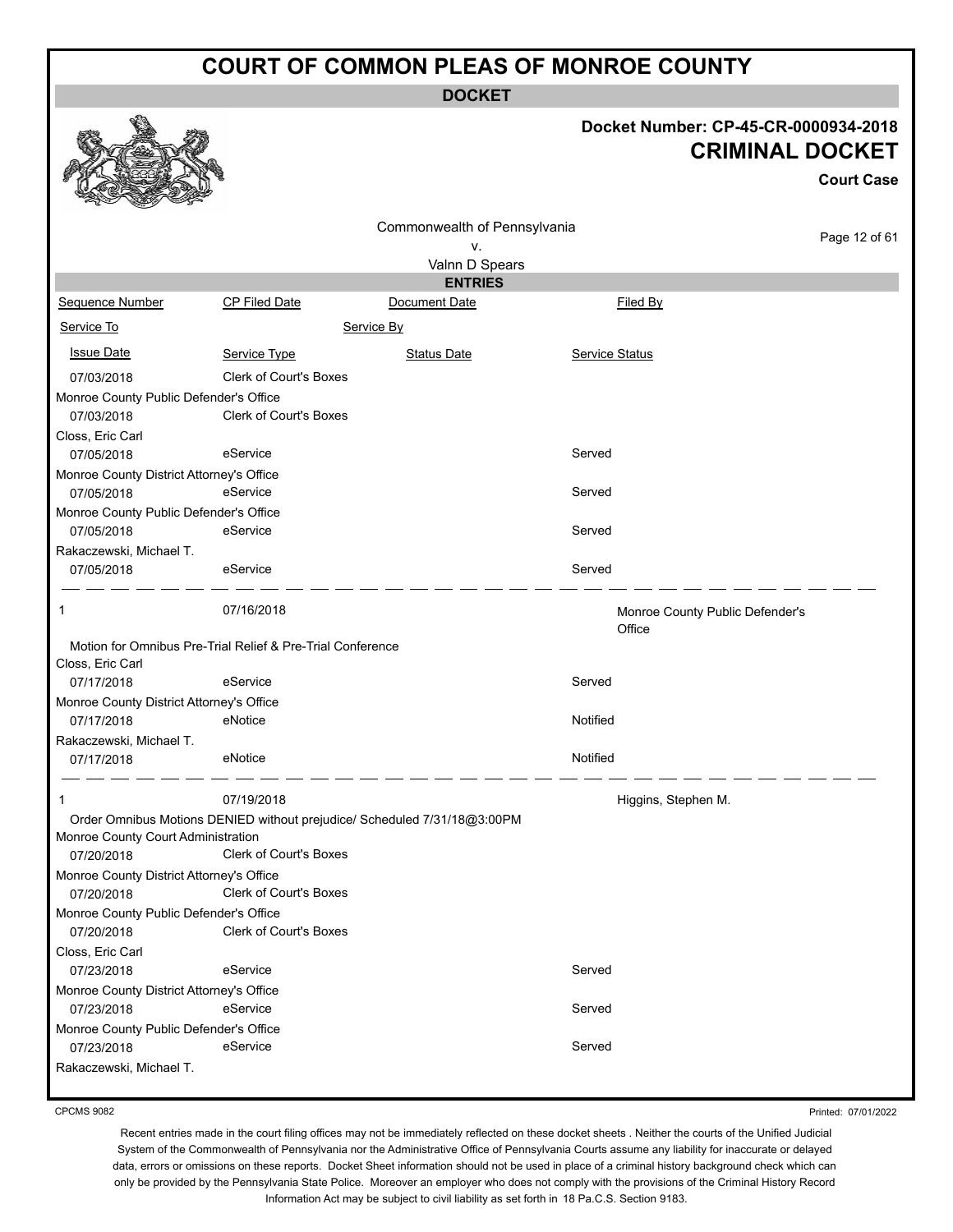# COURT OF COMMON PLEAS OF MONROE COUNTY

## DOCKET

**Docket Number: CP-45-CR-0000934-2018**

**CRIMINAL DOCKET**

**Court Case**

Commonwealth of Pennsylvania
v.
Valnn D Spears

### ENTRIES

| Sequence Number | CP Filed Date | Document Date | Filed By |
|---|---|---|---|
| Service To | Service By | | |
| Issue Date | Service Type | Status Date | Service Status |

| | | | |
|---|---|---|---|
| 07/03/2018 | Clerk of Court's Boxes | | |
| Monroe County Public Defender's Office | | | |
| 07/03/2018 | Clerk of Court's Boxes | | |
| Closs, Eric Carl | | | |
| 07/05/2018 | eService | | Served |
| Monroe County District Attorney's Office | | | |
| 07/05/2018 | eService | | Served |
| Monroe County Public Defender's Office | | | |
| 07/05/2018 | eService | | Served |
| Rakaczewski, Michael T. | | | |
| 07/05/2018 | eService | | Served |

| | | | |
|---|---|---|---|
| 1 | 07/16/2018 | | Monroe County Public Defender's Office |
| Motion for Omnibus Pre-Trial Relief & Pre-Trial Conference | | | |
| Closs, Eric Carl | | | |
| 07/17/2018 | eService | | Served |
| Monroe County District Attorney's Office | | | |
| 07/17/2018 | eNotice | | Notified |
| Rakaczewski, Michael T. | | | |
| 07/17/2018 | eNotice | | Notified |

| | | | |
|---|---|---|---|
| 1 | 07/19/2018 | | Higgins, Stephen M. |
| Order Omnibus Motions DENIED without prejudice/ Scheduled 7/31/18@3:00PM | | | |
| Monroe County Court Administration | | | |
| 07/20/2018 | Clerk of Court's Boxes | | |
| Monroe County District Attorney's Office | | | |
| 07/20/2018 | Clerk of Court's Boxes | | |
| Monroe County Public Defender's Office | | | |
| 07/20/2018 | Clerk of Court's Boxes | | |
| Closs, Eric Carl | | | |
| 07/23/2018 | eService | | Served |
| Monroe County District Attorney's Office | | | |
| 07/23/2018 | eService | | Served |
| Monroe County Public Defender's Office | | | |
| 07/23/2018 | eService | | Served |
| Rakaczewski, Michael T. | | | |

CPCMS 9082

Printed: 07/01/2022

Recent entries made in the court filing offices may not be immediately reflected on these docket sheets . Neither the courts of the Unified Judicial System of the Commonwealth of Pennsylvania nor the Administrative Office of Pennsylvania Courts assume any liability for inaccurate or delayed data, errors or omissions on these reports. Docket Sheet information should not be used in place of a criminal history background check which can only be provided by the Pennsylvania State Police. Moreover an employer who does not comply with the provisions of the Criminal History Record Information Act may be subject to civil liability as set forth in 18 Pa.C.S. Section 9183.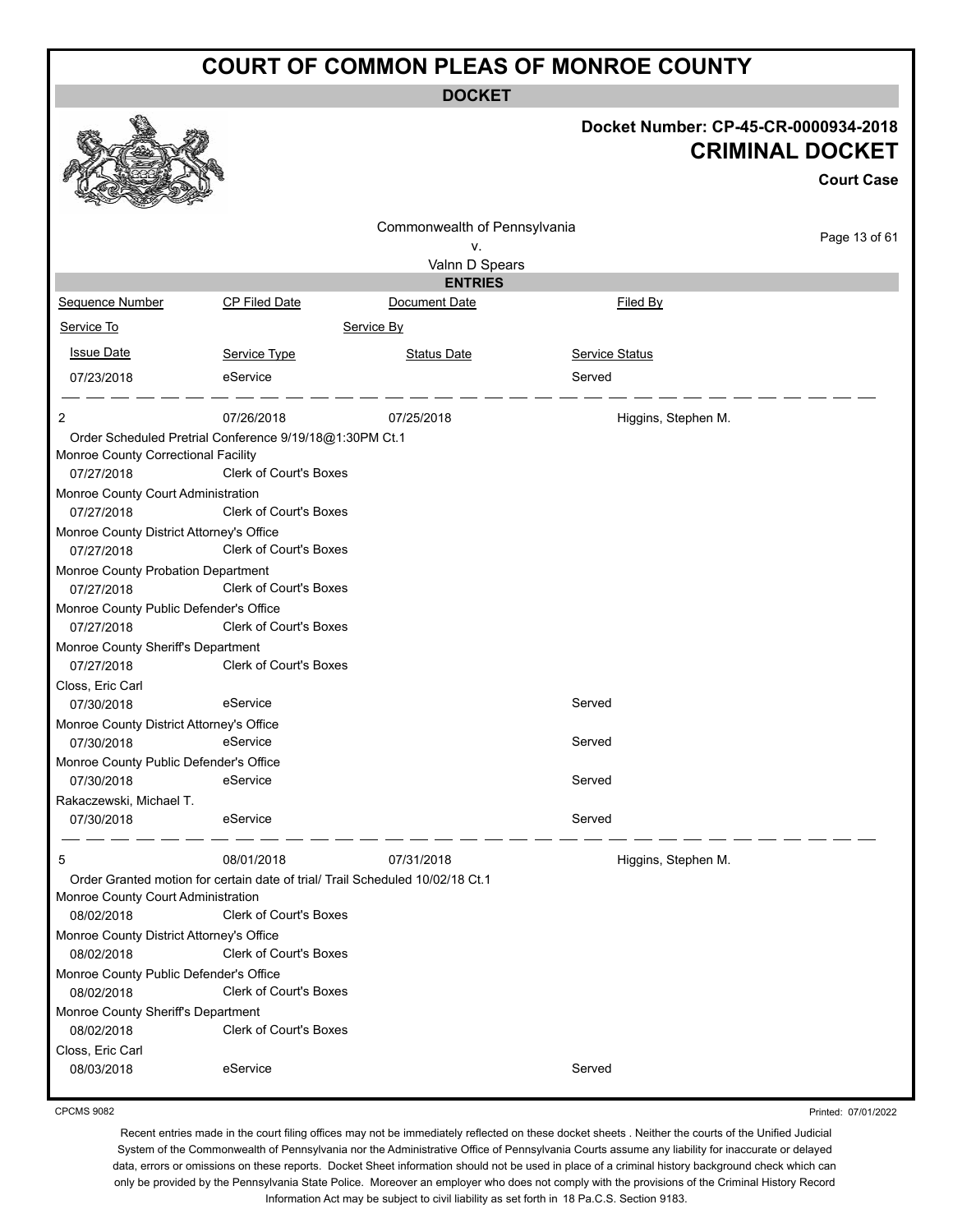# COURT OF COMMON PLEAS OF MONROE COUNTY

**DOCKET**

**Docket Number: CP-45-CR-0000934-2018**

**CRIMINAL DOCKET**

**Court Case**

Commonwealth of Pennsylvania
v.
Valnn D Spears

**ENTRIES**

| Sequence Number | CP Filed Date | Document Date | Filed By |
|---|---|---|---|
| Service To | | Service By | |
| Issue Date | Service Type | Status Date | Service Status |
| 07/23/2018 | eService | | Served |
| | | | |
| 2 | 07/26/2018 | 07/25/2018 | Higgins, Stephen M. |
| Order Scheduled Pretrial Conference 9/19/18@1:30PM Ct.1 | | | |
| Monroe County Correctional Facility | | | |
| 07/27/2018 | Clerk of Court's Boxes | | |
| Monroe County Court Administration | | | |
| 07/27/2018 | Clerk of Court's Boxes | | |
| Monroe County District Attorney's Office | | | |
| 07/27/2018 | Clerk of Court's Boxes | | |
| Monroe County Probation Department | | | |
| 07/27/2018 | Clerk of Court's Boxes | | |
| Monroe County Public Defender's Office | | | |
| 07/27/2018 | Clerk of Court's Boxes | | |
| Monroe County Sheriff's Department | | | |
| 07/27/2018 | Clerk of Court's Boxes | | |
| Closs, Eric Carl | | | |
| 07/30/2018 | eService | | Served |
| Monroe County District Attorney's Office | | | |
| 07/30/2018 | eService | | Served |
| Monroe County Public Defender's Office | | | |
| 07/30/2018 | eService | | Served |
| Rakaczewski, Michael T. | | | |
| 07/30/2018 | eService | | Served |
| | | | |
| 5 | 08/01/2018 | 07/31/2018 | Higgins, Stephen M. |
| Order Granted motion for certain date of trial/ Trail Scheduled 10/02/18 Ct.1 | | | |
| Monroe County Court Administration | | | |
| 08/02/2018 | Clerk of Court's Boxes | | |
| Monroe County District Attorney's Office | | | |
| 08/02/2018 | Clerk of Court's Boxes | | |
| Monroe County Public Defender's Office | | | |
| 08/02/2018 | Clerk of Court's Boxes | | |
| Monroe County Sheriff's Department | | | |
| 08/02/2018 | Clerk of Court's Boxes | | |
| Closs, Eric Carl | | | |
| 08/03/2018 | eService | | Served |

CPCMS 9082

Printed: 07/01/2022

Recent entries made in the court filing offices may not be immediately reflected on these docket sheets . Neither the courts of the Unified Judicial System of the Commonwealth of Pennsylvania nor the Administrative Office of Pennsylvania Courts assume any liability for inaccurate or delayed data, errors or omissions on these reports. Docket Sheet information should not be used in place of a criminal history background check which can only be provided by the Pennsylvania State Police. Moreover an employer who does not comply with the provisions of the Criminal History Record Information Act may be subject to civil liability as set forth in 18 Pa.C.S. Section 9183.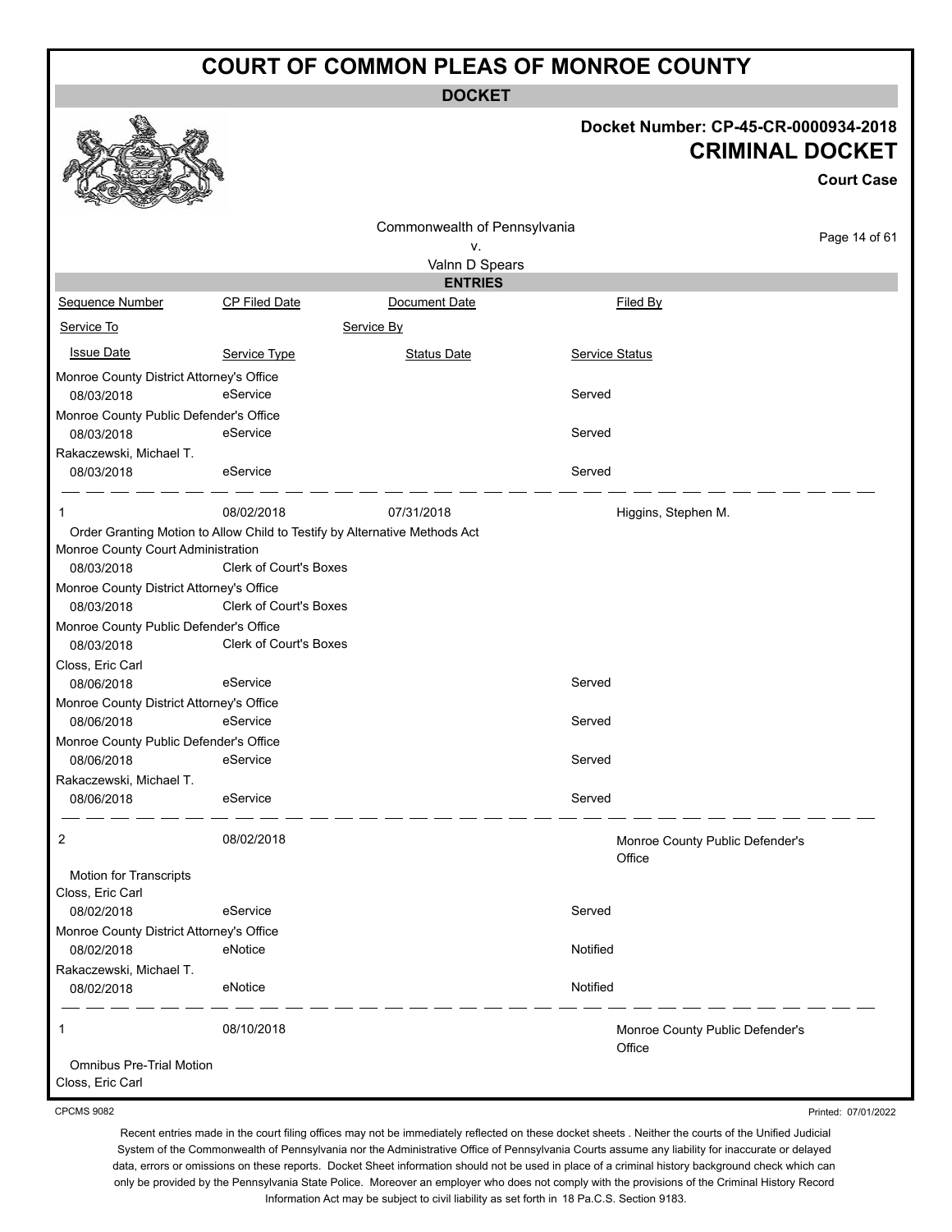# COURT OF COMMON PLEAS OF MONROE COUNTY

**DOCKET**

**Docket Number: CP-45-CR-0000934-2018**

**CRIMINAL DOCKET**

**Court Case**

Commonwealth of Pennsylvania
v.
Valnn D Spears

**ENTRIES**

| Sequence Number | CP Filed Date | Document Date | Filed By |
|---|---|---|---|
| Service To | | Service By | |
| Issue Date | Service Type | Status Date | Service Status |

Monroe County District Attorney's Office
08/03/2018 — eService — Served

Monroe County Public Defender's Office
08/03/2018 — eService — Served

Rakaczewski, Michael T.
08/03/2018 — eService — Served

---

| Sequence Number | CP Filed Date | Document Date | Filed By |
|---|---|---|---|
| 1 | 08/02/2018 | 07/31/2018 | Higgins, Stephen M. |

Order Granting Motion to Allow Child to Testify by Alternative Methods Act

| Service To | Issue Date | Service Type | Service Status |
|---|---|---|---|
| Monroe County Court Administration | 08/03/2018 | Clerk of Court's Boxes | |
| Monroe County District Attorney's Office | 08/03/2018 | Clerk of Court's Boxes | |
| Monroe County Public Defender's Office | 08/03/2018 | Clerk of Court's Boxes | |
| Closs, Eric Carl | 08/06/2018 | eService | Served |
| Monroe County District Attorney's Office | 08/06/2018 | eService | Served |
| Monroe County Public Defender's Office | 08/06/2018 | eService | Served |
| Rakaczewski, Michael T. | 08/06/2018 | eService | Served |

---

| Sequence Number | CP Filed Date | Document Date | Filed By |
|---|---|---|---|
| 2 | 08/02/2018 | | Monroe County Public Defender's Office |

Motion for Transcripts

| Service To | Issue Date | Service Type | Service Status |
|---|---|---|---|
| Closs, Eric Carl | 08/02/2018 | eService | Served |
| Monroe County District Attorney's Office | 08/02/2018 | eNotice | Notified |
| Rakaczewski, Michael T. | 08/02/2018 | eNotice | Notified |

---

| Sequence Number | CP Filed Date | Document Date | Filed By |
|---|---|---|---|
| 1 | 08/10/2018 | | Monroe County Public Defender's Office |

Omnibus Pre-Trial Motion

Closs, Eric Carl

CPCMS 9082

Printed: 07/01/2022

Recent entries made in the court filing offices may not be immediately reflected on these docket sheets . Neither the courts of the Unified Judicial System of the Commonwealth of Pennsylvania nor the Administrative Office of Pennsylvania Courts assume any liability for inaccurate or delayed data, errors or omissions on these reports. Docket Sheet information should not be used in place of a criminal history background check which can only be provided by the Pennsylvania State Police. Moreover an employer who does not comply with the provisions of the Criminal History Record Information Act may be subject to civil liability as set forth in 18 Pa.C.S. Section 9183.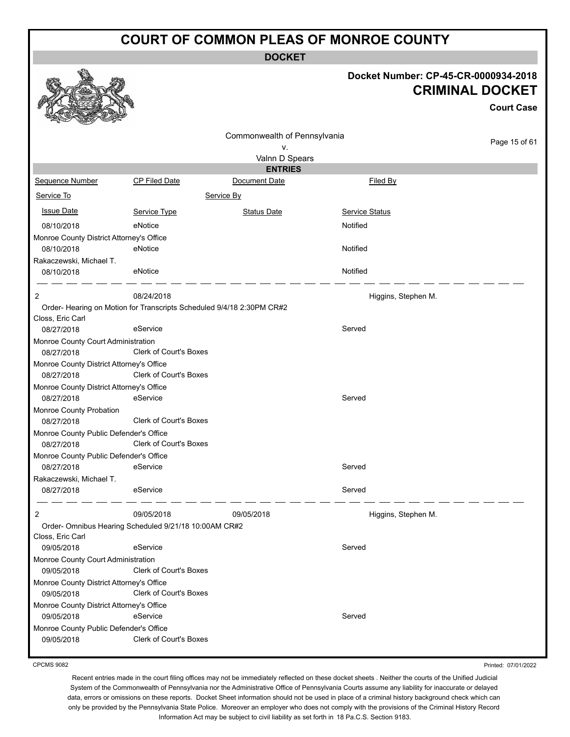# COURT OF COMMON PLEAS OF MONROE COUNTY

**DOCKET**

**Docket Number: CP-45-CR-0000934-2018**

**CRIMINAL DOCKET**

**Court Case**

Commonwealth of Pennsylvania
v.
Valnn D Spears

**ENTRIES**

| Sequence Number | CP Filed Date | Document Date | Filed By |
|---|---|---|---|
| Service To | | Service By | |
| Issue Date | Service Type | Status Date | Service Status |
| 08/10/2018 | eNotice | | Notified |
| Monroe County District Attorney's Office | | | |
| 08/10/2018 | eNotice | | Notified |
| Rakaczewski, Michael T. | | | |
| 08/10/2018 | eNotice | | Notified |
| 2 | 08/24/2018 | | Higgins, Stephen M. |
| Order- Hearing on Motion for Transcripts Scheduled 9/4/18 2:30PM CR#2 | | | |
| Closs, Eric Carl | | | |
| 08/27/2018 | eService | | Served |
| Monroe County Court Administration | | | |
| 08/27/2018 | Clerk of Court's Boxes | | |
| Monroe County District Attorney's Office | | | |
| 08/27/2018 | Clerk of Court's Boxes | | |
| Monroe County District Attorney's Office | | | |
| 08/27/2018 | eService | | Served |
| Monroe County Probation | | | |
| 08/27/2018 | Clerk of Court's Boxes | | |
| Monroe County Public Defender's Office | | | |
| 08/27/2018 | Clerk of Court's Boxes | | |
| Monroe County Public Defender's Office | | | |
| 08/27/2018 | eService | | Served |
| Rakaczewski, Michael T. | | | |
| 08/27/2018 | eService | | Served |
| 2 | 09/05/2018 | 09/05/2018 | Higgins, Stephen M. |
| Order- Omnibus Hearing Scheduled 9/21/18 10:00AM CR#2 | | | |
| Closs, Eric Carl | | | |
| 09/05/2018 | eService | | Served |
| Monroe County Court Administration | | | |
| 09/05/2018 | Clerk of Court's Boxes | | |
| Monroe County District Attorney's Office | | | |
| 09/05/2018 | Clerk of Court's Boxes | | |
| Monroe County District Attorney's Office | | | |
| 09/05/2018 | eService | | Served |
| Monroe County Public Defender's Office | | | |
| 09/05/2018 | Clerk of Court's Boxes | | |

CPCMS 9082

Printed: 07/01/2022

Recent entries made in the court filing offices may not be immediately reflected on these docket sheets . Neither the courts of the Unified Judicial System of the Commonwealth of Pennsylvania nor the Administrative Office of Pennsylvania Courts assume any liability for inaccurate or delayed data, errors or omissions on these reports. Docket Sheet information should not be used in place of a criminal history background check which can only be provided by the Pennsylvania State Police. Moreover an employer who does not comply with the provisions of the Criminal History Record Information Act may be subject to civil liability as set forth in 18 Pa.C.S. Section 9183.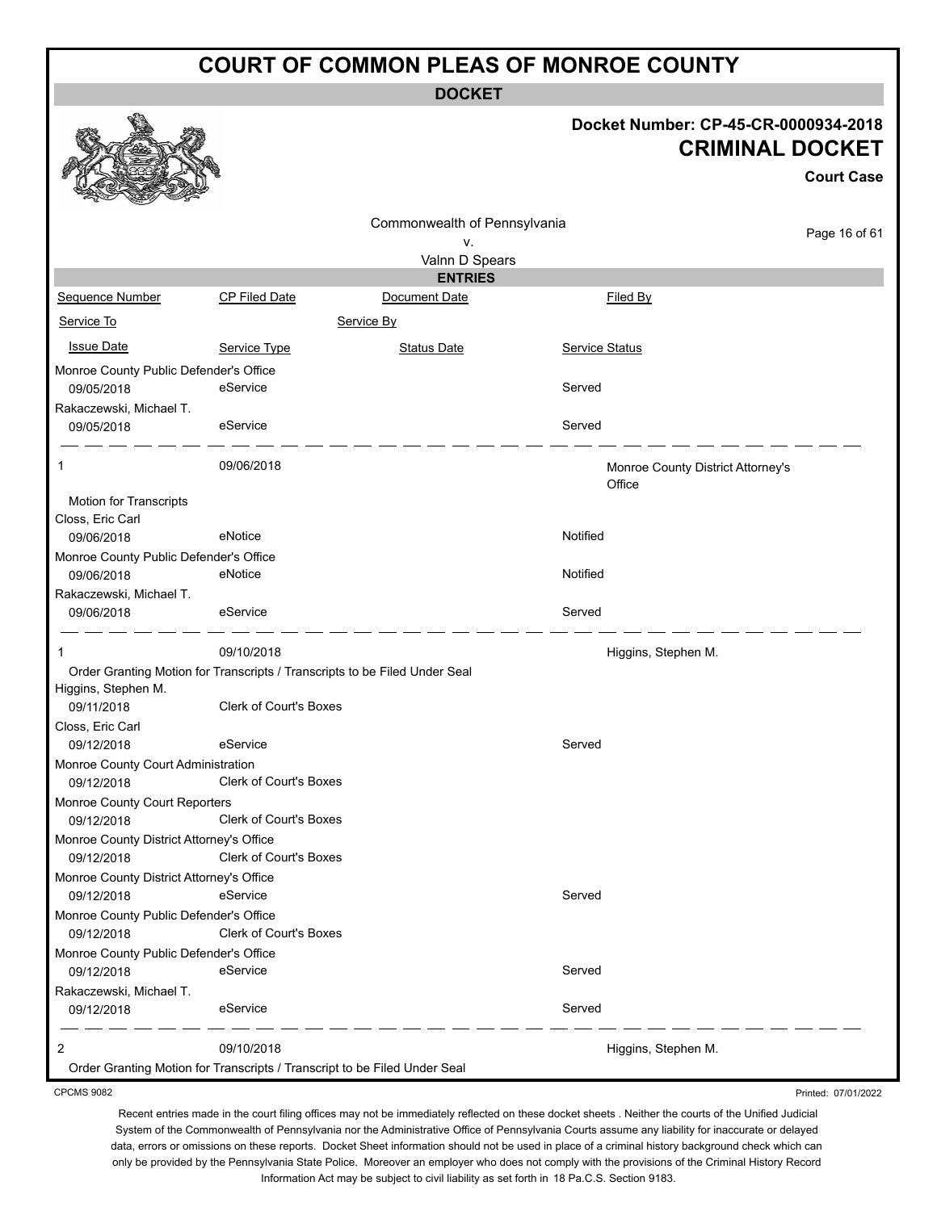# COURT OF COMMON PLEAS OF MONROE COUNTY

**DOCKET**

**Docket Number: CP-45-CR-0000934-2018**

**CRIMINAL DOCKET**

**Court Case**

Commonwealth of Pennsylvania
v.
Valnn D Spears

**ENTRIES**

| Sequence Number | CP Filed Date | Document Date | Filed By |
|---|---|---|---|
| Service To | | Service By | |
| Issue Date | Service Type | Status Date | Service Status |
| Monroe County Public Defender's Office | | | |
| 09/05/2018 | eService | | Served |
| Rakaczewski, Michael T. | | | |
| 09/05/2018 | eService | | Served |
| 1 | 09/06/2018 | | Monroe County District Attorney's Office |
| Motion for Transcripts | | | |
| Closs, Eric Carl | | | |
| 09/06/2018 | eNotice | | Notified |
| Monroe County Public Defender's Office | | | |
| 09/06/2018 | eNotice | | Notified |
| Rakaczewski, Michael T. | | | |
| 09/06/2018 | eService | | Served |
| 1 | 09/10/2018 | | Higgins, Stephen M. |
| Order Granting Motion for Transcripts / Transcripts to be Filed Under Seal | | | |
| Higgins, Stephen M. | | | |
| 09/11/2018 | Clerk of Court's Boxes | | |
| Closs, Eric Carl | | | |
| 09/12/2018 | eService | | Served |
| Monroe County Court Administration | | | |
| 09/12/2018 | Clerk of Court's Boxes | | |
| Monroe County Court Reporters | | | |
| 09/12/2018 | Clerk of Court's Boxes | | |
| Monroe County District Attorney's Office | | | |
| 09/12/2018 | Clerk of Court's Boxes | | |
| Monroe County District Attorney's Office | | | |
| 09/12/2018 | eService | | Served |
| Monroe County Public Defender's Office | | | |
| 09/12/2018 | Clerk of Court's Boxes | | |
| Monroe County Public Defender's Office | | | |
| 09/12/2018 | eService | | Served |
| Rakaczewski, Michael T. | | | |
| 09/12/2018 | eService | | Served |
| 2 | 09/10/2018 | | Higgins, Stephen M. |
| Order Granting Motion for Transcripts / Transcript to be Filed Under Seal | | | |

CPCMS 9082

Printed: 07/01/2022

Recent entries made in the court filing offices may not be immediately reflected on these docket sheets . Neither the courts of the Unified Judicial System of the Commonwealth of Pennsylvania nor the Administrative Office of Pennsylvania Courts assume any liability for inaccurate or delayed data, errors or omissions on these reports. Docket Sheet information should not be used in place of a criminal history background check which can only be provided by the Pennsylvania State Police. Moreover an employer who does not comply with the provisions of the Criminal History Record Information Act may be subject to civil liability as set forth in 18 Pa.C.S. Section 9183.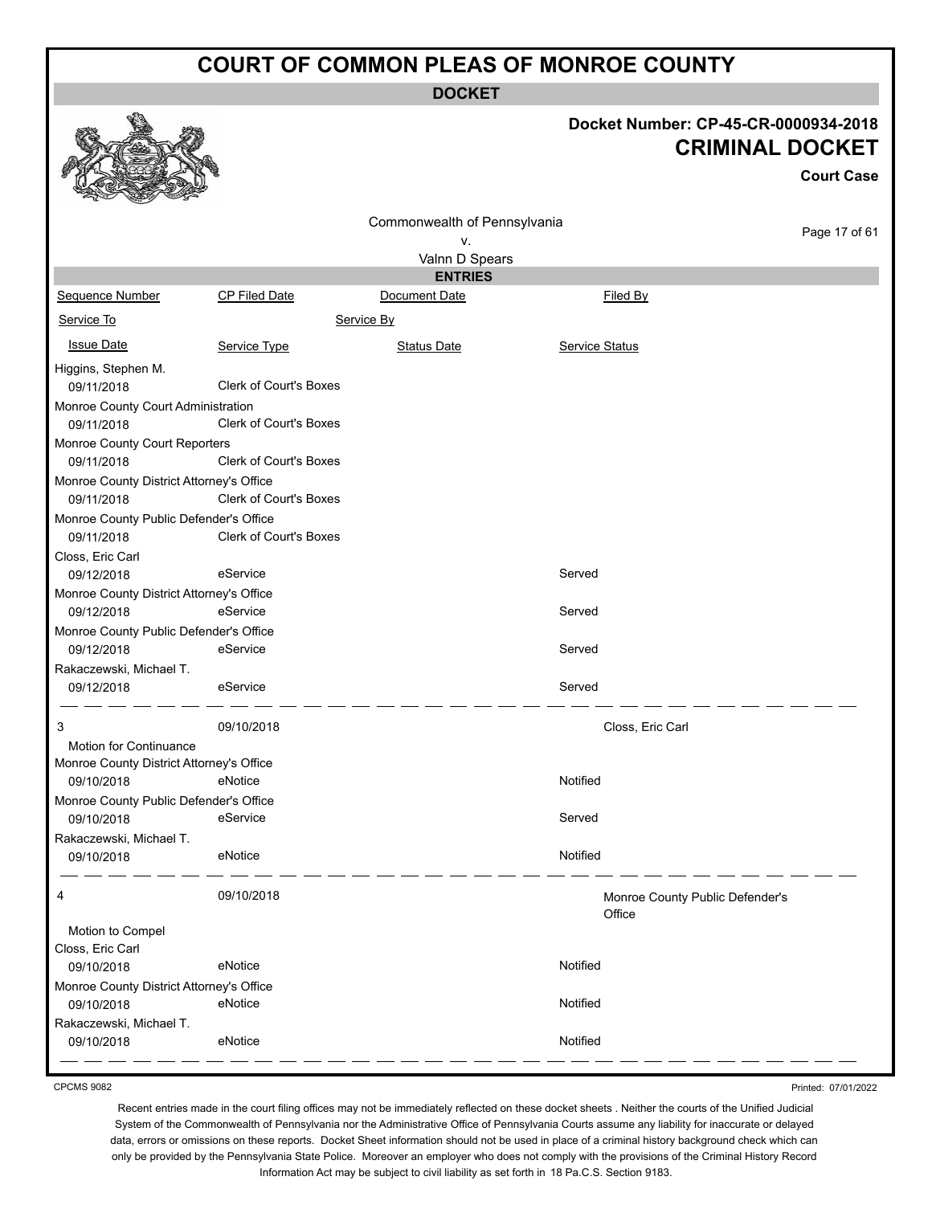# COURT OF COMMON PLEAS OF MONROE COUNTY

**DOCKET**

**Docket Number: CP-45-CR-0000934-2018**

**CRIMINAL DOCKET**

**Court Case**

Commonwealth of Pennsylvania
v.
Valnn D Spears

**ENTRIES**

| Sequence Number | CP Filed Date | Document Date | Filed By |
|---|---|---|---|
| Service To | | Service By | |
| Issue Date | Service Type | Status Date | Service Status |
| Higgins, Stephen M. | | | |
| 09/11/2018 | Clerk of Court's Boxes | | |
| Monroe County Court Administration | | | |
| 09/11/2018 | Clerk of Court's Boxes | | |
| Monroe County Court Reporters | | | |
| 09/11/2018 | Clerk of Court's Boxes | | |
| Monroe County District Attorney's Office | | | |
| 09/11/2018 | Clerk of Court's Boxes | | |
| Monroe County Public Defender's Office | | | |
| 09/11/2018 | Clerk of Court's Boxes | | |
| Closs, Eric Carl | | | |
| 09/12/2018 | eService | | Served |
| Monroe County District Attorney's Office | | | |
| 09/12/2018 | eService | | Served |
| Monroe County Public Defender's Office | | | |
| 09/12/2018 | eService | | Served |
| Rakaczewski, Michael T. | | | |
| 09/12/2018 | eService | | Served |
| 3 | 09/10/2018 | | Closs, Eric Carl |
| Motion for Continuance | | | |
| Monroe County District Attorney's Office | | | |
| 09/10/2018 | eNotice | | Notified |
| Monroe County Public Defender's Office | | | |
| 09/10/2018 | eService | | Served |
| Rakaczewski, Michael T. | | | |
| 09/10/2018 | eNotice | | Notified |
| 4 | 09/10/2018 | | Monroe County Public Defender's Office |
| Motion to Compel | | | |
| Closs, Eric Carl | | | |
| 09/10/2018 | eNotice | | Notified |
| Monroe County District Attorney's Office | | | |
| 09/10/2018 | eNotice | | Notified |
| Rakaczewski, Michael T. | | | |
| 09/10/2018 | eNotice | | Notified |

CPCMS 9082

Printed: 07/01/2022

Recent entries made in the court filing offices may not be immediately reflected on these docket sheets . Neither the courts of the Unified Judicial System of the Commonwealth of Pennsylvania nor the Administrative Office of Pennsylvania Courts assume any liability for inaccurate or delayed data, errors or omissions on these reports. Docket Sheet information should not be used in place of a criminal history background check which can only be provided by the Pennsylvania State Police. Moreover an employer who does not comply with the provisions of the Criminal History Record Information Act may be subject to civil liability as set forth in 18 Pa.C.S. Section 9183.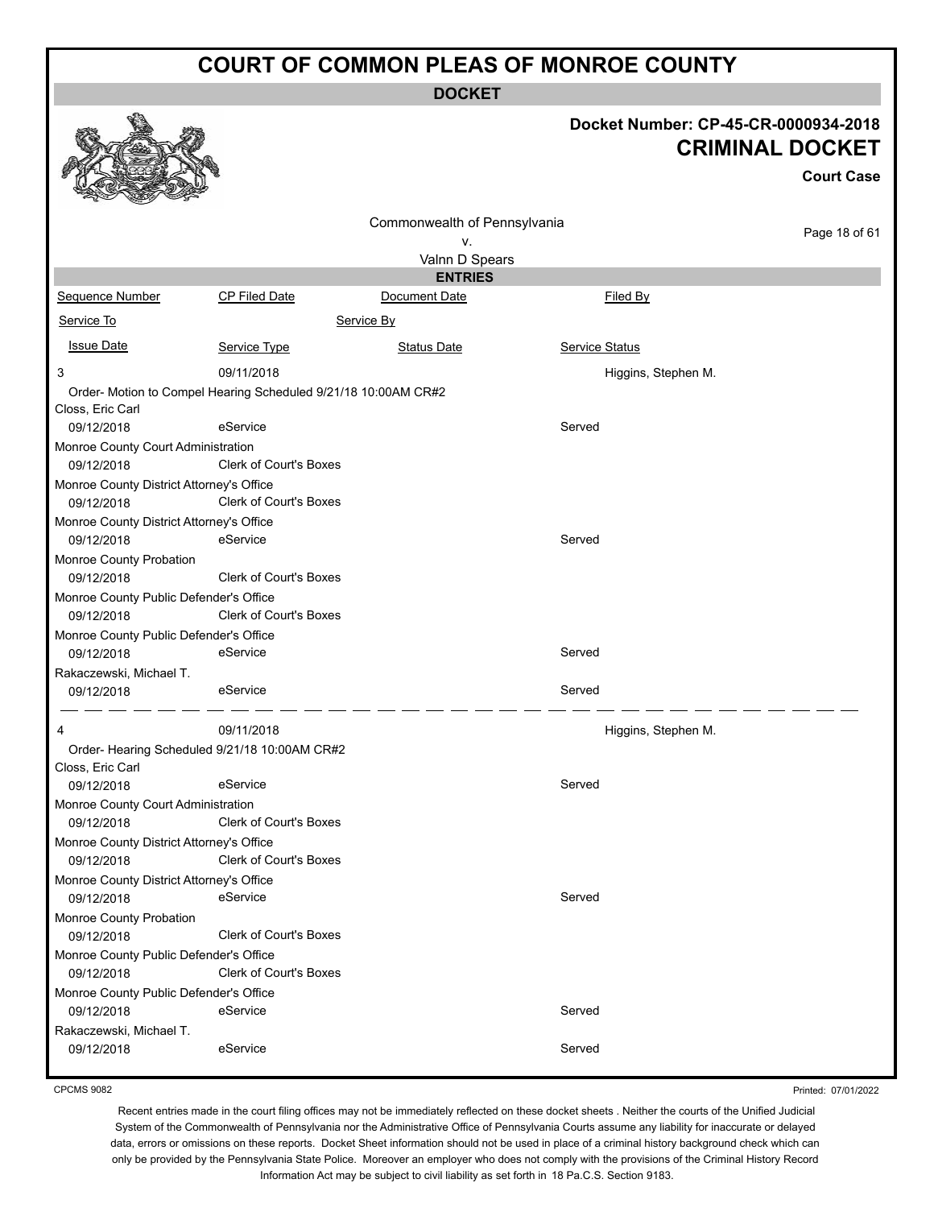# COURT OF COMMON PLEAS OF MONROE COUNTY

**DOCKET**

**Docket Number: CP-45-CR-0000934-2018**

**CRIMINAL DOCKET**

**Court Case**

Commonwealth of Pennsylvania
v.
Valnn D Spears

**ENTRIES**

| Sequence Number | CP Filed Date | Document Date | Filed By |
|---|---|---|---|
| Service To | | Service By | |
| Issue Date | Service Type | Status Date | Service Status |
| 3 | 09/11/2018 | | Higgins, Stephen M. |
| Order- Motion to Compel Hearing Scheduled 9/21/18 10:00AM CR#2 | | | |
| Closs, Eric Carl | | | |
| 09/12/2018 | eService | | Served |
| Monroe County Court Administration | | | |
| 09/12/2018 | Clerk of Court's Boxes | | |
| Monroe County District Attorney's Office | | | |
| 09/12/2018 | Clerk of Court's Boxes | | |
| Monroe County District Attorney's Office | | | |
| 09/12/2018 | eService | | Served |
| Monroe County Probation | | | |
| 09/12/2018 | Clerk of Court's Boxes | | |
| Monroe County Public Defender's Office | | | |
| 09/12/2018 | Clerk of Court's Boxes | | |
| Monroe County Public Defender's Office | | | |
| 09/12/2018 | eService | | Served |
| Rakaczewski, Michael T. | | | |
| 09/12/2018 | eService | | Served |
| 4 | 09/11/2018 | | Higgins, Stephen M. |
| Order- Hearing Scheduled 9/21/18 10:00AM CR#2 | | | |
| Closs, Eric Carl | | | |
| 09/12/2018 | eService | | Served |
| Monroe County Court Administration | | | |
| 09/12/2018 | Clerk of Court's Boxes | | |
| Monroe County District Attorney's Office | | | |
| 09/12/2018 | Clerk of Court's Boxes | | |
| Monroe County District Attorney's Office | | | |
| 09/12/2018 | eService | | Served |
| Monroe County Probation | | | |
| 09/12/2018 | Clerk of Court's Boxes | | |
| Monroe County Public Defender's Office | | | |
| 09/12/2018 | Clerk of Court's Boxes | | |
| Monroe County Public Defender's Office | | | |
| 09/12/2018 | eService | | Served |
| Rakaczewski, Michael T. | | | |
| 09/12/2018 | eService | | Served |

CPCMS 9082

Printed: 07/01/2022

Recent entries made in the court filing offices may not be immediately reflected on these docket sheets . Neither the courts of the Unified Judicial System of the Commonwealth of Pennsylvania nor the Administrative Office of Pennsylvania Courts assume any liability for inaccurate or delayed data, errors or omissions on these reports. Docket Sheet information should not be used in place of a criminal history background check which can only be provided by the Pennsylvania State Police. Moreover an employer who does not comply with the provisions of the Criminal History Record Information Act may be subject to civil liability as set forth in 18 Pa.C.S. Section 9183.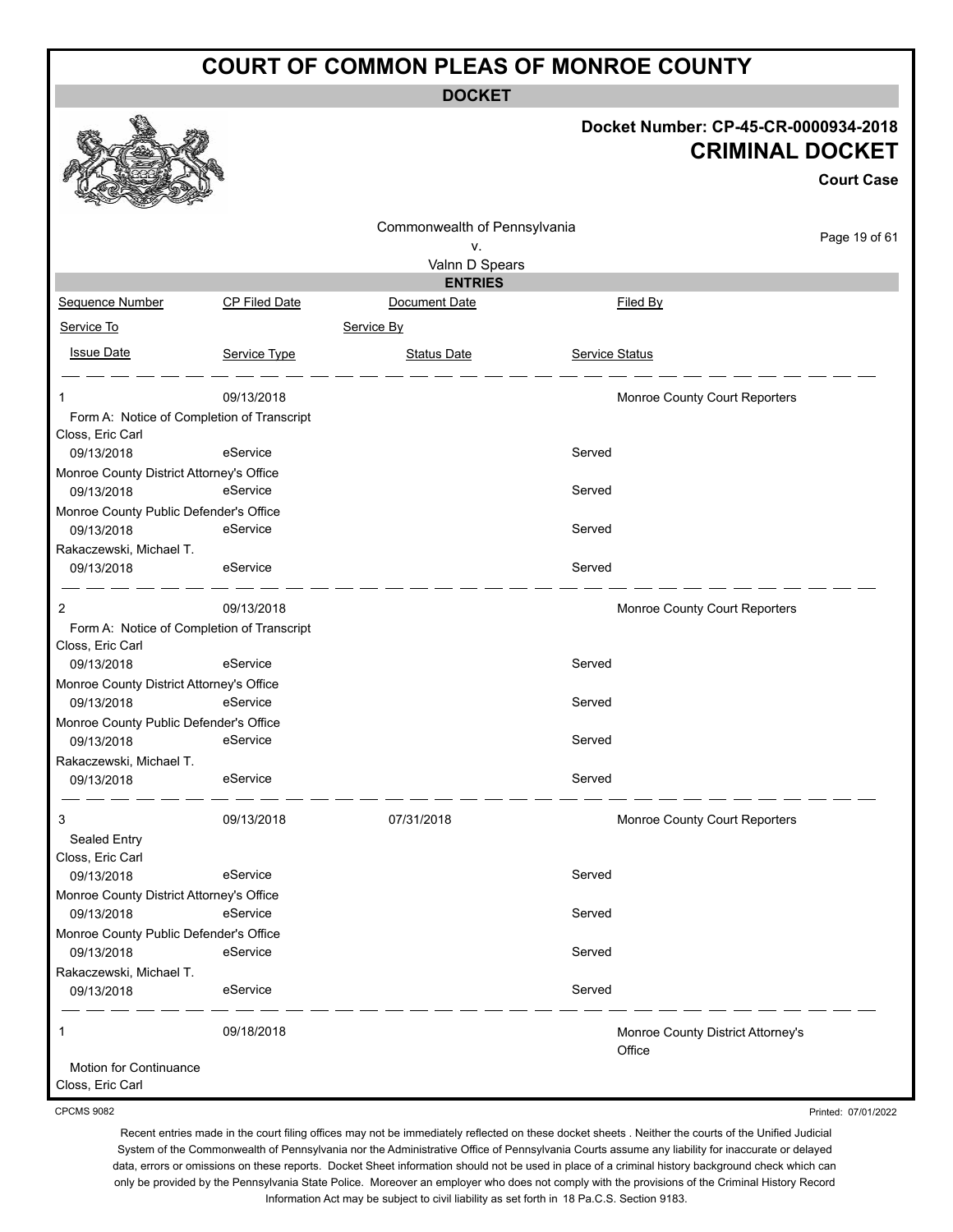# COURT OF COMMON PLEAS OF MONROE COUNTY

**DOCKET**

**Docket Number: CP-45-CR-0000934-2018**

**CRIMINAL DOCKET**

**Court Case**

Commonwealth of Pennsylvania
v.
Valnn D Spears

**ENTRIES**

| Sequence Number | CP Filed Date | Document Date | Filed By |
|---|---|---|---|
| Service To | | Service By | |
| Issue Date | Service Type | Status Date | Service Status |
| 1 | 09/13/2018 | | Monroe County Court Reporters |
| Form A: Notice of Completion of Transcript | | | |
| Closs, Eric Carl | | | |
| 09/13/2018 | eService | | Served |
| Monroe County District Attorney's Office | | | |
| 09/13/2018 | eService | | Served |
| Monroe County Public Defender's Office | | | |
| 09/13/2018 | eService | | Served |
| Rakaczewski, Michael T. | | | |
| 09/13/2018 | eService | | Served |
| 2 | 09/13/2018 | | Monroe County Court Reporters |
| Form A: Notice of Completion of Transcript | | | |
| Closs, Eric Carl | | | |
| 09/13/2018 | eService | | Served |
| Monroe County District Attorney's Office | | | |
| 09/13/2018 | eService | | Served |
| Monroe County Public Defender's Office | | | |
| 09/13/2018 | eService | | Served |
| Rakaczewski, Michael T. | | | |
| 09/13/2018 | eService | | Served |
| 3 | 09/13/2018 | 07/31/2018 | Monroe County Court Reporters |
| Sealed Entry | | | |
| Closs, Eric Carl | | | |
| 09/13/2018 | eService | | Served |
| Monroe County District Attorney's Office | | | |
| 09/13/2018 | eService | | Served |
| Monroe County Public Defender's Office | | | |
| 09/13/2018 | eService | | Served |
| Rakaczewski, Michael T. | | | |
| 09/13/2018 | eService | | Served |
| 1 | 09/18/2018 | | Monroe County District Attorney's Office |
| Motion for Continuance | | | |
| Closs, Eric Carl | | | |

CPCMS 9082

Printed: 07/01/2022

Recent entries made in the court filing offices may not be immediately reflected on these docket sheets . Neither the courts of the Unified Judicial System of the Commonwealth of Pennsylvania nor the Administrative Office of Pennsylvania Courts assume any liability for inaccurate or delayed data, errors or omissions on these reports. Docket Sheet information should not be used in place of a criminal history background check which can only be provided by the Pennsylvania State Police. Moreover an employer who does not comply with the provisions of the Criminal History Record Information Act may be subject to civil liability as set forth in 18 Pa.C.S. Section 9183.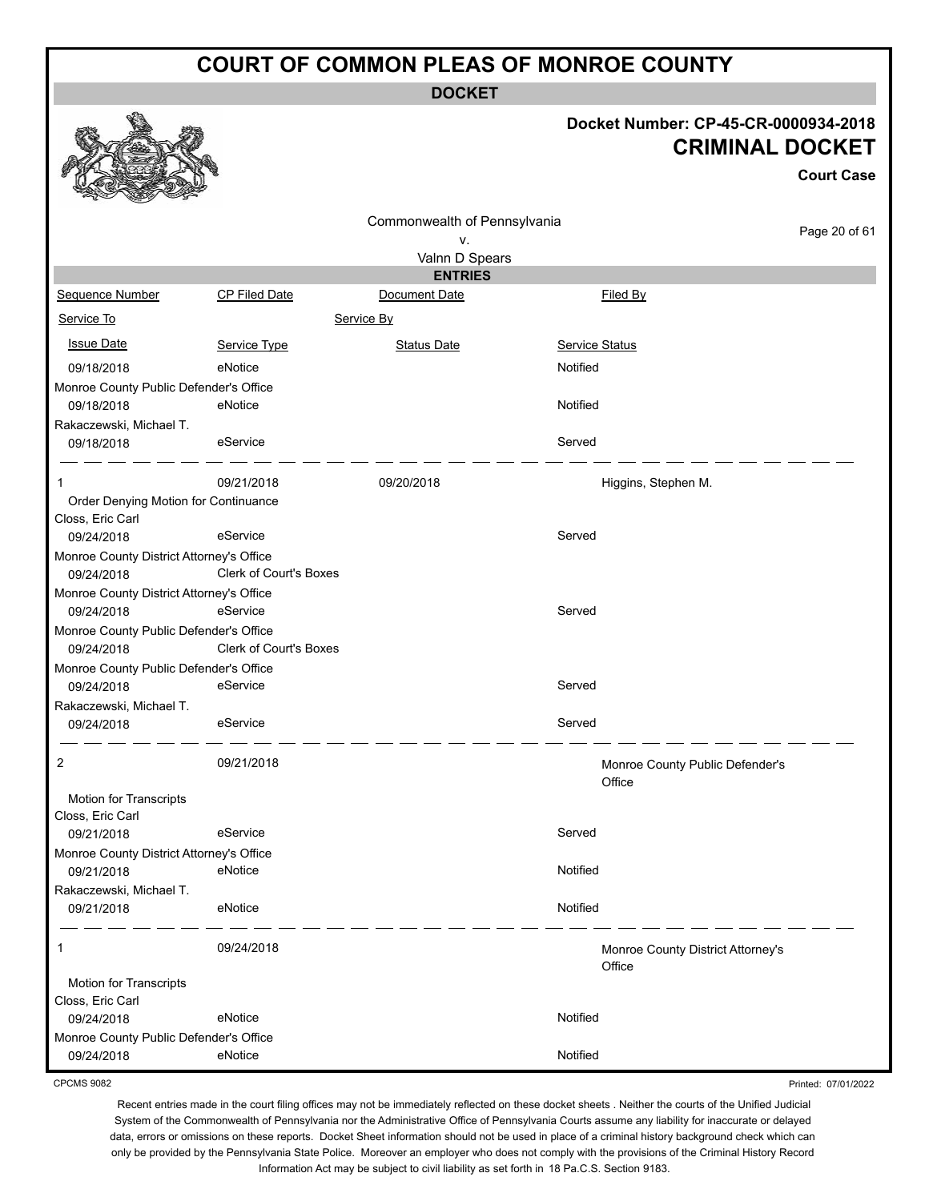# COURT OF COMMON PLEAS OF MONROE COUNTY

## DOCKET

**Docket Number: CP-45-CR-0000934-2018**

**CRIMINAL DOCKET**

**Court Case**

Commonwealth of Pennsylvania
v.
Valnn D Spears

### ENTRIES

| Sequence Number | CP Filed Date | Document Date | Filed By |
|---|---|---|---|
| Service To | | Service By | |
| Issue Date | Service Type | Status Date | Service Status |
| 09/18/2018 | eNotice | | Notified |
| Monroe County Public Defender's Office | | | |
| 09/18/2018 | eNotice | | Notified |
| Rakaczewski, Michael T. | | | |
| 09/18/2018 | eService | | Served |
| 1 | 09/21/2018 | 09/20/2018 | Higgins, Stephen M. |
| Order Denying Motion for Continuance | | | |
| Closs, Eric Carl | | | |
| 09/24/2018 | eService | | Served |
| Monroe County District Attorney's Office | | | |
| 09/24/2018 | Clerk of Court's Boxes | | |
| Monroe County District Attorney's Office | | | |
| 09/24/2018 | eService | | Served |
| Monroe County Public Defender's Office | | | |
| 09/24/2018 | Clerk of Court's Boxes | | |
| Monroe County Public Defender's Office | | | |
| 09/24/2018 | eService | | Served |
| Rakaczewski, Michael T. | | | |
| 09/24/2018 | eService | | Served |
| 2 | 09/21/2018 | | Monroe County Public Defender's Office |
| Motion for Transcripts | | | |
| Closs, Eric Carl | | | |
| 09/21/2018 | eService | | Served |
| Monroe County District Attorney's Office | | | |
| 09/21/2018 | eNotice | | Notified |
| Rakaczewski, Michael T. | | | |
| 09/21/2018 | eNotice | | Notified |
| 1 | 09/24/2018 | | Monroe County District Attorney's Office |
| Motion for Transcripts | | | |
| Closs, Eric Carl | | | |
| 09/24/2018 | eNotice | | Notified |
| Monroe County Public Defender's Office | | | |
| 09/24/2018 | eNotice | | Notified |

CPCMS 9082

Printed: 07/01/2022

Recent entries made in the court filing offices may not be immediately reflected on these docket sheets . Neither the courts of the Unified Judicial System of the Commonwealth of Pennsylvania nor the Administrative Office of Pennsylvania Courts assume any liability for inaccurate or delayed data, errors or omissions on these reports. Docket Sheet information should not be used in place of a criminal history background check which can only be provided by the Pennsylvania State Police. Moreover an employer who does not comply with the provisions of the Criminal History Record Information Act may be subject to civil liability as set forth in 18 Pa.C.S. Section 9183.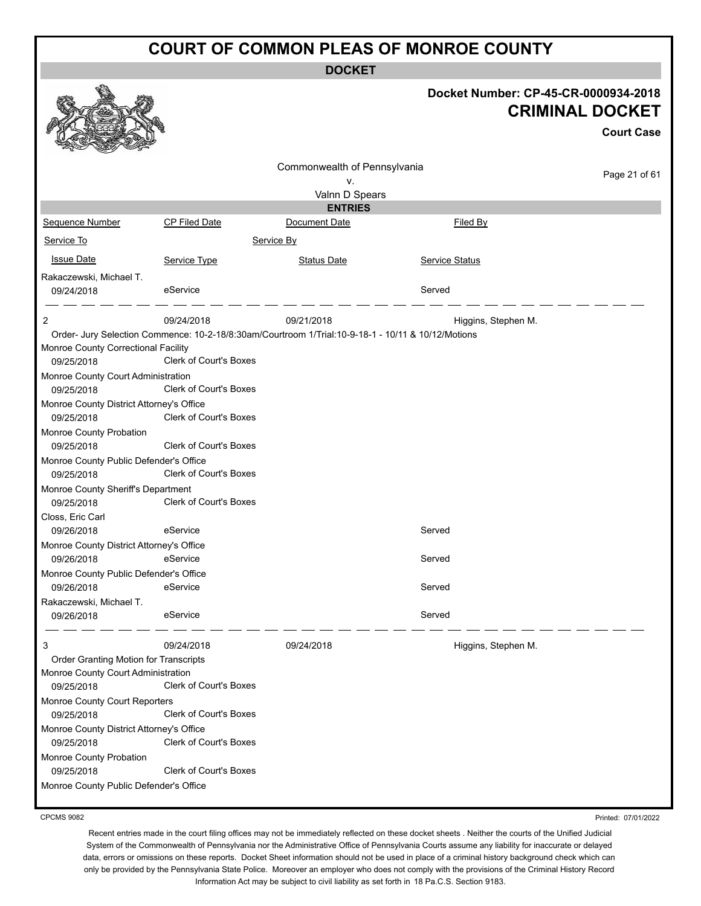# COURT OF COMMON PLEAS OF MONROE COUNTY

## DOCKET

**Docket Number: CP-45-CR-0000934-2018**

**CRIMINAL DOCKET**

**Court Case**

Commonwealth of Pennsylvania
v.
Valnn D Spears

## ENTRIES

| Sequence Number | CP Filed Date | Document Date | Filed By |
|---|---|---|---|
| Service To | | Service By | |
| Issue Date | Service Type | Status Date | Service Status |
| Rakaczewski, Michael T. | | | |
| 09/24/2018 | eService | | Served |
| 2 | 09/24/2018 | 09/21/2018 | Higgins, Stephen M. |
| Order- Jury Selection Commence: 10-2-18/8:30am/Courtroom 1/Trial:10-9-18-1 - 10/11 & 10/12/Motions | | | |
| Monroe County Correctional Facility | | | |
| 09/25/2018 | Clerk of Court's Boxes | | |
| Monroe County Court Administration | | | |
| 09/25/2018 | Clerk of Court's Boxes | | |
| Monroe County District Attorney's Office | | | |
| 09/25/2018 | Clerk of Court's Boxes | | |
| Monroe County Probation | | | |
| 09/25/2018 | Clerk of Court's Boxes | | |
| Monroe County Public Defender's Office | | | |
| 09/25/2018 | Clerk of Court's Boxes | | |
| Monroe County Sheriff's Department | | | |
| 09/25/2018 | Clerk of Court's Boxes | | |
| Closs, Eric Carl | | | |
| 09/26/2018 | eService | | Served |
| Monroe County District Attorney's Office | | | |
| 09/26/2018 | eService | | Served |
| Monroe County Public Defender's Office | | | |
| 09/26/2018 | eService | | Served |
| Rakaczewski, Michael T. | | | |
| 09/26/2018 | eService | | Served |
| 3 | 09/24/2018 | 09/24/2018 | Higgins, Stephen M. |
| Order Granting Motion for Transcripts | | | |
| Monroe County Court Administration | | | |
| 09/25/2018 | Clerk of Court's Boxes | | |
| Monroe County Court Reporters | | | |
| 09/25/2018 | Clerk of Court's Boxes | | |
| Monroe County District Attorney's Office | | | |
| 09/25/2018 | Clerk of Court's Boxes | | |
| Monroe County Probation | | | |
| 09/25/2018 | Clerk of Court's Boxes | | |
| Monroe County Public Defender's Office | | | |

CPCMS 9082

Printed: 07/01/2022

Recent entries made in the court filing offices may not be immediately reflected on these docket sheets . Neither the courts of the Unified Judicial System of the Commonwealth of Pennsylvania nor the Administrative Office of Pennsylvania Courts assume any liability for inaccurate or delayed data, errors or omissions on these reports. Docket Sheet information should not be used in place of a criminal history background check which can only be provided by the Pennsylvania State Police. Moreover an employer who does not comply with the provisions of the Criminal History Record Information Act may be subject to civil liability as set forth in 18 Pa.C.S. Section 9183.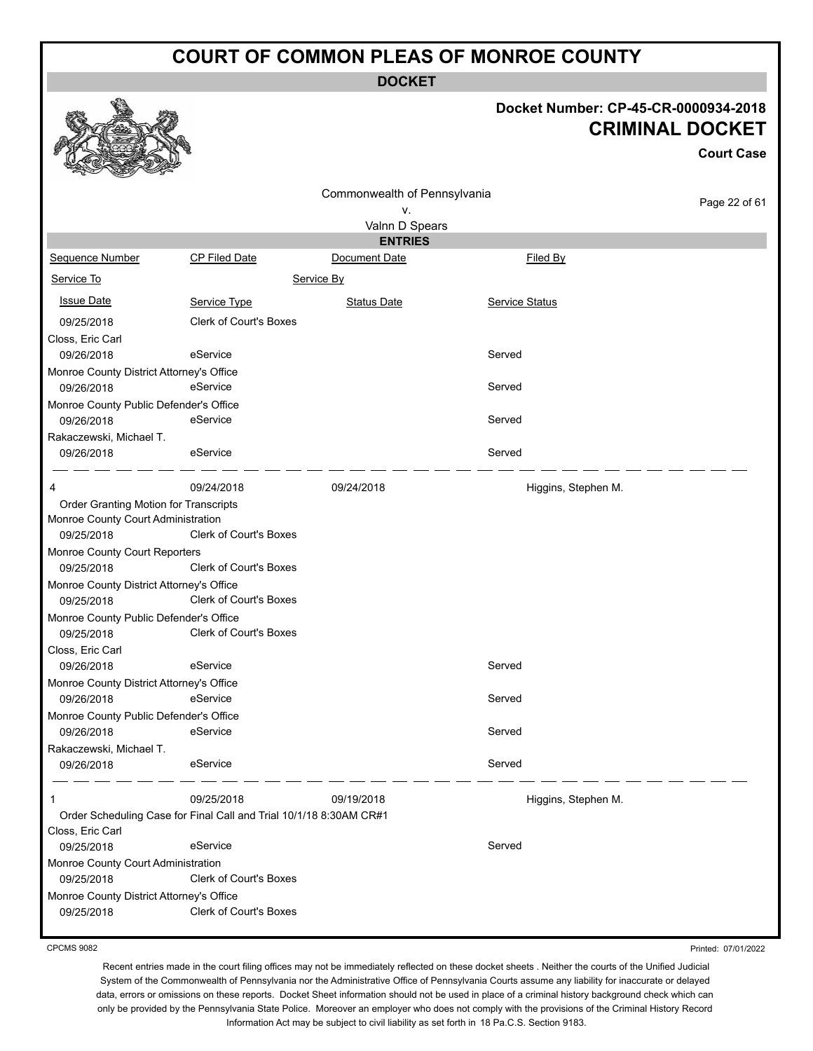# COURT OF COMMON PLEAS OF MONROE COUNTY

**DOCKET**

**Docket Number: CP-45-CR-0000934-2018**
**CRIMINAL DOCKET**
**Court Case**

Commonwealth of Pennsylvania
v.
Valnn D Spears

**ENTRIES**

| Sequence Number | CP Filed Date | Document Date | Filed By |
|---|---|---|---|
| Service To | | Service By | |
| Issue Date | Service Type | Status Date | Service Status |
| 09/25/2018 | Clerk of Court's Boxes | | |
| Closs, Eric Carl | | | |
| 09/26/2018 | eService | | Served |
| Monroe County District Attorney's Office | | | |
| 09/26/2018 | eService | | Served |
| Monroe County Public Defender's Office | | | |
| 09/26/2018 | eService | | Served |
| Rakaczewski, Michael T. | | | |
| 09/26/2018 | eService | | Served |
| 4 | 09/24/2018 | 09/24/2018 | Higgins, Stephen M. |
| Order Granting Motion for Transcripts | | | |
| Monroe County Court Administration | | | |
| 09/25/2018 | Clerk of Court's Boxes | | |
| Monroe County Court Reporters | | | |
| 09/25/2018 | Clerk of Court's Boxes | | |
| Monroe County District Attorney's Office | | | |
| 09/25/2018 | Clerk of Court's Boxes | | |
| Monroe County Public Defender's Office | | | |
| 09/25/2018 | Clerk of Court's Boxes | | |
| Closs, Eric Carl | | | |
| 09/26/2018 | eService | | Served |
| Monroe County District Attorney's Office | | | |
| 09/26/2018 | eService | | Served |
| Monroe County Public Defender's Office | | | |
| 09/26/2018 | eService | | Served |
| Rakaczewski, Michael T. | | | |
| 09/26/2018 | eService | | Served |
| 1 | 09/25/2018 | 09/19/2018 | Higgins, Stephen M. |
| Order Scheduling Case for Final Call and Trial 10/1/18 8:30AM CR#1 | | | |
| Closs, Eric Carl | | | |
| 09/25/2018 | eService | | Served |
| Monroe County Court Administration | | | |
| 09/25/2018 | Clerk of Court's Boxes | | |
| Monroe County District Attorney's Office | | | |
| 09/25/2018 | Clerk of Court's Boxes | | |

CPCMS 9082

Printed: 07/01/2022

Recent entries made in the court filing offices may not be immediately reflected on these docket sheets . Neither the courts of the Unified Judicial System of the Commonwealth of Pennsylvania nor the Administrative Office of Pennsylvania Courts assume any liability for inaccurate or delayed data, errors or omissions on these reports. Docket Sheet information should not be used in place of a criminal history background check which can only be provided by the Pennsylvania State Police. Moreover an employer who does not comply with the provisions of the Criminal History Record Information Act may be subject to civil liability as set forth in 18 Pa.C.S. Section 9183.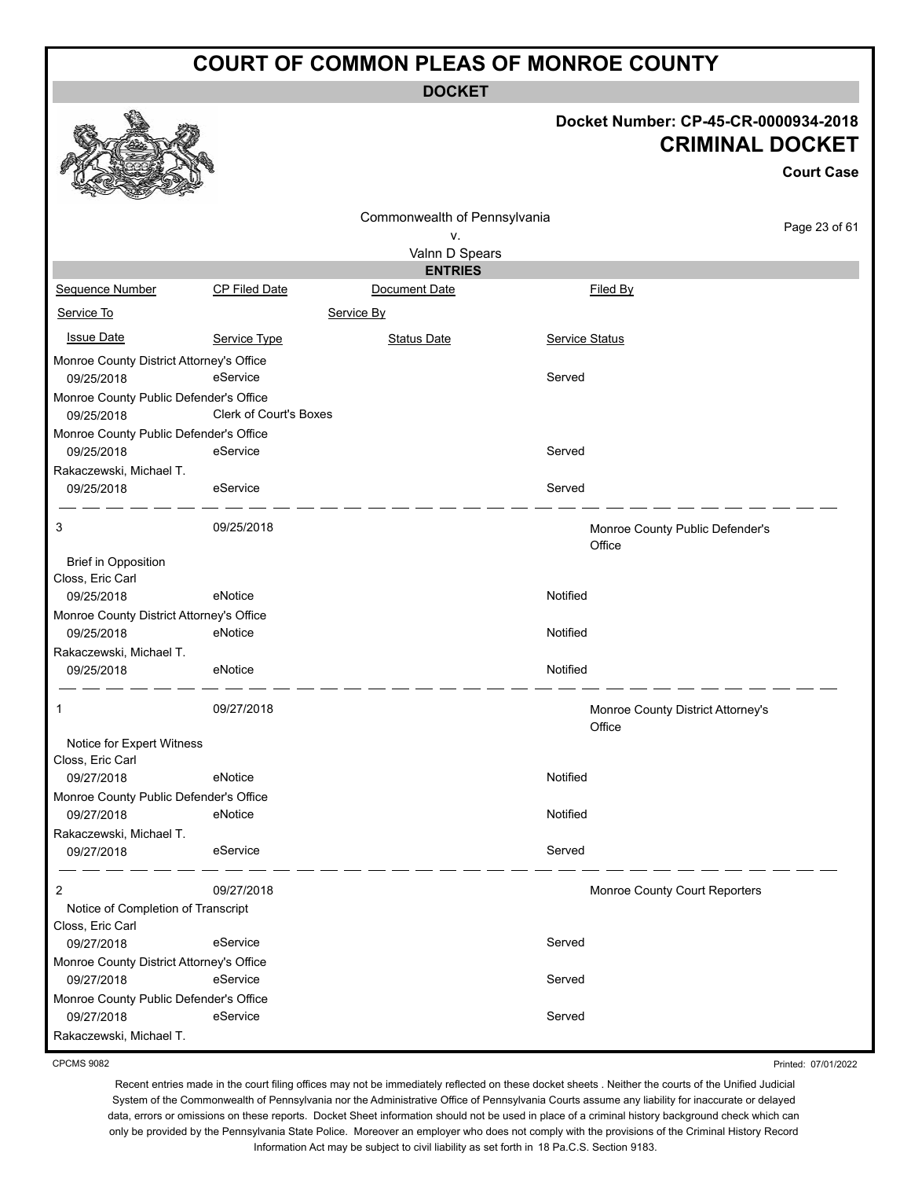# COURT OF COMMON PLEAS OF MONROE COUNTY

**DOCKET**

**Docket Number: CP-45-CR-0000934-2018**

**CRIMINAL DOCKET**

**Court Case**

Commonwealth of Pennsylvania
v.
Valnn D Spears

**ENTRIES**

| Sequence Number | CP Filed Date | Document Date | Filed By |
|---|---|---|---|
| Service To | | Service By | |
| Issue Date | Service Type | Status Date | Service Status |
| Monroe County District Attorney's Office | | | |
| 09/25/2018 | eService | | Served |
| Monroe County Public Defender's Office | | | |
| 09/25/2018 | Clerk of Court's Boxes | | |
| Monroe County Public Defender's Office | | | |
| 09/25/2018 | eService | | Served |
| Rakaczewski, Michael T. | | | |
| 09/25/2018 | eService | | Served |
| 3 | 09/25/2018 | | Monroe County Public Defender's Office |
| Brief in Opposition | | | |
| Closs, Eric Carl | | | |
| 09/25/2018 | eNotice | | Notified |
| Monroe County District Attorney's Office | | | |
| 09/25/2018 | eNotice | | Notified |
| Rakaczewski, Michael T. | | | |
| 09/25/2018 | eNotice | | Notified |
| 1 | 09/27/2018 | | Monroe County District Attorney's Office |
| Notice for Expert Witness | | | |
| Closs, Eric Carl | | | |
| 09/27/2018 | eNotice | | Notified |
| Monroe County Public Defender's Office | | | |
| 09/27/2018 | eNotice | | Notified |
| Rakaczewski, Michael T. | | | |
| 09/27/2018 | eService | | Served |
| 2 | 09/27/2018 | | Monroe County Court Reporters |
| Notice of Completion of Transcript | | | |
| Closs, Eric Carl | | | |
| 09/27/2018 | eService | | Served |
| Monroe County District Attorney's Office | | | |
| 09/27/2018 | eService | | Served |
| Monroe County Public Defender's Office | | | |
| 09/27/2018 | eService | | Served |
| Rakaczewski, Michael T. | | | |

CPCMS 9082

Printed: 07/01/2022

Recent entries made in the court filing offices may not be immediately reflected on these docket sheets . Neither the courts of the Unified Judicial System of the Commonwealth of Pennsylvania nor the Administrative Office of Pennsylvania Courts assume any liability for inaccurate or delayed data, errors or omissions on these reports. Docket Sheet information should not be used in place of a criminal history background check which can only be provided by the Pennsylvania State Police. Moreover an employer who does not comply with the provisions of the Criminal History Record Information Act may be subject to civil liability as set forth in 18 Pa.C.S. Section 9183.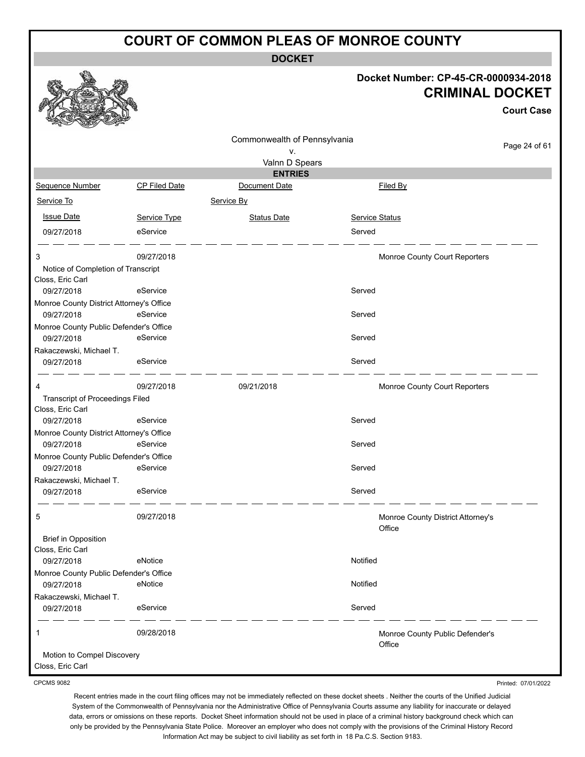# COURT OF COMMON PLEAS OF MONROE COUNTY

**DOCKET**

**Docket Number: CP-45-CR-0000934-2018**

**CRIMINAL DOCKET**

**Court Case**

Commonwealth of Pennsylvania
v.
Valnn D Spears

**ENTRIES**

| Sequence Number | CP Filed Date | Document Date | | Filed By |
|---|---|---|---|---|
| Service To | | Service By | | |
| Issue Date | Service Type | Status Date | Service Status | |
| 09/27/2018 | eService | | Served | |
| 3 | 09/27/2018 | | | Monroe County Court Reporters |
| Notice of Completion of Transcript | | | | |
| Closs, Eric Carl | | | | |
| 09/27/2018 | eService | | Served | |
| Monroe County District Attorney's Office | | | | |
| 09/27/2018 | eService | | Served | |
| Monroe County Public Defender's Office | | | | |
| 09/27/2018 | eService | | Served | |
| Rakaczewski, Michael T. | | | | |
| 09/27/2018 | eService | | Served | |
| 4 | 09/27/2018 | 09/21/2018 | | Monroe County Court Reporters |
| Transcript of Proceedings Filed | | | | |
| Closs, Eric Carl | | | | |
| 09/27/2018 | eService | | Served | |
| Monroe County District Attorney's Office | | | | |
| 09/27/2018 | eService | | Served | |
| Monroe County Public Defender's Office | | | | |
| 09/27/2018 | eService | | Served | |
| Rakaczewski, Michael T. | | | | |
| 09/27/2018 | eService | | Served | |
| 5 | 09/27/2018 | | | Monroe County District Attorney's Office |
| Brief in Opposition | | | | |
| Closs, Eric Carl | | | | |
| 09/27/2018 | eNotice | | Notified | |
| Monroe County Public Defender's Office | | | | |
| 09/27/2018 | eNotice | | Notified | |
| Rakaczewski, Michael T. | | | | |
| 09/27/2018 | eService | | Served | |
| 1 | 09/28/2018 | | | Monroe County Public Defender's Office |
| Motion to Compel Discovery | | | | |
| Closs, Eric Carl | | | | |

CPCMS 9082

Printed: 07/01/2022

Recent entries made in the court filing offices may not be immediately reflected on these docket sheets . Neither the courts of the Unified Judicial System of the Commonwealth of Pennsylvania nor the Administrative Office of Pennsylvania Courts assume any liability for inaccurate or delayed data, errors or omissions on these reports. Docket Sheet information should not be used in place of a criminal history background check which can only be provided by the Pennsylvania State Police. Moreover an employer who does not comply with the provisions of the Criminal History Record Information Act may be subject to civil liability as set forth in 18 Pa.C.S. Section 9183.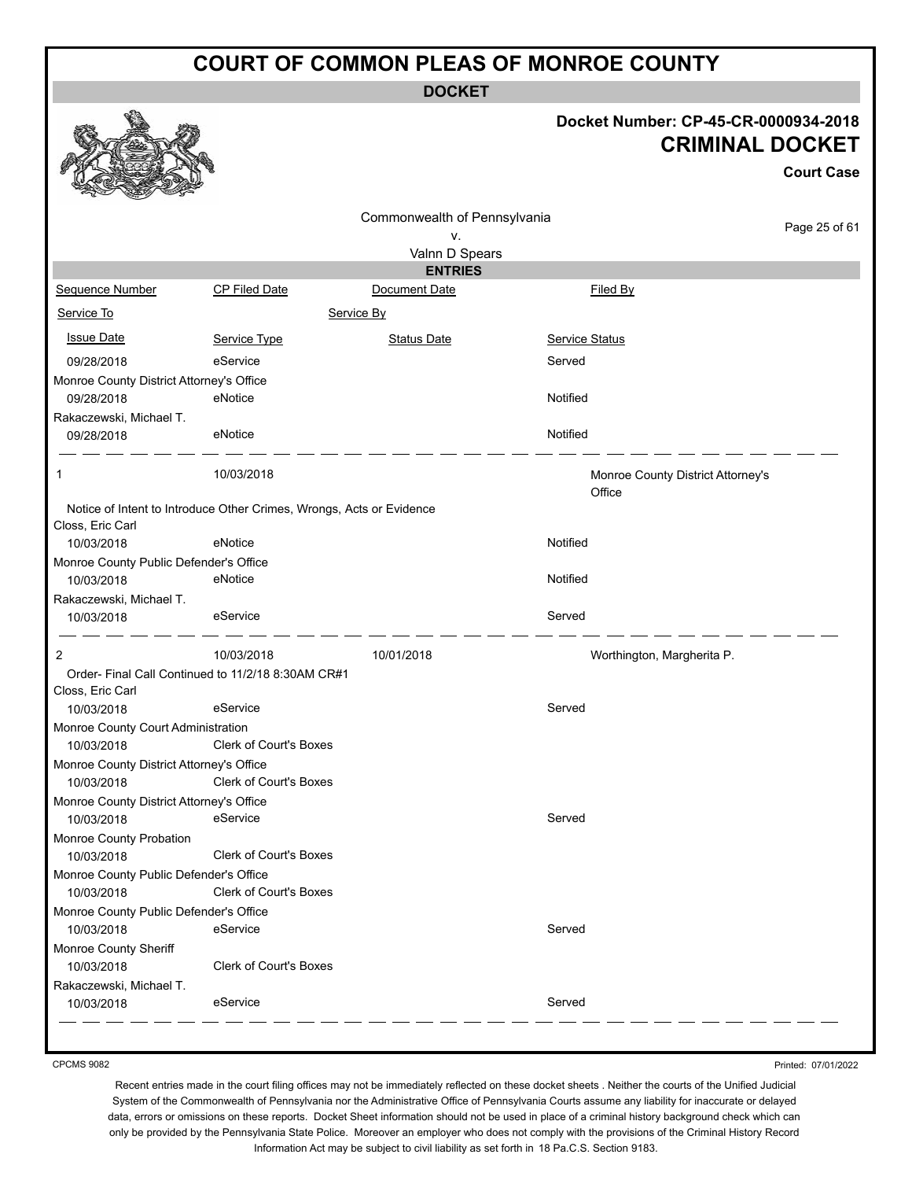# COURT OF COMMON PLEAS OF MONROE COUNTY

**DOCKET**

**Docket Number: CP-45-CR-0000934-2018**

**CRIMINAL DOCKET**

**Court Case**

Commonwealth of Pennsylvania
v.
Valnn D Spears

**ENTRIES**

| Sequence Number | CP Filed Date | Document Date | Filed By |
|---|---|---|---|
| Service To | | Service By | |
| Issue Date | Service Type | Status Date | Service Status |
| 09/28/2018 | eService | | Served |
| Monroe County District Attorney's Office | | | |
| 09/28/2018 | eNotice | | Notified |
| Rakaczewski, Michael T. | | | |
| 09/28/2018 | eNotice | | Notified |
| 1 | 10/03/2018 | | Monroe County District Attorney's Office |
| Notice of Intent to Introduce Other Crimes, Wrongs, Acts or Evidence | | | |
| Closs, Eric Carl | | | |
| 10/03/2018 | eNotice | | Notified |
| Monroe County Public Defender's Office | | | |
| 10/03/2018 | eNotice | | Notified |
| Rakaczewski, Michael T. | | | |
| 10/03/2018 | eService | | Served |
| 2 | 10/03/2018 | 10/01/2018 | Worthington, Margherita P. |
| Order- Final Call Continued to 11/2/18 8:30AM CR#1 | | | |
| Closs, Eric Carl | | | |
| 10/03/2018 | eService | | Served |
| Monroe County Court Administration | | | |
| 10/03/2018 | Clerk of Court's Boxes | | |
| Monroe County District Attorney's Office | | | |
| 10/03/2018 | Clerk of Court's Boxes | | |
| Monroe County District Attorney's Office | | | |
| 10/03/2018 | eService | | Served |
| Monroe County Probation | | | |
| 10/03/2018 | Clerk of Court's Boxes | | |
| Monroe County Public Defender's Office | | | |
| 10/03/2018 | Clerk of Court's Boxes | | |
| Monroe County Public Defender's Office | | | |
| 10/03/2018 | eService | | Served |
| Monroe County Sheriff | | | |
| 10/03/2018 | Clerk of Court's Boxes | | |
| Rakaczewski, Michael T. | | | |
| 10/03/2018 | eService | | Served |

CPCMS 9082

Printed: 07/01/2022

Recent entries made in the court filing offices may not be immediately reflected on these docket sheets . Neither the courts of the Unified Judicial System of the Commonwealth of Pennsylvania nor the Administrative Office of Pennsylvania Courts assume any liability for inaccurate or delayed data, errors or omissions on these reports. Docket Sheet information should not be used in place of a criminal history background check which can only be provided by the Pennsylvania State Police. Moreover an employer who does not comply with the provisions of the Criminal History Record Information Act may be subject to civil liability as set forth in 18 Pa.C.S. Section 9183.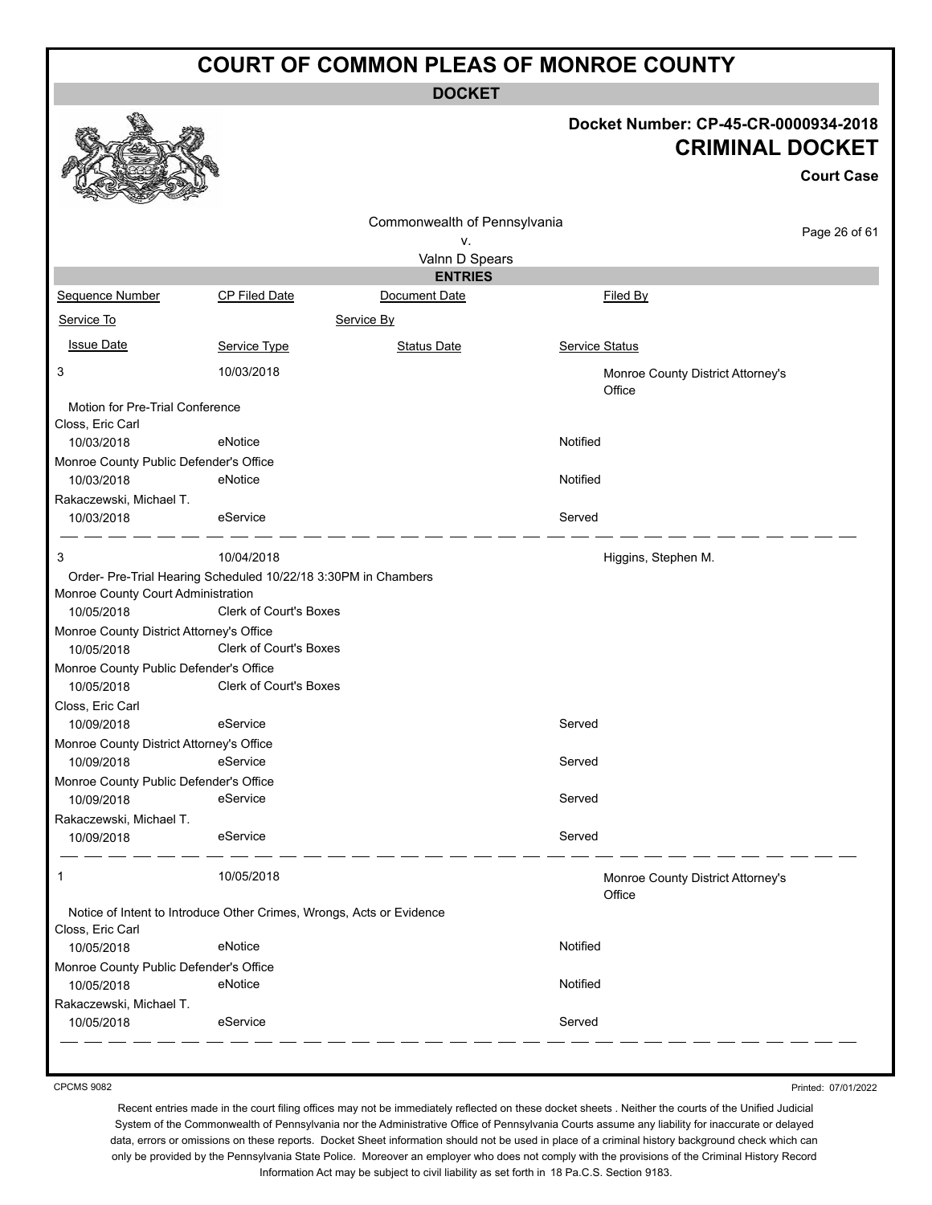# COURT OF COMMON PLEAS OF MONROE COUNTY

**DOCKET**

**Docket Number: CP-45-CR-0000934-2018**

**CRIMINAL DOCKET**

**Court Case**

Commonwealth of Pennsylvania
v.
Valnn D Spears

**ENTRIES**

| Sequence Number | CP Filed Date | Document Date | Filed By |
|---|---|---|---|
| Service To | | Service By | |
| Issue Date | Service Type | Status Date | Service Status |
| 3 | 10/03/2018 | | Monroe County District Attorney's Office |
| Motion for Pre-Trial Conference | | | |
| Closs, Eric Carl | | | |
| 10/03/2018 | eNotice | | Notified |
| Monroe County Public Defender's Office | | | |
| 10/03/2018 | eNotice | | Notified |
| Rakaczewski, Michael T. | | | |
| 10/03/2018 | eService | | Served |
| 3 | 10/04/2018 | | Higgins, Stephen M. |
| Order- Pre-Trial Hearing Scheduled 10/22/18 3:30PM in Chambers | | | |
| Monroe County Court Administration | | | |
| 10/05/2018 | Clerk of Court's Boxes | | |
| Monroe County District Attorney's Office | | | |
| 10/05/2018 | Clerk of Court's Boxes | | |
| Monroe County Public Defender's Office | | | |
| 10/05/2018 | Clerk of Court's Boxes | | |
| Closs, Eric Carl | | | |
| 10/09/2018 | eService | | Served |
| Monroe County District Attorney's Office | | | |
| 10/09/2018 | eService | | Served |
| Monroe County Public Defender's Office | | | |
| 10/09/2018 | eService | | Served |
| Rakaczewski, Michael T. | | | |
| 10/09/2018 | eService | | Served |
| 1 | 10/05/2018 | | Monroe County District Attorney's Office |
| Notice of Intent to Introduce Other Crimes, Wrongs, Acts or Evidence | | | |
| Closs, Eric Carl | | | |
| 10/05/2018 | eNotice | | Notified |
| Monroe County Public Defender's Office | | | |
| 10/05/2018 | eNotice | | Notified |
| Rakaczewski, Michael T. | | | |
| 10/05/2018 | eService | | Served |

CPCMS 9082

Printed: 07/01/2022

Recent entries made in the court filing offices may not be immediately reflected on these docket sheets . Neither the courts of the Unified Judicial System of the Commonwealth of Pennsylvania nor the Administrative Office of Pennsylvania Courts assume any liability for inaccurate or delayed data, errors or omissions on these reports. Docket Sheet information should not be used in place of a criminal history background check which can only be provided by the Pennsylvania State Police. Moreover an employer who does not comply with the provisions of the Criminal History Record Information Act may be subject to civil liability as set forth in 18 Pa.C.S. Section 9183.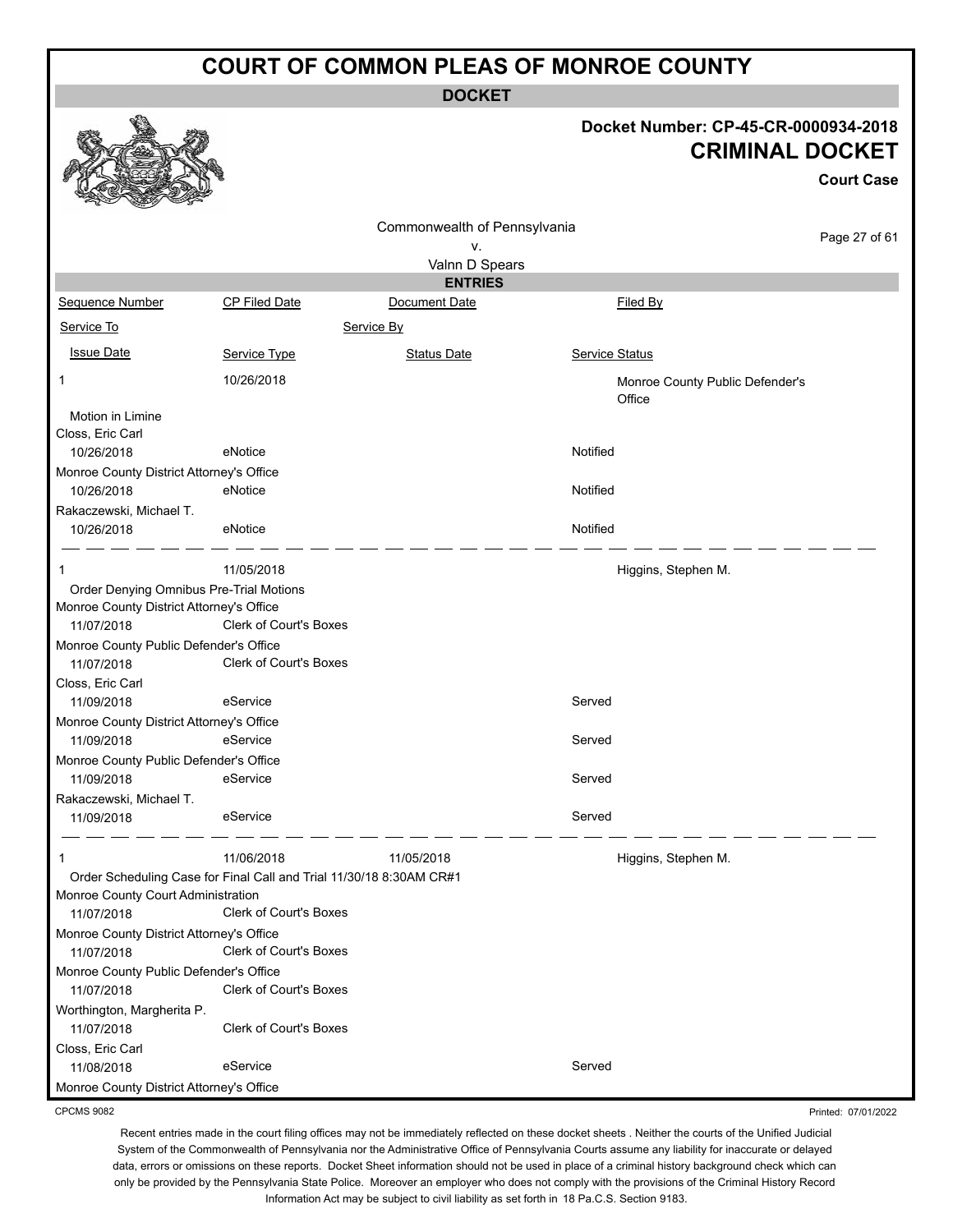# COURT OF COMMON PLEAS OF MONROE COUNTY

## DOCKET

**Docket Number: CP-45-CR-0000934-2018**

**CRIMINAL DOCKET**

**Court Case**

Commonwealth of Pennsylvania
v.
Valnn D Spears

### ENTRIES

| Sequence Number | CP Filed Date | Document Date | Filed By |
|---|---|---|---|
| Service To | | Service By | |
| Issue Date | Service Type | Status Date | Service Status |
| 1 | 10/26/2018 | | Monroe County Public Defender's Office |
| Motion in Limine | | | |
| Closs, Eric Carl | | | |
| 10/26/2018 | eNotice | | Notified |
| Monroe County District Attorney's Office | | | |
| 10/26/2018 | eNotice | | Notified |
| Rakaczewski, Michael T. | | | |
| 10/26/2018 | eNotice | | Notified |
| 1 | 11/05/2018 | | Higgins, Stephen M. |
| Order Denying Omnibus Pre-Trial Motions | | | |
| Monroe County District Attorney's Office | | | |
| 11/07/2018 | Clerk of Court's Boxes | | |
| Monroe County Public Defender's Office | | | |
| 11/07/2018 | Clerk of Court's Boxes | | |
| Closs, Eric Carl | | | |
| 11/09/2018 | eService | | Served |
| Monroe County District Attorney's Office | | | |
| 11/09/2018 | eService | | Served |
| Monroe County Public Defender's Office | | | |
| 11/09/2018 | eService | | Served |
| Rakaczewski, Michael T. | | | |
| 11/09/2018 | eService | | Served |
| 1 | 11/06/2018 | 11/05/2018 | Higgins, Stephen M. |
| Order Scheduling Case for Final Call and Trial 11/30/18 8:30AM CR#1 | | | |
| Monroe County Court Administration | | | |
| 11/07/2018 | Clerk of Court's Boxes | | |
| Monroe County District Attorney's Office | | | |
| 11/07/2018 | Clerk of Court's Boxes | | |
| Monroe County Public Defender's Office | | | |
| 11/07/2018 | Clerk of Court's Boxes | | |
| Worthington, Margherita P. | | | |
| 11/07/2018 | Clerk of Court's Boxes | | |
| Closs, Eric Carl | | | |
| 11/08/2018 | eService | | Served |
| Monroe County District Attorney's Office | | | |

CPCMS 9082

Printed: 07/01/2022

Recent entries made in the court filing offices may not be immediately reflected on these docket sheets . Neither the courts of the Unified Judicial System of the Commonwealth of Pennsylvania nor the Administrative Office of Pennsylvania Courts assume any liability for inaccurate or delayed data, errors or omissions on these reports. Docket Sheet information should not be used in place of a criminal history background check which can only be provided by the Pennsylvania State Police. Moreover an employer who does not comply with the provisions of the Criminal History Record Information Act may be subject to civil liability as set forth in 18 Pa.C.S. Section 9183.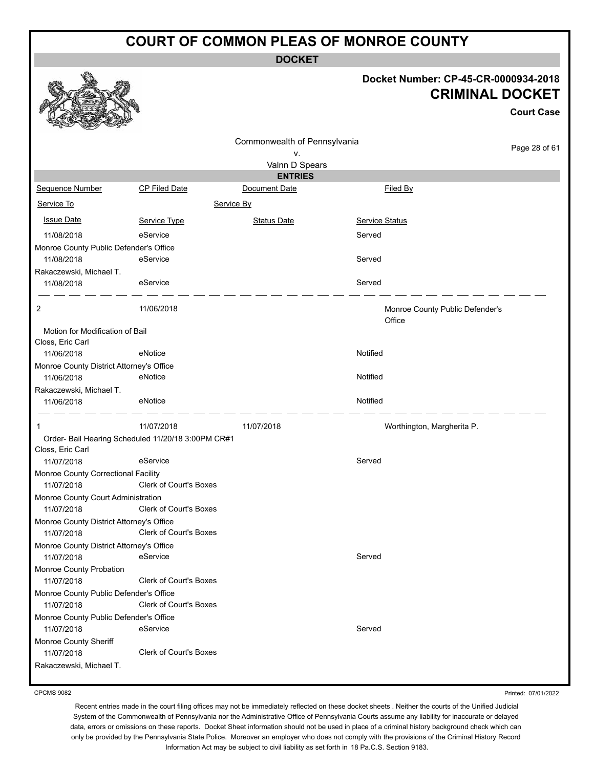# COURT OF COMMON PLEAS OF MONROE COUNTY

## DOCKET

**Docket Number: CP-45-CR-0000934-2018**

## CRIMINAL DOCKET

**Court Case**

Commonwealth of Pennsylvania
v.
Valnn D Spears

### ENTRIES

| Sequence Number | CP Filed Date | Document Date | Filed By |
|---|---|---|---|
| Service To | | Service By | |
| Issue Date | Service Type | Status Date | Service Status |
| 11/08/2018 | eService | | Served |
| Monroe County Public Defender's Office | | | |
| 11/08/2018 | eService | | Served |
| Rakaczewski, Michael T. | | | |
| 11/08/2018 | eService | | Served |
| 2 | 11/06/2018 | | Monroe County Public Defender's Office |
| Motion for Modification of Bail | | | |
| Closs, Eric Carl | | | |
| 11/06/2018 | eNotice | | Notified |
| Monroe County District Attorney's Office | | | |
| 11/06/2018 | eNotice | | Notified |
| Rakaczewski, Michael T. | | | |
| 11/06/2018 | eNotice | | Notified |
| 1 | 11/07/2018 | 11/07/2018 | Worthington, Margherita P. |
| Order- Bail Hearing Scheduled 11/20/18 3:00PM CR#1 | | | |
| Closs, Eric Carl | | | |
| 11/07/2018 | eService | | Served |
| Monroe County Correctional Facility | | | |
| 11/07/2018 | Clerk of Court's Boxes | | |
| Monroe County Court Administration | | | |
| 11/07/2018 | Clerk of Court's Boxes | | |
| Monroe County District Attorney's Office | | | |
| 11/07/2018 | Clerk of Court's Boxes | | |
| Monroe County District Attorney's Office | | | |
| 11/07/2018 | eService | | Served |
| Monroe County Probation | | | |
| 11/07/2018 | Clerk of Court's Boxes | | |
| Monroe County Public Defender's Office | | | |
| 11/07/2018 | Clerk of Court's Boxes | | |
| Monroe County Public Defender's Office | | | |
| 11/07/2018 | eService | | Served |
| Monroe County Sheriff | | | |
| 11/07/2018 | Clerk of Court's Boxes | | |
| Rakaczewski, Michael T. | | | |

CPCMS 9082

Printed: 07/01/2022

Recent entries made in the court filing offices may not be immediately reflected on these docket sheets . Neither the courts of the Unified Judicial System of the Commonwealth of Pennsylvania nor the Administrative Office of Pennsylvania Courts assume any liability for inaccurate or delayed data, errors or omissions on these reports. Docket Sheet information should not be used in place of a criminal history background check which can only be provided by the Pennsylvania State Police. Moreover an employer who does not comply with the provisions of the Criminal History Record Information Act may be subject to civil liability as set forth in 18 Pa.C.S. Section 9183.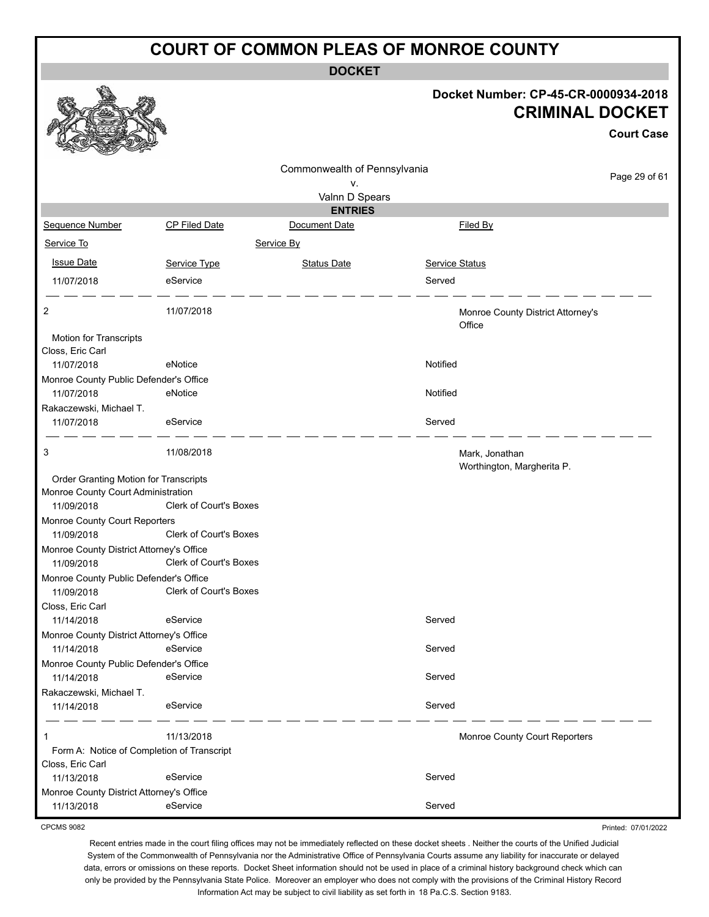# COURT OF COMMON PLEAS OF MONROE COUNTY

**DOCKET**

**Docket Number: CP-45-CR-0000934-2018**

**CRIMINAL DOCKET**

**Court Case**

Commonwealth of Pennsylvania
v.
Valnn D Spears

**ENTRIES**

| Sequence Number | CP Filed Date | Document Date | Filed By |
|---|---|---|---|
| Service To | | Service By | |
| Issue Date | Service Type | Status Date | Service Status |
| 11/07/2018 | eService | | Served |
| 2 | 11/07/2018 | | Monroe County District Attorney's Office |
| Motion for Transcripts | | | |
| Closs, Eric Carl | | | |
| 11/07/2018 | eNotice | | Notified |
| Monroe County Public Defender's Office | | | |
| 11/07/2018 | eNotice | | Notified |
| Rakaczewski, Michael T. | | | |
| 11/07/2018 | eService | | Served |
| 3 | 11/08/2018 | | Mark, Jonathan<br>Worthington, Margherita P. |
| Order Granting Motion for Transcripts | | | |
| Monroe County Court Administration | | | |
| 11/09/2018 | Clerk of Court's Boxes | | |
| Monroe County Court Reporters | | | |
| 11/09/2018 | Clerk of Court's Boxes | | |
| Monroe County District Attorney's Office | | | |
| 11/09/2018 | Clerk of Court's Boxes | | |
| Monroe County Public Defender's Office | | | |
| 11/09/2018 | Clerk of Court's Boxes | | |
| Closs, Eric Carl | | | |
| 11/14/2018 | eService | | Served |
| Monroe County District Attorney's Office | | | |
| 11/14/2018 | eService | | Served |
| Monroe County Public Defender's Office | | | |
| 11/14/2018 | eService | | Served |
| Rakaczewski, Michael T. | | | |
| 11/14/2018 | eService | | Served |
| 1 | 11/13/2018 | | Monroe County Court Reporters |
| Form A: Notice of Completion of Transcript | | | |
| Closs, Eric Carl | | | |
| 11/13/2018 | eService | | Served |
| Monroe County District Attorney's Office | | | |
| 11/13/2018 | eService | | Served |

CPCMS 9082

Printed: 07/01/2022

Recent entries made in the court filing offices may not be immediately reflected on these docket sheets . Neither the courts of the Unified Judicial System of the Commonwealth of Pennsylvania nor the Administrative Office of Pennsylvania Courts assume any liability for inaccurate or delayed data, errors or omissions on these reports. Docket Sheet information should not be used in place of a criminal history background check which can only be provided by the Pennsylvania State Police. Moreover an employer who does not comply with the provisions of the Criminal History Record Information Act may be subject to civil liability as set forth in 18 Pa.C.S. Section 9183.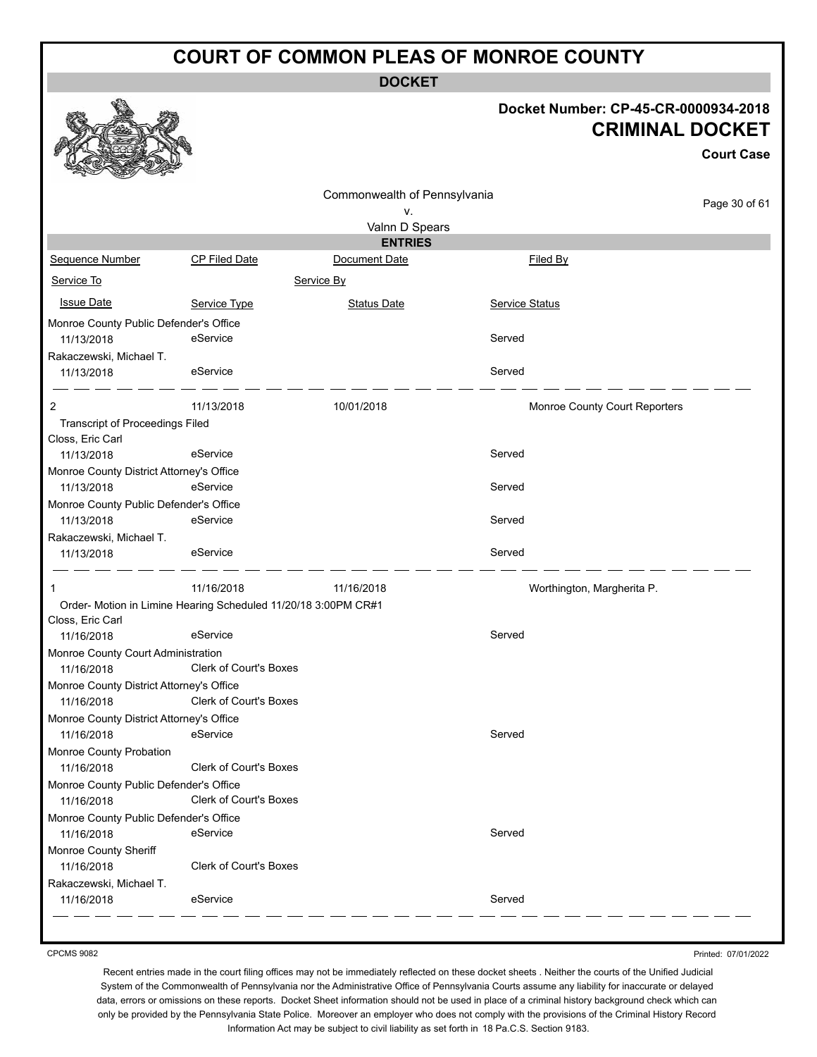# COURT OF COMMON PLEAS OF MONROE COUNTY

**DOCKET**

**Docket Number: CP-45-CR-0000934-2018**

## CRIMINAL DOCKET

**Court Case**

Commonwealth of Pennsylvania
v.
Valnn D Spears

**ENTRIES**

| Sequence Number | CP Filed Date | Document Date | Filed By |
|---|---|---|---|
| Service To | | Service By | |
| Issue Date | Service Type | Status Date | Service Status |
| Monroe County Public Defender's Office | | | |
| 11/13/2018 | eService | | Served |
| Rakaczewski, Michael T. | | | |
| 11/13/2018 | eService | | Served |
| 2 | 11/13/2018 | 10/01/2018 | Monroe County Court Reporters |
| Transcript of Proceedings Filed | | | |
| Closs, Eric Carl | | | |
| 11/13/2018 | eService | | Served |
| Monroe County District Attorney's Office | | | |
| 11/13/2018 | eService | | Served |
| Monroe County Public Defender's Office | | | |
| 11/13/2018 | eService | | Served |
| Rakaczewski, Michael T. | | | |
| 11/13/2018 | eService | | Served |
| 1 | 11/16/2018 | 11/16/2018 | Worthington, Margherita P. |
| Order- Motion in Limine Hearing Scheduled 11/20/18 3:00PM CR#1 | | | |
| Closs, Eric Carl | | | |
| 11/16/2018 | eService | | Served |
| Monroe County Court Administration | | | |
| 11/16/2018 | Clerk of Court's Boxes | | |
| Monroe County District Attorney's Office | | | |
| 11/16/2018 | Clerk of Court's Boxes | | |
| Monroe County District Attorney's Office | | | |
| 11/16/2018 | eService | | Served |
| Monroe County Probation | | | |
| 11/16/2018 | Clerk of Court's Boxes | | |
| Monroe County Public Defender's Office | | | |
| 11/16/2018 | Clerk of Court's Boxes | | |
| Monroe County Public Defender's Office | | | |
| 11/16/2018 | eService | | Served |
| Monroe County Sheriff | | | |
| 11/16/2018 | Clerk of Court's Boxes | | |
| Rakaczewski, Michael T. | | | |
| 11/16/2018 | eService | | Served |

CPCMS 9082

Printed: 07/01/2022

Recent entries made in the court filing offices may not be immediately reflected on these docket sheets . Neither the courts of the Unified Judicial System of the Commonwealth of Pennsylvania nor the Administrative Office of Pennsylvania Courts assume any liability for inaccurate or delayed data, errors or omissions on these reports. Docket Sheet information should not be used in place of a criminal history background check which can only be provided by the Pennsylvania State Police. Moreover an employer who does not comply with the provisions of the Criminal History Record Information Act may be subject to civil liability as set forth in 18 Pa.C.S. Section 9183.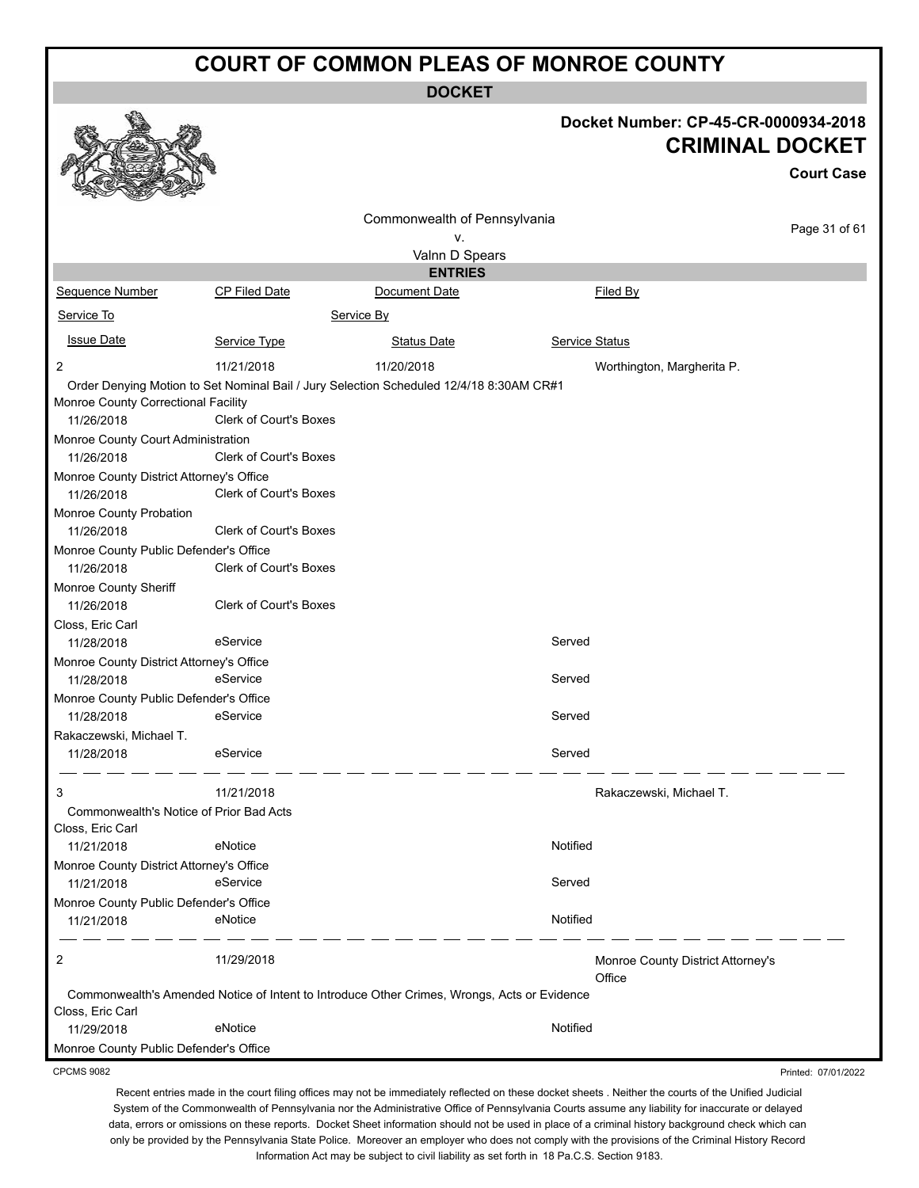# COURT OF COMMON PLEAS OF MONROE COUNTY

**DOCKET**

**Docket Number: CP-45-CR-0000934-2018**

**CRIMINAL DOCKET**

**Court Case**

Commonwealth of Pennsylvania
v.
Valnn D Spears

**ENTRIES**

| Sequence Number | CP Filed Date | Document Date | Filed By |
|---|---|---|---|
| Service To | | Service By | |
| Issue Date | Service Type | Status Date | Service Status |

**2** | 11/21/2018 | 11/20/2018 | Worthington, Margherita P.

Order Denying Motion to Set Nominal Bail / Jury Selection Scheduled 12/4/18 8:30AM CR#1

| Service To / Issue Date | Service Type | Status Date | Service Status |
|---|---|---|---|
| Monroe County Correctional Facility | | | |
| 11/26/2018 | Clerk of Court's Boxes | | |
| Monroe County Court Administration | | | |
| 11/26/2018 | Clerk of Court's Boxes | | |
| Monroe County District Attorney's Office | | | |
| 11/26/2018 | Clerk of Court's Boxes | | |
| Monroe County Probation | | | |
| 11/26/2018 | Clerk of Court's Boxes | | |
| Monroe County Public Defender's Office | | | |
| 11/26/2018 | Clerk of Court's Boxes | | |
| Monroe County Sheriff | | | |
| 11/26/2018 | Clerk of Court's Boxes | | |
| Closs, Eric Carl | | | |
| 11/28/2018 | eService | | Served |
| Monroe County District Attorney's Office | | | |
| 11/28/2018 | eService | | Served |
| Monroe County Public Defender's Office | | | |
| 11/28/2018 | eService | | Served |
| Rakaczewski, Michael T. | | | |
| 11/28/2018 | eService | | Served |

**3** | 11/21/2018 | | Rakaczewski, Michael T.

Commonwealth's Notice of Prior Bad Acts

| Service To / Issue Date | Service Type | Status Date | Service Status |
|---|---|---|---|
| Closs, Eric Carl | | | |
| 11/21/2018 | eNotice | | Notified |
| Monroe County District Attorney's Office | | | |
| 11/21/2018 | eService | | Served |
| Monroe County Public Defender's Office | | | |
| 11/21/2018 | eNotice | | Notified |

**2** | 11/29/2018 | | Monroe County District Attorney's Office

Commonwealth's Amended Notice of Intent to Introduce Other Crimes, Wrongs, Acts or Evidence

| Service To / Issue Date | Service Type | Status Date | Service Status |
|---|---|---|---|
| Closs, Eric Carl | | | |
| 11/29/2018 | eNotice | | Notified |
| Monroe County Public Defender's Office | | | |

CPCMS 9082

Printed: 07/01/2022

Recent entries made in the court filing offices may not be immediately reflected on these docket sheets . Neither the courts of the Unified Judicial System of the Commonwealth of Pennsylvania nor the Administrative Office of Pennsylvania Courts assume any liability for inaccurate or delayed data, errors or omissions on these reports. Docket Sheet information should not be used in place of a criminal history background check which can only be provided by the Pennsylvania State Police. Moreover an employer who does not comply with the provisions of the Criminal History Record Information Act may be subject to civil liability as set forth in 18 Pa.C.S. Section 9183.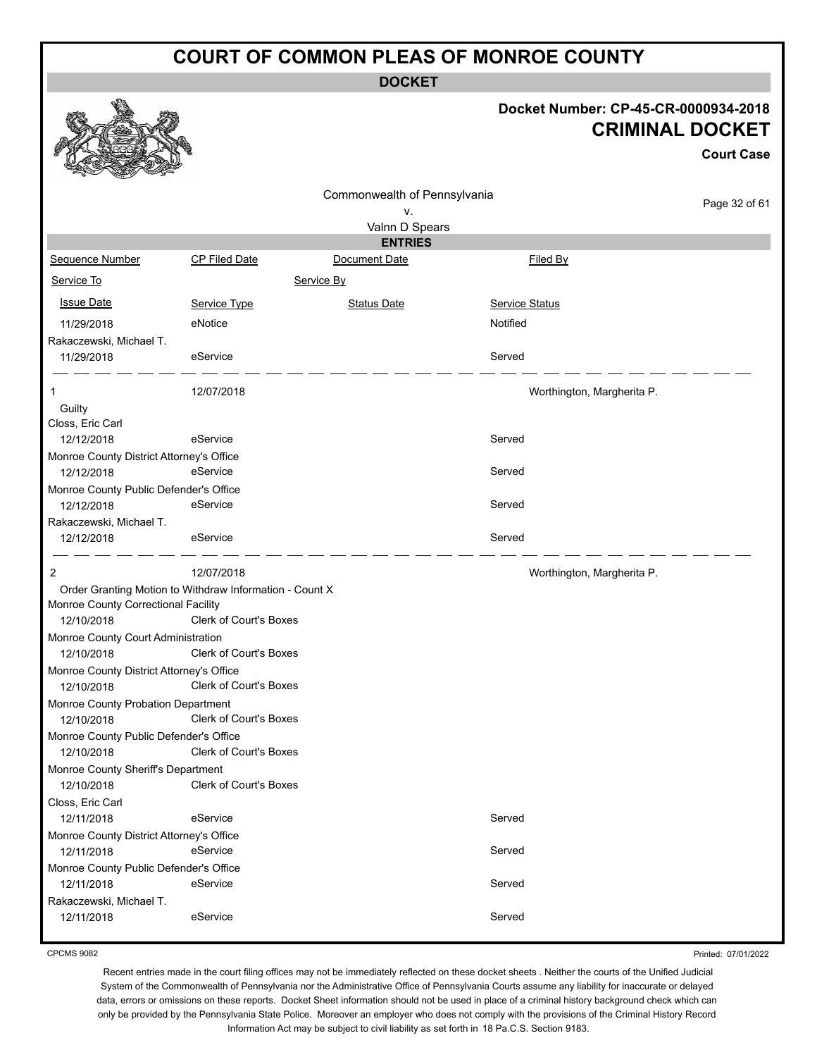# COURT OF COMMON PLEAS OF MONROE COUNTY

## DOCKET

**Docket Number: CP-45-CR-0000934-2018**

**CRIMINAL DOCKET**

**Court Case**

Commonwealth of Pennsylvania
v.
Valnn D Spears

### ENTRIES

| Sequence Number | CP Filed Date | Document Date | Filed By |
|---|---|---|---|
| Service To | | Service By | |
| Issue Date | Service Type | Status Date | Service Status |
| 11/29/2018 | eNotice | | Notified |
| Rakaczewski, Michael T. | | | |
| 11/29/2018 | eService | | Served |
| 1 | 12/07/2018 | | Worthington, Margherita P. |
| Guilty | | | |
| Closs, Eric Carl | | | |
| 12/12/2018 | eService | | Served |
| Monroe County District Attorney's Office | | | |
| 12/12/2018 | eService | | Served |
| Monroe County Public Defender's Office | | | |
| 12/12/2018 | eService | | Served |
| Rakaczewski, Michael T. | | | |
| 12/12/2018 | eService | | Served |
| 2 | 12/07/2018 | | Worthington, Margherita P. |
| Order Granting Motion to Withdraw Information - Count X | | | |
| Monroe County Correctional Facility | | | |
| 12/10/2018 | Clerk of Court's Boxes | | |
| Monroe County Court Administration | | | |
| 12/10/2018 | Clerk of Court's Boxes | | |
| Monroe County District Attorney's Office | | | |
| 12/10/2018 | Clerk of Court's Boxes | | |
| Monroe County Probation Department | | | |
| 12/10/2018 | Clerk of Court's Boxes | | |
| Monroe County Public Defender's Office | | | |
| 12/10/2018 | Clerk of Court's Boxes | | |
| Monroe County Sheriff's Department | | | |
| 12/10/2018 | Clerk of Court's Boxes | | |
| Closs, Eric Carl | | | |
| 12/11/2018 | eService | | Served |
| Monroe County District Attorney's Office | | | |
| 12/11/2018 | eService | | Served |
| Monroe County Public Defender's Office | | | |
| 12/11/2018 | eService | | Served |
| Rakaczewski, Michael T. | | | |
| 12/11/2018 | eService | | Served |

CPCMS 9082

Printed: 07/01/2022

Recent entries made in the court filing offices may not be immediately reflected on these docket sheets . Neither the courts of the Unified Judicial System of the Commonwealth of Pennsylvania nor the Administrative Office of Pennsylvania Courts assume any liability for inaccurate or delayed data, errors or omissions on these reports. Docket Sheet information should not be used in place of a criminal history background check which can only be provided by the Pennsylvania State Police. Moreover an employer who does not comply with the provisions of the Criminal History Record Information Act may be subject to civil liability as set forth in 18 Pa.C.S. Section 9183.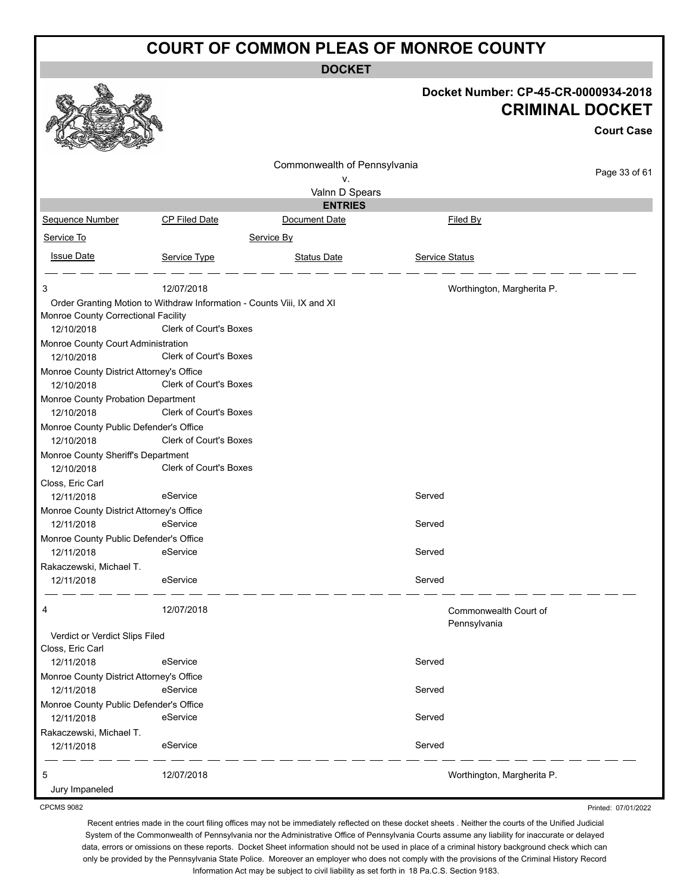# COURT OF COMMON PLEAS OF MONROE COUNTY

## DOCKET

**Docket Number: CP-45-CR-0000934-2018**

**CRIMINAL DOCKET**

**Court Case**

Commonwealth of Pennsylvania
v.
Valnn D Spears

### ENTRIES

| Sequence Number | CP Filed Date | Document Date | Filed By |
|---|---|---|---|
| Service To | | Service By | |
| Issue Date | Service Type | Status Date | Service Status |

**3** — 12/07/2018 — Worthington, Margherita P.

Order Granting Motion to Withdraw Information - Counts Viii, IX and XI

| Service To | Issue Date | Service Type | Service Status |
|---|---|---|---|
| Monroe County Correctional Facility | 12/10/2018 | Clerk of Court's Boxes | |
| Monroe County Court Administration | 12/10/2018 | Clerk of Court's Boxes | |
| Monroe County District Attorney's Office | 12/10/2018 | Clerk of Court's Boxes | |
| Monroe County Probation Department | 12/10/2018 | Clerk of Court's Boxes | |
| Monroe County Public Defender's Office | 12/10/2018 | Clerk of Court's Boxes | |
| Monroe County Sheriff's Department | 12/10/2018 | Clerk of Court's Boxes | |
| Closs, Eric Carl | 12/11/2018 | eService | Served |
| Monroe County District Attorney's Office | 12/11/2018 | eService | Served |
| Monroe County Public Defender's Office | 12/11/2018 | eService | Served |
| Rakaczewski, Michael T. | 12/11/2018 | eService | Served |

**4** — 12/07/2018 — Commonwealth Court of Pennsylvania

Verdict or Verdict Slips Filed

| Service To | Issue Date | Service Type | Service Status |
|---|---|---|---|
| Closs, Eric Carl | 12/11/2018 | eService | Served |
| Monroe County District Attorney's Office | 12/11/2018 | eService | Served |
| Monroe County Public Defender's Office | 12/11/2018 | eService | Served |
| Rakaczewski, Michael T. | 12/11/2018 | eService | Served |

**5** — 12/07/2018 — Worthington, Margherita P.

Jury Impaneled

CPCMS 9082

Printed: 07/01/2022

Recent entries made in the court filing offices may not be immediately reflected on these docket sheets . Neither the courts of the Unified Judicial System of the Commonwealth of Pennsylvania nor the Administrative Office of Pennsylvania Courts assume any liability for inaccurate or delayed data, errors or omissions on these reports. Docket Sheet information should not be used in place of a criminal history background check which can only be provided by the Pennsylvania State Police. Moreover an employer who does not comply with the provisions of the Criminal History Record Information Act may be subject to civil liability as set forth in 18 Pa.C.S. Section 9183.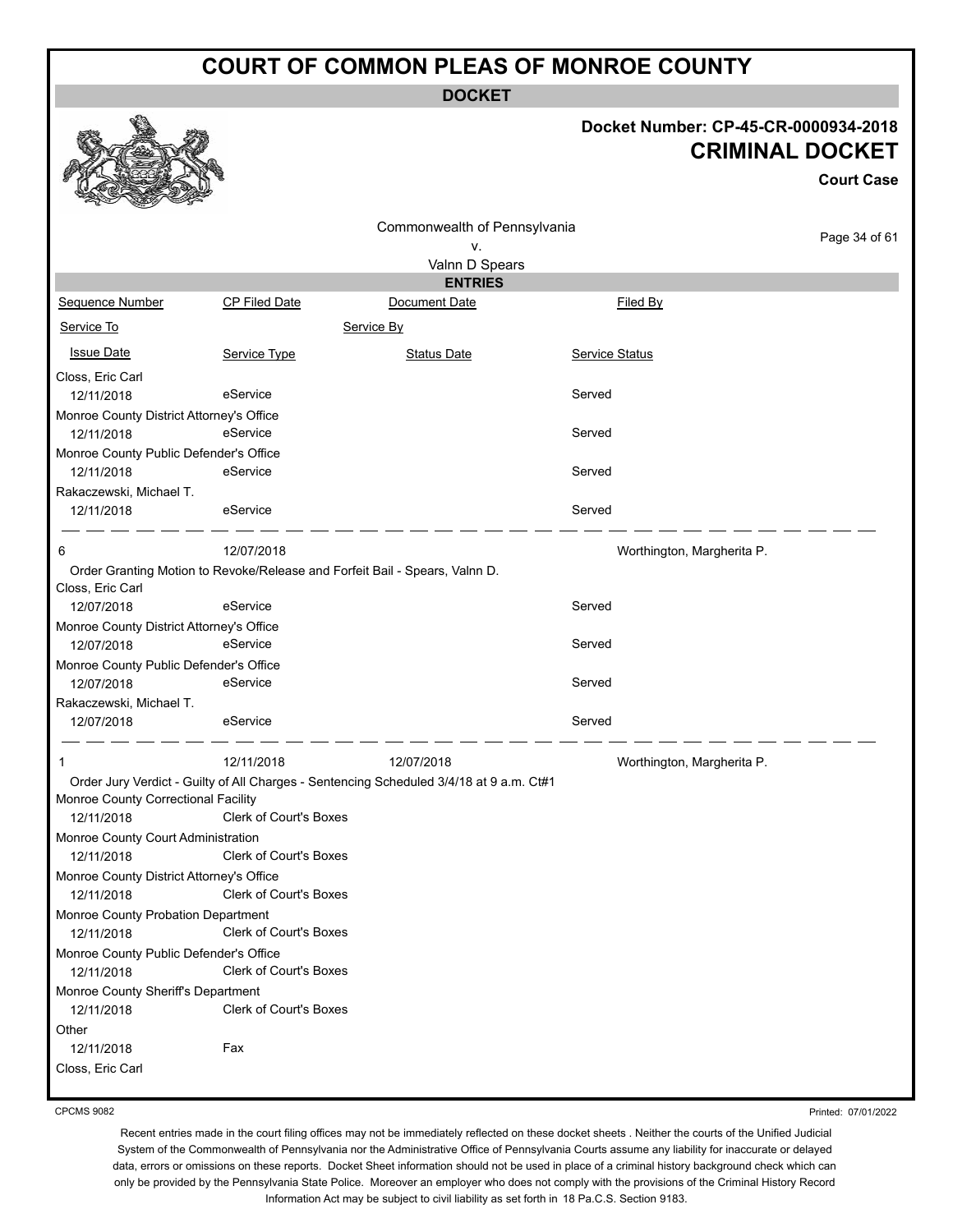# COURT OF COMMON PLEAS OF MONROE COUNTY

**DOCKET**

**Docket Number: CP-45-CR-0000934-2018**

## CRIMINAL DOCKET

**Court Case**

Commonwealth of Pennsylvania
v.
Valnn D Spears

**ENTRIES**

| Sequence Number | CP Filed Date | Document Date | Filed By |
|---|---|---|---|
| Service To | | Service By | |
| Issue Date | Service Type | Status Date | Service Status |
| Closs, Eric Carl | | | |
| 12/11/2018 | eService | | Served |
| Monroe County District Attorney's Office | | | |
| 12/11/2018 | eService | | Served |
| Monroe County Public Defender's Office | | | |
| 12/11/2018 | eService | | Served |
| Rakaczewski, Michael T. | | | |
| 12/11/2018 | eService | | Served |
| 6 | 12/07/2018 | | Worthington, Margherita P. |
| Order Granting Motion to Revoke/Release and Forfeit Bail - Spears, Valnn D. | | | |
| Closs, Eric Carl | | | |
| 12/07/2018 | eService | | Served |
| Monroe County District Attorney's Office | | | |
| 12/07/2018 | eService | | Served |
| Monroe County Public Defender's Office | | | |
| 12/07/2018 | eService | | Served |
| Rakaczewski, Michael T. | | | |
| 12/07/2018 | eService | | Served |
| 1 | 12/11/2018 | 12/07/2018 | Worthington, Margherita P. |
| Order Jury Verdict - Guilty of All Charges - Sentencing Scheduled 3/4/18 at 9 a.m. Ct#1 | | | |
| Monroe County Correctional Facility | | | |
| 12/11/2018 | Clerk of Court's Boxes | | |
| Monroe County Court Administration | | | |
| 12/11/2018 | Clerk of Court's Boxes | | |
| Monroe County District Attorney's Office | | | |
| 12/11/2018 | Clerk of Court's Boxes | | |
| Monroe County Probation Department | | | |
| 12/11/2018 | Clerk of Court's Boxes | | |
| Monroe County Public Defender's Office | | | |
| 12/11/2018 | Clerk of Court's Boxes | | |
| Monroe County Sheriff's Department | | | |
| 12/11/2018 | Clerk of Court's Boxes | | |
| Other | | | |
| 12/11/2018 | Fax | | |
| Closs, Eric Carl | | | |

CPCMS 9082

Printed: 07/01/2022

Recent entries made in the court filing offices may not be immediately reflected on these docket sheets . Neither the courts of the Unified Judicial System of the Commonwealth of Pennsylvania nor the Administrative Office of Pennsylvania Courts assume any liability for inaccurate or delayed data, errors or omissions on these reports. Docket Sheet information should not be used in place of a criminal history background check which can only be provided by the Pennsylvania State Police. Moreover an employer who does not comply with the provisions of the Criminal History Record Information Act may be subject to civil liability as set forth in 18 Pa.C.S. Section 9183.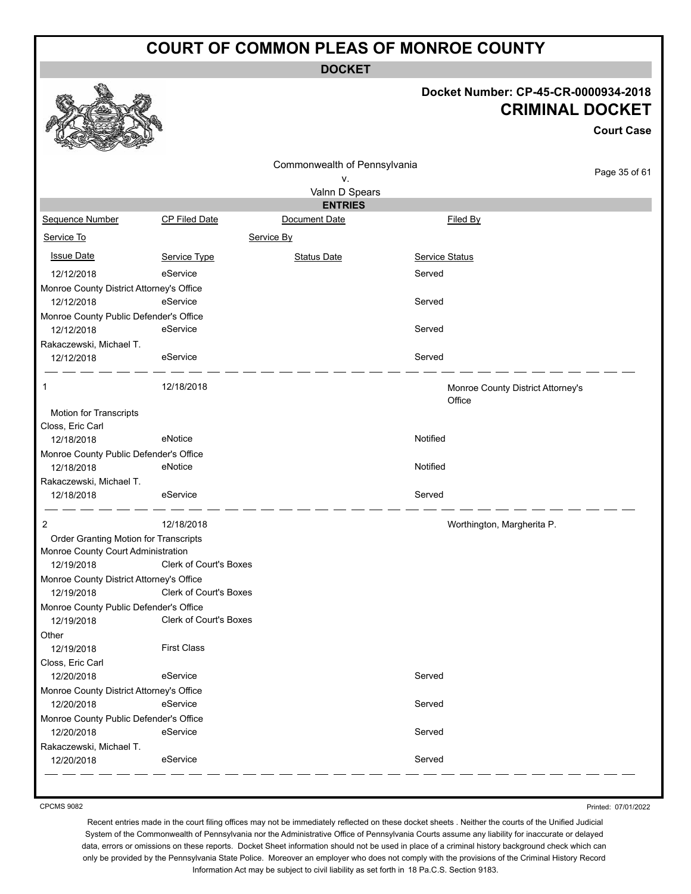# COURT OF COMMON PLEAS OF MONROE COUNTY

## DOCKET

**Docket Number: CP-45-CR-0000934-2018**

**CRIMINAL DOCKET**

**Court Case**

Commonwealth of Pennsylvania
v.
Valnn D Spears

### ENTRIES

| Sequence Number | CP Filed Date | Document Date | Filed By |
|---|---|---|---|
| Service To | | Service By | |
| Issue Date | Service Type | Status Date | Service Status |
| 12/12/2018 | eService | | Served |
| Monroe County District Attorney's Office | | | |
| 12/12/2018 | eService | | Served |
| Monroe County Public Defender's Office | | | |
| 12/12/2018 | eService | | Served |
| Rakaczewski, Michael T. | | | |
| 12/12/2018 | eService | | Served |
| 1 | 12/18/2018 | | Monroe County District Attorney's Office |
| Motion for Transcripts | | | |
| Closs, Eric Carl | | | |
| 12/18/2018 | eNotice | | Notified |
| Monroe County Public Defender's Office | | | |
| 12/18/2018 | eNotice | | Notified |
| Rakaczewski, Michael T. | | | |
| 12/18/2018 | eService | | Served |
| 2 | 12/18/2018 | | Worthington, Margherita P. |
| Order Granting Motion for Transcripts | | | |
| Monroe County Court Administration | | | |
| 12/19/2018 | Clerk of Court's Boxes | | |
| Monroe County District Attorney's Office | | | |
| 12/19/2018 | Clerk of Court's Boxes | | |
| Monroe County Public Defender's Office | | | |
| 12/19/2018 | Clerk of Court's Boxes | | |
| Other | | | |
| 12/19/2018 | First Class | | |
| Closs, Eric Carl | | | |
| 12/20/2018 | eService | | Served |
| Monroe County District Attorney's Office | | | |
| 12/20/2018 | eService | | Served |
| Monroe County Public Defender's Office | | | |
| 12/20/2018 | eService | | Served |
| Rakaczewski, Michael T. | | | |
| 12/20/2018 | eService | | Served |

CPCMS 9082

Printed: 07/01/2022

Recent entries made in the court filing offices may not be immediately reflected on these docket sheets . Neither the courts of the Unified Judicial System of the Commonwealth of Pennsylvania nor the Administrative Office of Pennsylvania Courts assume any liability for inaccurate or delayed data, errors or omissions on these reports. Docket Sheet information should not be used in place of a criminal history background check which can only be provided by the Pennsylvania State Police. Moreover an employer who does not comply with the provisions of the Criminal History Record Information Act may be subject to civil liability as set forth in 18 Pa.C.S. Section 9183.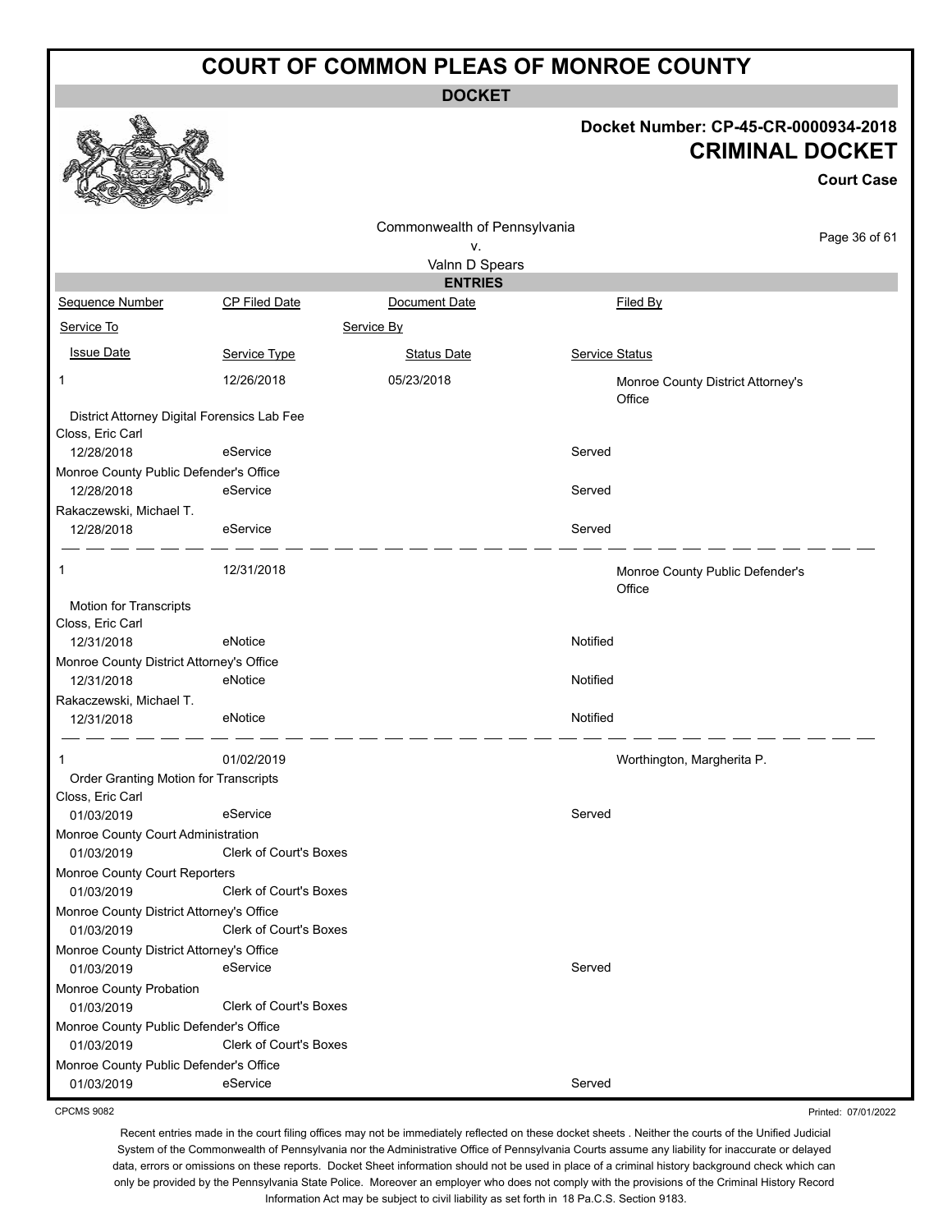# COURT OF COMMON PLEAS OF MONROE COUNTY

## DOCKET

**Docket Number: CP-45-CR-0000934-2018**

**CRIMINAL DOCKET**

**Court Case**

Commonwealth of Pennsylvania
v.
Valnn D Spears

### ENTRIES

| Sequence Number | CP Filed Date | Document Date | Filed By |
|---|---|---|---|
| Service To | | Service By | |
| Issue Date | Service Type | Status Date | Service Status |

| | | | |
|---|---|---|---|
| 1 | 12/26/2018 | 05/23/2018 | Monroe County District Attorney's Office |
| District Attorney Digital Forensics Lab Fee | | | |
| Closs, Eric Carl | | | |
| 12/28/2018 | eService | | Served |
| Monroe County Public Defender's Office | | | |
| 12/28/2018 | eService | | Served |
| Rakaczewski, Michael T. | | | |
| 12/28/2018 | eService | | Served |

| | | | |
|---|---|---|---|
| 1 | 12/31/2018 | | Monroe County Public Defender's Office |
| Motion for Transcripts | | | |
| Closs, Eric Carl | | | |
| 12/31/2018 | eNotice | | Notified |
| Monroe County District Attorney's Office | | | |
| 12/31/2018 | eNotice | | Notified |
| Rakaczewski, Michael T. | | | |
| 12/31/2018 | eNotice | | Notified |

| | | | |
|---|---|---|---|
| 1 | 01/02/2019 | | Worthington, Margherita P. |
| Order Granting Motion for Transcripts | | | |
| Closs, Eric Carl | | | |
| 01/03/2019 | eService | | Served |
| Monroe County Court Administration | | | |
| 01/03/2019 | Clerk of Court's Boxes | | |
| Monroe County Court Reporters | | | |
| 01/03/2019 | Clerk of Court's Boxes | | |
| Monroe County District Attorney's Office | | | |
| 01/03/2019 | Clerk of Court's Boxes | | |
| Monroe County District Attorney's Office | | | |
| 01/03/2019 | eService | | Served |
| Monroe County Probation | | | |
| 01/03/2019 | Clerk of Court's Boxes | | |
| Monroe County Public Defender's Office | | | |
| 01/03/2019 | Clerk of Court's Boxes | | |
| Monroe County Public Defender's Office | | | |
| 01/03/2019 | eService | | Served |

CPCMS 9082

Printed: 07/01/2022

Recent entries made in the court filing offices may not be immediately reflected on these docket sheets . Neither the courts of the Unified Judicial System of the Commonwealth of Pennsylvania nor the Administrative Office of Pennsylvania Courts assume any liability for inaccurate or delayed data, errors or omissions on these reports. Docket Sheet information should not be used in place of a criminal history background check which can only be provided by the Pennsylvania State Police. Moreover an employer who does not comply with the provisions of the Criminal History Record Information Act may be subject to civil liability as set forth in 18 Pa.C.S. Section 9183.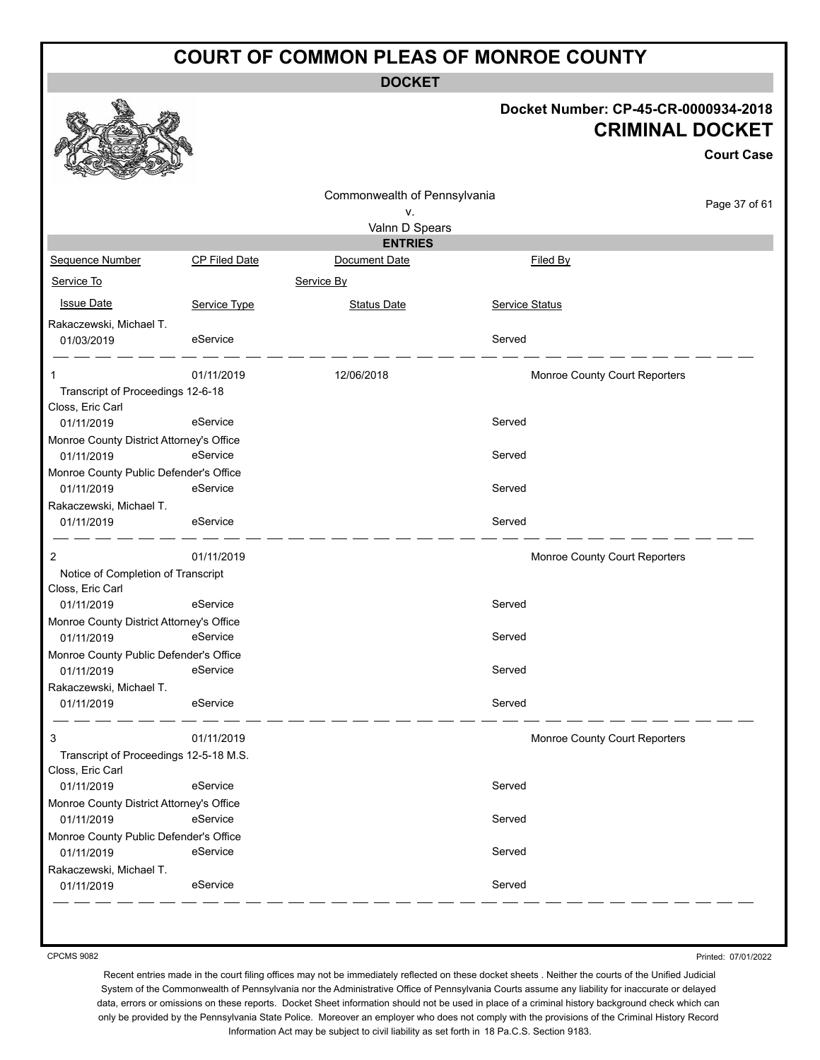# COURT OF COMMON PLEAS OF MONROE COUNTY

**DOCKET**

**Docket Number: CP-45-CR-0000934-2018**

**CRIMINAL DOCKET**

**Court Case**

Commonwealth of Pennsylvania
v.
Valnn D Spears

**ENTRIES**

| Sequence Number | CP Filed Date | Document Date | Filed By |
|---|---|---|---|
| Service To | | Service By | |
| Issue Date | Service Type | Status Date | Service Status |
| Rakaczewski, Michael T. | | | |
| 01/03/2019 | eService | | Served |
| 1 | 01/11/2019 | 12/06/2018 | Monroe County Court Reporters |
| Transcript of Proceedings 12-6-18 | | | |
| Closs, Eric Carl | | | |
| 01/11/2019 | eService | | Served |
| Monroe County District Attorney's Office | | | |
| 01/11/2019 | eService | | Served |
| Monroe County Public Defender's Office | | | |
| 01/11/2019 | eService | | Served |
| Rakaczewski, Michael T. | | | |
| 01/11/2019 | eService | | Served |
| 2 | 01/11/2019 | | Monroe County Court Reporters |
| Notice of Completion of Transcript | | | |
| Closs, Eric Carl | | | |
| 01/11/2019 | eService | | Served |
| Monroe County District Attorney's Office | | | |
| 01/11/2019 | eService | | Served |
| Monroe County Public Defender's Office | | | |
| 01/11/2019 | eService | | Served |
| Rakaczewski, Michael T. | | | |
| 01/11/2019 | eService | | Served |
| 3 | 01/11/2019 | | Monroe County Court Reporters |
| Transcript of Proceedings 12-5-18 M.S. | | | |
| Closs, Eric Carl | | | |
| 01/11/2019 | eService | | Served |
| Monroe County District Attorney's Office | | | |
| 01/11/2019 | eService | | Served |
| Monroe County Public Defender's Office | | | |
| 01/11/2019 | eService | | Served |
| Rakaczewski, Michael T. | | | |
| 01/11/2019 | eService | | Served |

CPCMS 9082

Printed: 07/01/2022

Recent entries made in the court filing offices may not be immediately reflected on these docket sheets . Neither the courts of the Unified Judicial System of the Commonwealth of Pennsylvania nor the Administrative Office of Pennsylvania Courts assume any liability for inaccurate or delayed data, errors or omissions on these reports. Docket Sheet information should not be used in place of a criminal history background check which can only be provided by the Pennsylvania State Police. Moreover an employer who does not comply with the provisions of the Criminal History Record Information Act may be subject to civil liability as set forth in 18 Pa.C.S. Section 9183.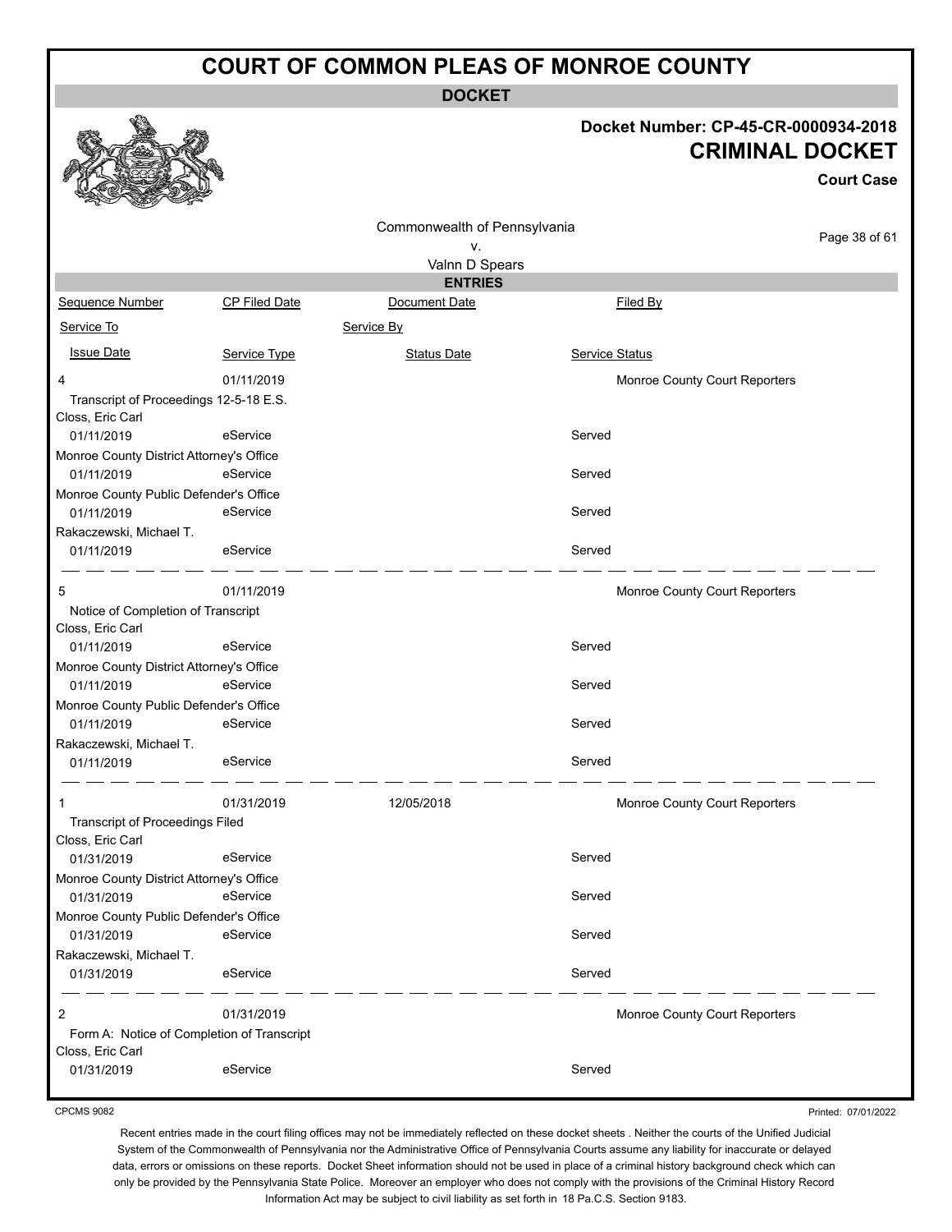# COURT OF COMMON PLEAS OF MONROE COUNTY

## DOCKET

**Docket Number: CP-45-CR-0000934-2018**

## CRIMINAL DOCKET

**Court Case**

Commonwealth of Pennsylvania
v.
Valnn D Spears

### ENTRIES

| Sequence Number | CP Filed Date | Document Date | Filed By |
|---|---|---|---|
| Service To | | Service By | |
| Issue Date | Service Type | Status Date | Service Status |
| 4 | 01/11/2019 | | Monroe County Court Reporters |
| Transcript of Proceedings 12-5-18 E.S. | | | |
| Closs, Eric Carl | | | |
| 01/11/2019 | eService | | Served |
| Monroe County District Attorney's Office | | | |
| 01/11/2019 | eService | | Served |
| Monroe County Public Defender's Office | | | |
| 01/11/2019 | eService | | Served |
| Rakaczewski, Michael T. | | | |
| 01/11/2019 | eService | | Served |
| 5 | 01/11/2019 | | Monroe County Court Reporters |
| Notice of Completion of Transcript | | | |
| Closs, Eric Carl | | | |
| 01/11/2019 | eService | | Served |
| Monroe County District Attorney's Office | | | |
| 01/11/2019 | eService | | Served |
| Monroe County Public Defender's Office | | | |
| 01/11/2019 | eService | | Served |
| Rakaczewski, Michael T. | | | |
| 01/11/2019 | eService | | Served |
| 1 | 01/31/2019 | 12/05/2018 | Monroe County Court Reporters |
| Transcript of Proceedings Filed | | | |
| Closs, Eric Carl | | | |
| 01/31/2019 | eService | | Served |
| Monroe County District Attorney's Office | | | |
| 01/31/2019 | eService | | Served |
| Monroe County Public Defender's Office | | | |
| 01/31/2019 | eService | | Served |
| Rakaczewski, Michael T. | | | |
| 01/31/2019 | eService | | Served |
| 2 | 01/31/2019 | | Monroe County Court Reporters |
| Form A: Notice of Completion of Transcript | | | |
| Closs, Eric Carl | | | |
| 01/31/2019 | eService | | Served |

CPCMS 9082

Printed: 07/01/2022

Recent entries made in the court filing offices may not be immediately reflected on these docket sheets . Neither the courts of the Unified Judicial System of the Commonwealth of Pennsylvania nor the Administrative Office of Pennsylvania Courts assume any liability for inaccurate or delayed data, errors or omissions on these reports. Docket Sheet information should not be used in place of a criminal history background check which can only be provided by the Pennsylvania State Police. Moreover an employer who does not comply with the provisions of the Criminal History Record Information Act may be subject to civil liability as set forth in 18 Pa.C.S. Section 9183.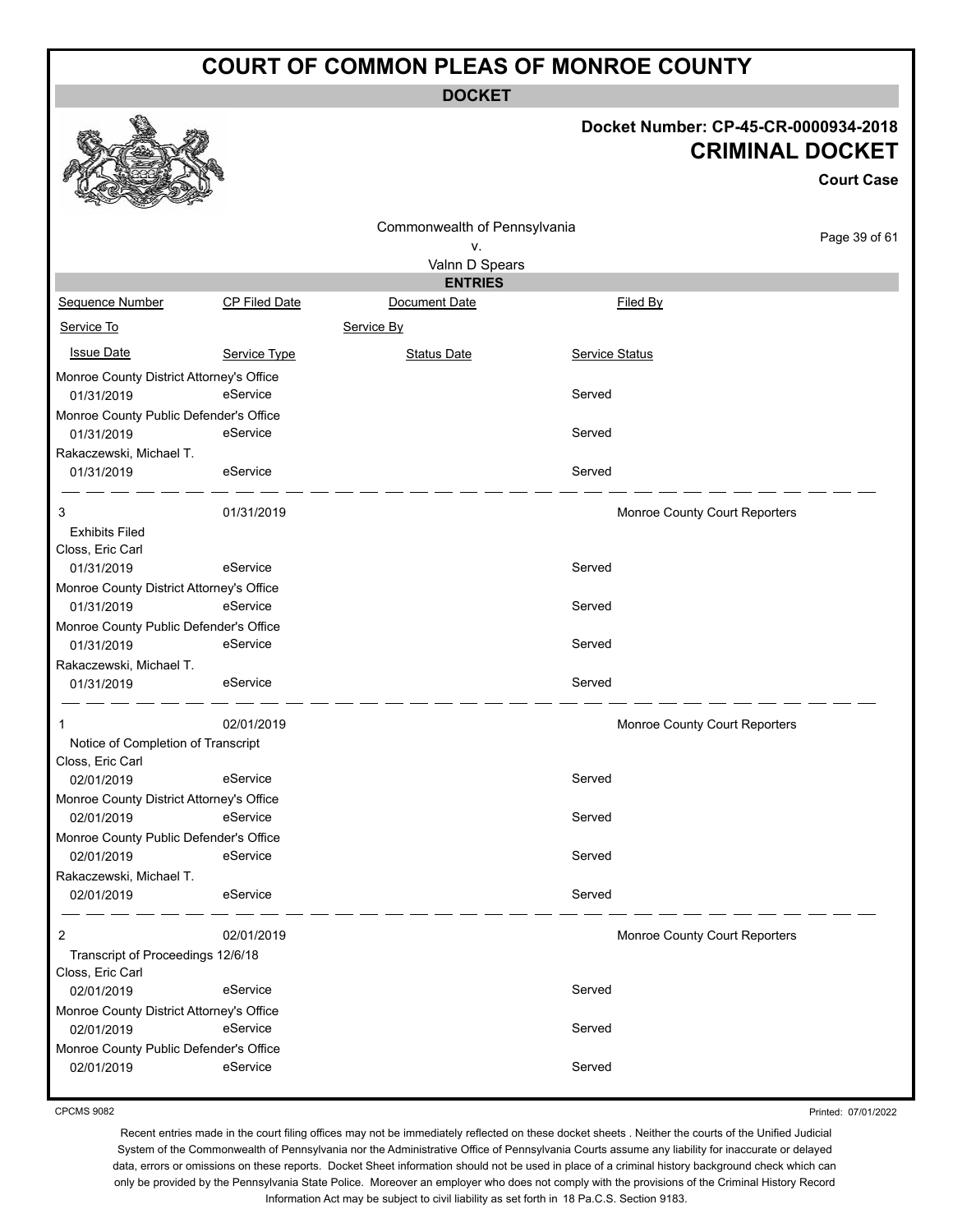# COURT OF COMMON PLEAS OF MONROE COUNTY

**DOCKET**

**Docket Number: CP-45-CR-0000934-2018**

**CRIMINAL DOCKET**

**Court Case**

Commonwealth of Pennsylvania
v.
Valnn D Spears

**ENTRIES**

| Sequence Number | CP Filed Date | Document Date | Filed By |
|---|---|---|---|
| Service To | | Service By | |
| Issue Date | Service Type | Status Date | Service Status |
| Monroe County District Attorney's Office | | | |
| 01/31/2019 | eService | | Served |
| Monroe County Public Defender's Office | | | |
| 01/31/2019 | eService | | Served |
| Rakaczewski, Michael T. | | | |
| 01/31/2019 | eService | | Served |
| 3 | 01/31/2019 | | Monroe County Court Reporters |
| Exhibits Filed | | | |
| Closs, Eric Carl | | | |
| 01/31/2019 | eService | | Served |
| Monroe County District Attorney's Office | | | |
| 01/31/2019 | eService | | Served |
| Monroe County Public Defender's Office | | | |
| 01/31/2019 | eService | | Served |
| Rakaczewski, Michael T. | | | |
| 01/31/2019 | eService | | Served |
| 1 | 02/01/2019 | | Monroe County Court Reporters |
| Notice of Completion of Transcript | | | |
| Closs, Eric Carl | | | |
| 02/01/2019 | eService | | Served |
| Monroe County District Attorney's Office | | | |
| 02/01/2019 | eService | | Served |
| Monroe County Public Defender's Office | | | |
| 02/01/2019 | eService | | Served |
| Rakaczewski, Michael T. | | | |
| 02/01/2019 | eService | | Served |
| 2 | 02/01/2019 | | Monroe County Court Reporters |
| Transcript of Proceedings 12/6/18 | | | |
| Closs, Eric Carl | | | |
| 02/01/2019 | eService | | Served |
| Monroe County District Attorney's Office | | | |
| 02/01/2019 | eService | | Served |
| Monroe County Public Defender's Office | | | |
| 02/01/2019 | eService | | Served |

CPCMS 9082

Printed: 07/01/2022

Recent entries made in the court filing offices may not be immediately reflected on these docket sheets . Neither the courts of the Unified Judicial System of the Commonwealth of Pennsylvania nor the Administrative Office of Pennsylvania Courts assume any liability for inaccurate or delayed data, errors or omissions on these reports. Docket Sheet information should not be used in place of a criminal history background check which can only be provided by the Pennsylvania State Police. Moreover an employer who does not comply with the provisions of the Criminal History Record Information Act may be subject to civil liability as set forth in 18 Pa.C.S. Section 9183.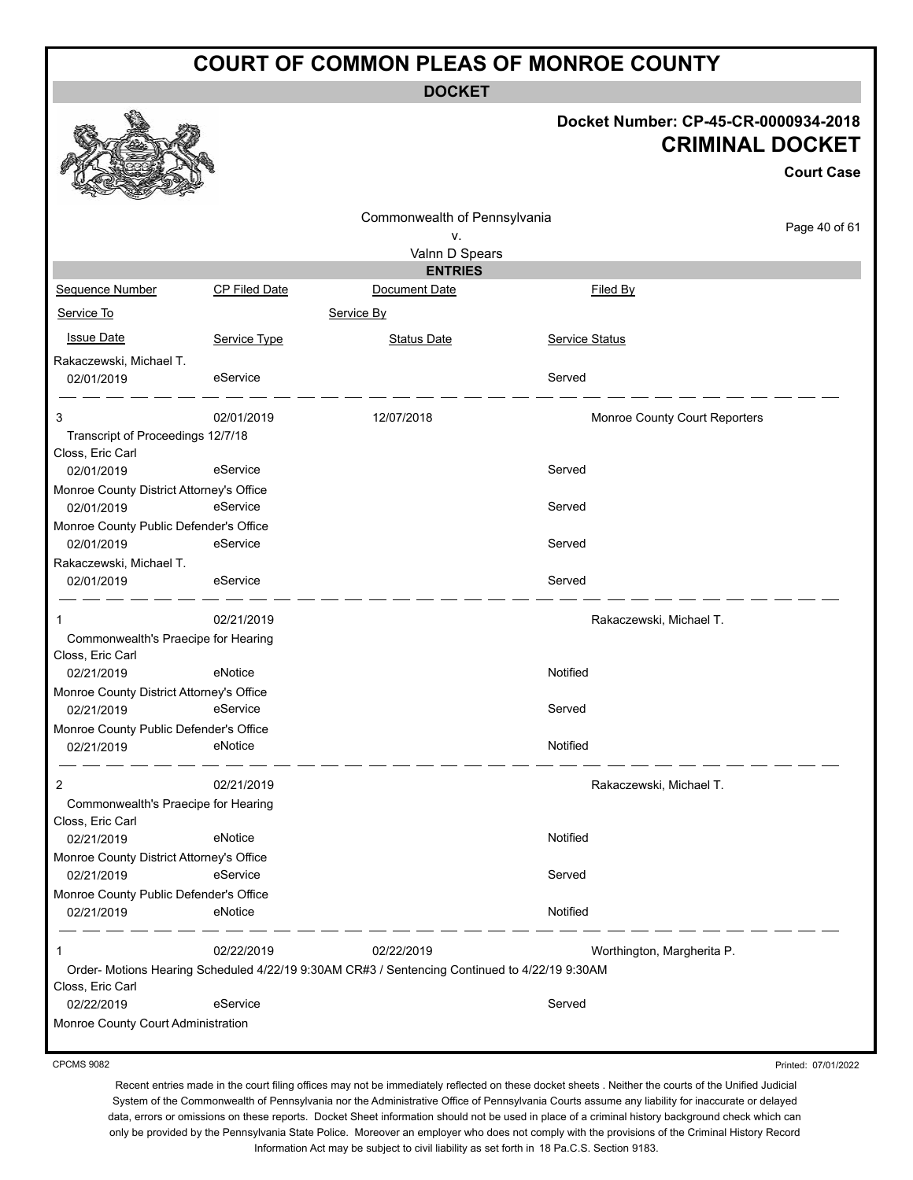# COURT OF COMMON PLEAS OF MONROE COUNTY

**DOCKET**

**Docket Number: CP-45-CR-0000934-2018**

**CRIMINAL DOCKET**

**Court Case**

Commonwealth of Pennsylvania
v.
Valnn D Spears

**ENTRIES**

| Sequence Number | CP Filed Date | Document Date | Filed By |
|---|---|---|---|
| Service To | | Service By | |
| Issue Date | Service Type | Status Date | Service Status |
| Rakaczewski, Michael T. | | | |
| 02/01/2019 | eService | | Served |
| 3 | 02/01/2019 | 12/07/2018 | Monroe County Court Reporters |
| Transcript of Proceedings 12/7/18 | | | |
| Closs, Eric Carl | | | |
| 02/01/2019 | eService | | Served |
| Monroe County District Attorney's Office | | | |
| 02/01/2019 | eService | | Served |
| Monroe County Public Defender's Office | | | |
| 02/01/2019 | eService | | Served |
| Rakaczewski, Michael T. | | | |
| 02/01/2019 | eService | | Served |
| 1 | 02/21/2019 | | Rakaczewski, Michael T. |
| Commonwealth's Praecipe for Hearing | | | |
| Closs, Eric Carl | | | |
| 02/21/2019 | eNotice | | Notified |
| Monroe County District Attorney's Office | | | |
| 02/21/2019 | eService | | Served |
| Monroe County Public Defender's Office | | | |
| 02/21/2019 | eNotice | | Notified |
| 2 | 02/21/2019 | | Rakaczewski, Michael T. |
| Commonwealth's Praecipe for Hearing | | | |
| Closs, Eric Carl | | | |
| 02/21/2019 | eNotice | | Notified |
| Monroe County District Attorney's Office | | | |
| 02/21/2019 | eService | | Served |
| Monroe County Public Defender's Office | | | |
| 02/21/2019 | eNotice | | Notified |
| 1 | 02/22/2019 | 02/22/2019 | Worthington, Margherita P. |
| Order- Motions Hearing Scheduled 4/22/19 9:30AM CR#3 / Sentencing Continued to 4/22/19 9:30AM | | | |
| Closs, Eric Carl | | | |
| 02/22/2019 | eService | | Served |
| Monroe County Court Administration | | | |

CPCMS 9082

Printed: 07/01/2022

Recent entries made in the court filing offices may not be immediately reflected on these docket sheets . Neither the courts of the Unified Judicial System of the Commonwealth of Pennsylvania nor the Administrative Office of Pennsylvania Courts assume any liability for inaccurate or delayed data, errors or omissions on these reports. Docket Sheet information should not be used in place of a criminal history background check which can only be provided by the Pennsylvania State Police. Moreover an employer who does not comply with the provisions of the Criminal History Record Information Act may be subject to civil liability as set forth in 18 Pa.C.S. Section 9183.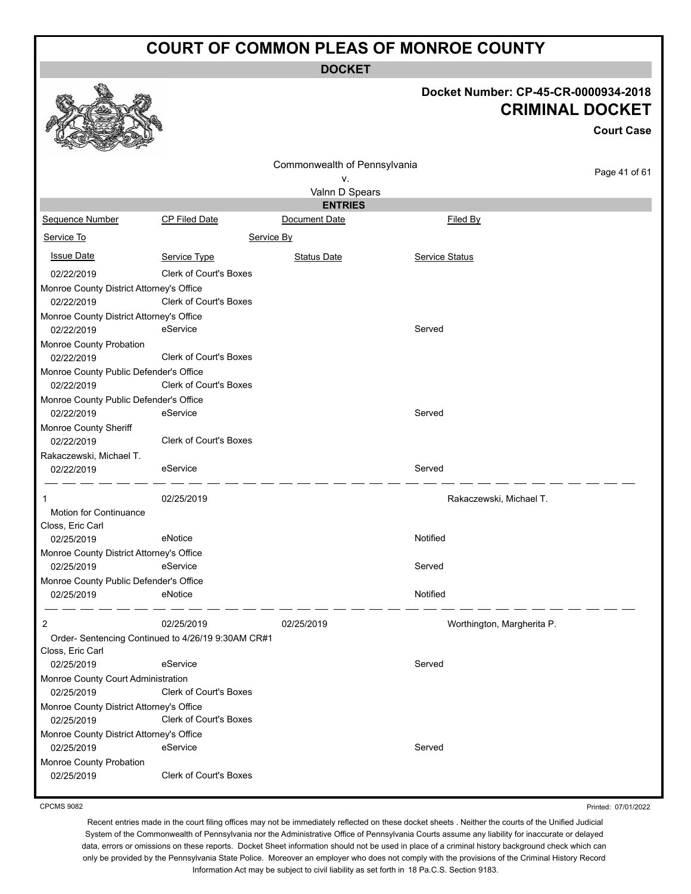# COURT OF COMMON PLEAS OF MONROE COUNTY

**DOCKET**

**Docket Number: CP-45-CR-0000934-2018**

**CRIMINAL DOCKET**

**Court Case**

Commonwealth of Pennsylvania
v.
Valnn D Spears

**ENTRIES**

| Sequence Number | CP Filed Date | Document Date | Filed By |
|---|---|---|---|
| Service To | Service By | | |
| Issue Date | Service Type | Status Date | Service Status |
| 02/22/2019 | Clerk of Court's Boxes | | |
| Monroe County District Attorney's Office | | | |
| 02/22/2019 | Clerk of Court's Boxes | | |
| Monroe County District Attorney's Office | | | |
| 02/22/2019 | eService | | Served |
| Monroe County Probation | | | |
| 02/22/2019 | Clerk of Court's Boxes | | |
| Monroe County Public Defender's Office | | | |
| 02/22/2019 | Clerk of Court's Boxes | | |
| Monroe County Public Defender's Office | | | |
| 02/22/2019 | eService | | Served |
| Monroe County Sheriff | | | |
| 02/22/2019 | Clerk of Court's Boxes | | |
| Rakaczewski, Michael T. | | | |
| 02/22/2019 | eService | | Served |
| 1 | 02/25/2019 | | Rakaczewski, Michael T. |
| Motion for Continuance | | | |
| Closs, Eric Carl | | | |
| 02/25/2019 | eNotice | | Notified |
| Monroe County District Attorney's Office | | | |
| 02/25/2019 | eService | | Served |
| Monroe County Public Defender's Office | | | |
| 02/25/2019 | eNotice | | Notified |
| 2 | 02/25/2019 | 02/25/2019 | Worthington, Margherita P. |
| Order- Sentencing Continued to 4/26/19 9:30AM CR#1 | | | |
| Closs, Eric Carl | | | |
| 02/25/2019 | eService | | Served |
| Monroe County Court Administration | | | |
| 02/25/2019 | Clerk of Court's Boxes | | |
| Monroe County District Attorney's Office | | | |
| 02/25/2019 | Clerk of Court's Boxes | | |
| Monroe County District Attorney's Office | | | |
| 02/25/2019 | eService | | Served |
| Monroe County Probation | | | |
| 02/25/2019 | Clerk of Court's Boxes | | |

CPCMS 9082

Printed: 07/01/2022

Recent entries made in the court filing offices may not be immediately reflected on these docket sheets . Neither the courts of the Unified Judicial System of the Commonwealth of Pennsylvania nor the Administrative Office of Pennsylvania Courts assume any liability for inaccurate or delayed data, errors or omissions on these reports. Docket Sheet information should not be used in place of a criminal history background check which can only be provided by the Pennsylvania State Police. Moreover an employer who does not comply with the provisions of the Criminal History Record Information Act may be subject to civil liability as set forth in 18 Pa.C.S. Section 9183.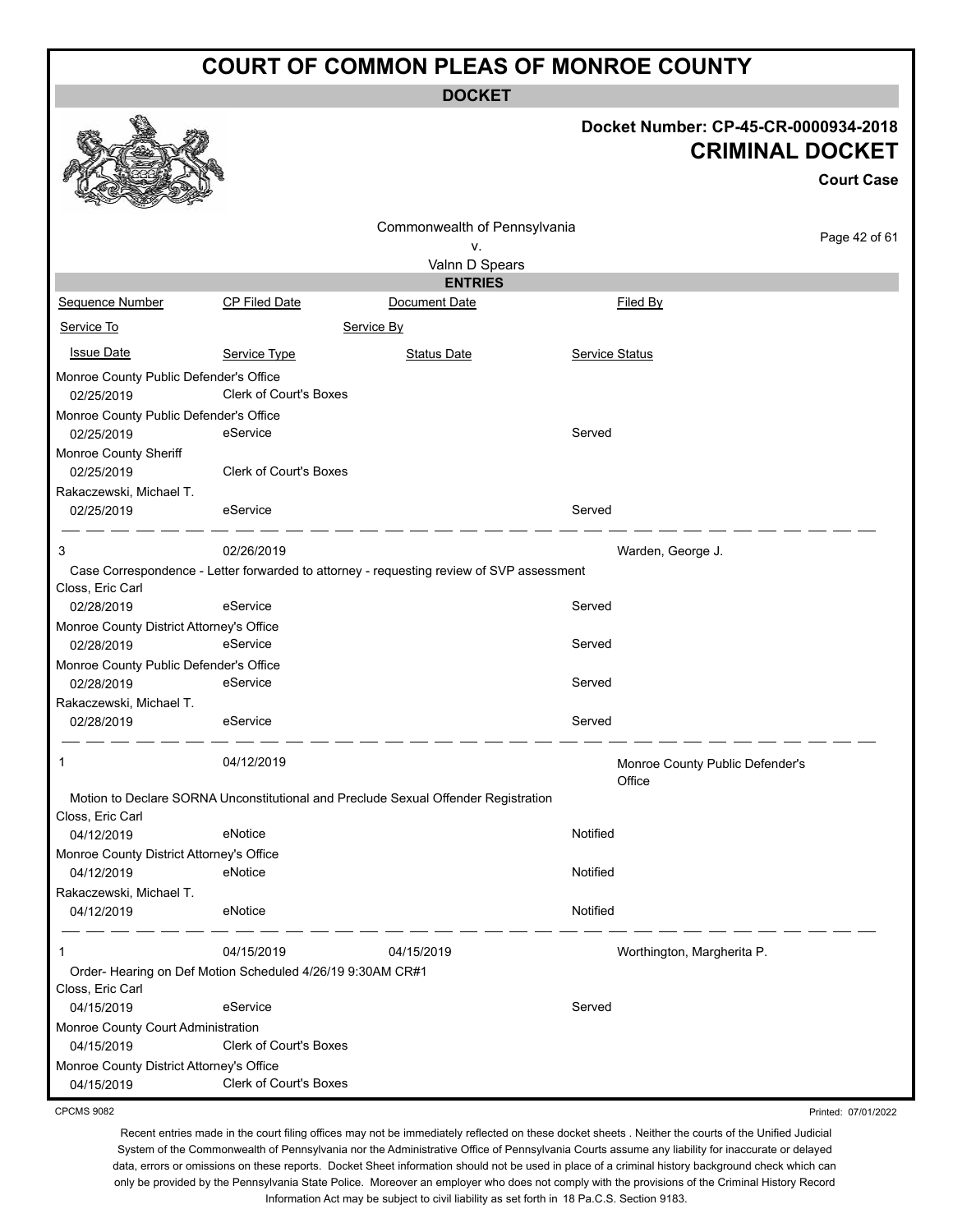# COURT OF COMMON PLEAS OF MONROE COUNTY

**DOCKET**

**Docket Number: CP-45-CR-0000934-2018**

**CRIMINAL DOCKET**

**Court Case**

Commonwealth of Pennsylvania
v.
Valnn D Spears

**ENTRIES**

| Sequence Number | CP Filed Date | Document Date | Filed By |
|---|---|---|---|
| Service To | | Service By | |
| Issue Date | Service Type | Status Date | Service Status |
| Monroe County Public Defender's Office | | | |
| 02/25/2019 | Clerk of Court's Boxes | | |
| Monroe County Public Defender's Office | | | |
| 02/25/2019 | eService | | Served |
| Monroe County Sheriff | | | |
| 02/25/2019 | Clerk of Court's Boxes | | |
| Rakaczewski, Michael T. | | | |
| 02/25/2019 | eService | | Served |
| 3 | 02/26/2019 | | Warden, George J. |
| Case Correspondence - Letter forwarded to attorney - requesting review of SVP assessment | | | |
| Closs, Eric Carl | | | |
| 02/28/2019 | eService | | Served |
| Monroe County District Attorney's Office | | | |
| 02/28/2019 | eService | | Served |
| Monroe County Public Defender's Office | | | |
| 02/28/2019 | eService | | Served |
| Rakaczewski, Michael T. | | | |
| 02/28/2019 | eService | | Served |
| 1 | 04/12/2019 | | Monroe County Public Defender's Office |
| Motion to Declare SORNA Unconstitutional and Preclude Sexual Offender Registration | | | |
| Closs, Eric Carl | | | |
| 04/12/2019 | eNotice | | Notified |
| Monroe County District Attorney's Office | | | |
| 04/12/2019 | eNotice | | Notified |
| Rakaczewski, Michael T. | | | |
| 04/12/2019 | eNotice | | Notified |
| 1 | 04/15/2019 | 04/15/2019 | Worthington, Margherita P. |
| Order- Hearing on Def Motion Scheduled 4/26/19 9:30AM CR#1 | | | |
| Closs, Eric Carl | | | |
| 04/15/2019 | eService | | Served |
| Monroe County Court Administration | | | |
| 04/15/2019 | Clerk of Court's Boxes | | |
| Monroe County District Attorney's Office | | | |
| 04/15/2019 | Clerk of Court's Boxes | | |

CPCMS 9082

Printed: 07/01/2022

Recent entries made in the court filing offices may not be immediately reflected on these docket sheets . Neither the courts of the Unified Judicial System of the Commonwealth of Pennsylvania nor the Administrative Office of Pennsylvania Courts assume any liability for inaccurate or delayed data, errors or omissions on these reports. Docket Sheet information should not be used in place of a criminal history background check which can only be provided by the Pennsylvania State Police. Moreover an employer who does not comply with the provisions of the Criminal History Record Information Act may be subject to civil liability as set forth in 18 Pa.C.S. Section 9183.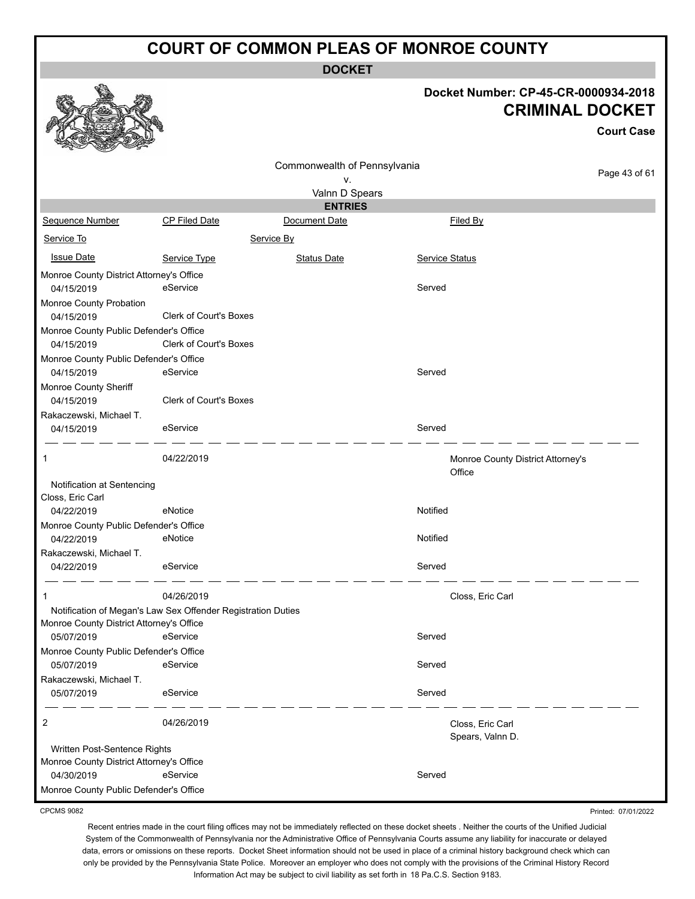# COURT OF COMMON PLEAS OF MONROE COUNTY

## DOCKET

**Docket Number: CP-45-CR-0000934-2018**

**CRIMINAL DOCKET**

**Court Case**

Commonwealth of Pennsylvania
v.
Valnn D Spears

### ENTRIES

| Sequence Number | CP Filed Date | Document Date | Filed By |
|---|---|---|---|
| Service To | | Service By | |
| Issue Date | Service Type | Status Date | Service Status |

| | | | |
|---|---|---|---|
| Monroe County District Attorney's Office | | | |
| 04/15/2019 | eService | | Served |
| Monroe County Probation | | | |
| 04/15/2019 | Clerk of Court's Boxes | | |
| Monroe County Public Defender's Office | | | |
| 04/15/2019 | Clerk of Court's Boxes | | |
| Monroe County Public Defender's Office | | | |
| 04/15/2019 | eService | | Served |
| Monroe County Sheriff | | | |
| 04/15/2019 | Clerk of Court's Boxes | | |
| Rakaczewski, Michael T. | | | |
| 04/15/2019 | eService | | Served |

| | | | |
|---|---|---|---|
| 1 | 04/22/2019 | | Monroe County District Attorney's Office |
| Notification at Sentencing | | | |
| Closs, Eric Carl | | | |
| 04/22/2019 | eNotice | | Notified |
| Monroe County Public Defender's Office | | | |
| 04/22/2019 | eNotice | | Notified |
| Rakaczewski, Michael T. | | | |
| 04/22/2019 | eService | | Served |

| | | | |
|---|---|---|---|
| 1 | 04/26/2019 | | Closs, Eric Carl |
| Notification of Megan's Law Sex Offender Registration Duties | | | |
| Monroe County District Attorney's Office | | | |
| 05/07/2019 | eService | | Served |
| Monroe County Public Defender's Office | | | |
| 05/07/2019 | eService | | Served |
| Rakaczewski, Michael T. | | | |
| 05/07/2019 | eService | | Served |

| | | | |
|---|---|---|---|
| 2 | 04/26/2019 | | Closs, Eric Carl<br>Spears, Valnn D. |
| Written Post-Sentence Rights | | | |
| Monroe County District Attorney's Office | | | |
| 04/30/2019 | eService | | Served |
| Monroe County Public Defender's Office | | | |

CPCMS 9082

Printed: 07/01/2022

Recent entries made in the court filing offices may not be immediately reflected on these docket sheets . Neither the courts of the Unified Judicial System of the Commonwealth of Pennsylvania nor the Administrative Office of Pennsylvania Courts assume any liability for inaccurate or delayed data, errors or omissions on these reports. Docket Sheet information should not be used in place of a criminal history background check which can only be provided by the Pennsylvania State Police. Moreover an employer who does not comply with the provisions of the Criminal History Record Information Act may be subject to civil liability as set forth in 18 Pa.C.S. Section 9183.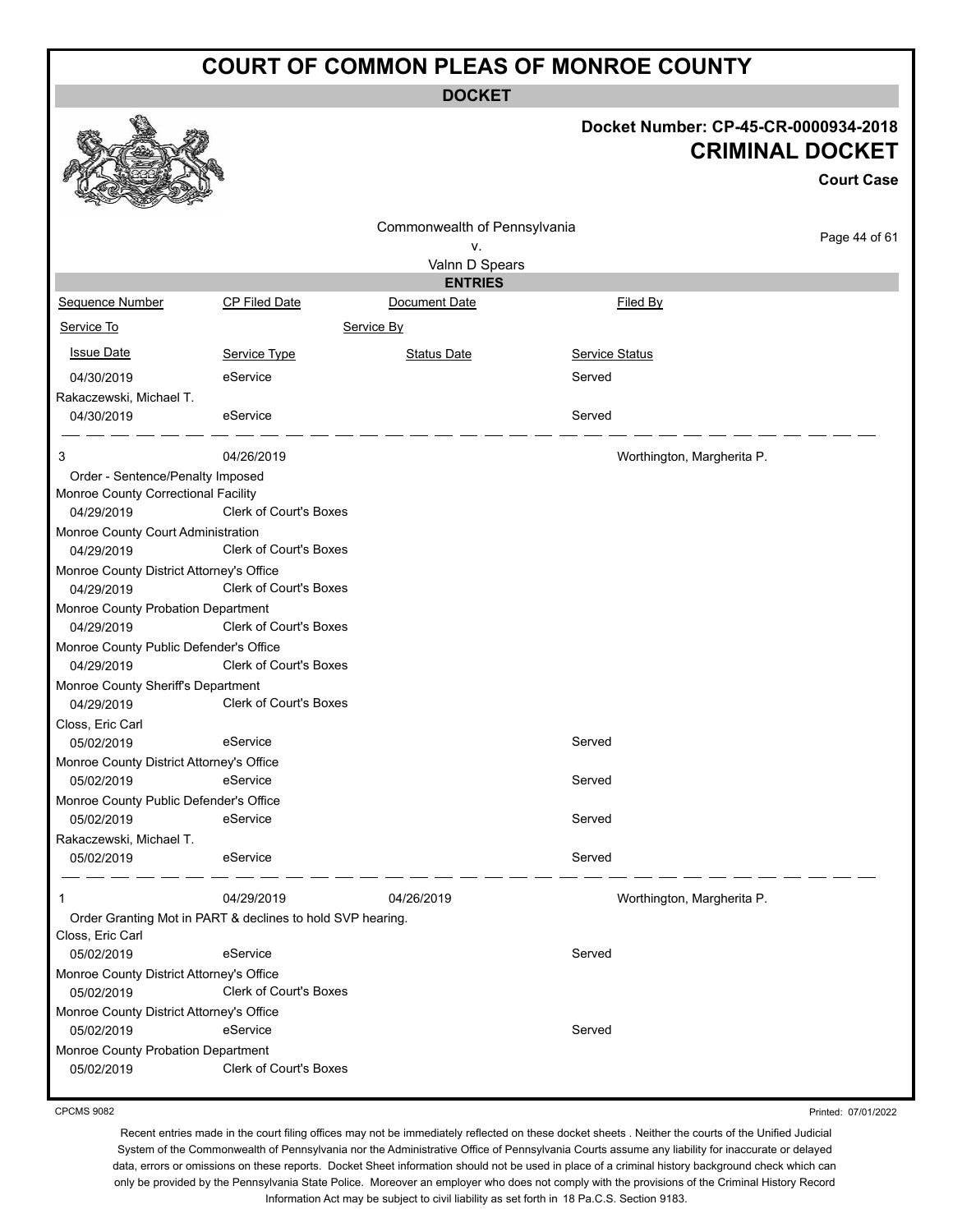# COURT OF COMMON PLEAS OF MONROE COUNTY

**DOCKET**

**Docket Number: CP-45-CR-0000934-2018**

**CRIMINAL DOCKET**

**Court Case**

Commonwealth of Pennsylvania
v.
Valnn D Spears

**ENTRIES**

| Sequence Number | CP Filed Date | Document Date | Filed By |
|---|---|---|---|
| Service To | Service By | | |
| Issue Date | Service Type | Status Date | Service Status |
| 04/30/2019 | eService | | Served |
| Rakaczewski, Michael T. | | | |
| 04/30/2019 | eService | | Served |
| 3 | 04/26/2019 | | Worthington, Margherita P. |
| Order - Sentence/Penalty Imposed | | | |
| Monroe County Correctional Facility | | | |
| 04/29/2019 | Clerk of Court's Boxes | | |
| Monroe County Court Administration | | | |
| 04/29/2019 | Clerk of Court's Boxes | | |
| Monroe County District Attorney's Office | | | |
| 04/29/2019 | Clerk of Court's Boxes | | |
| Monroe County Probation Department | | | |
| 04/29/2019 | Clerk of Court's Boxes | | |
| Monroe County Public Defender's Office | | | |
| 04/29/2019 | Clerk of Court's Boxes | | |
| Monroe County Sheriff's Department | | | |
| 04/29/2019 | Clerk of Court's Boxes | | |
| Closs, Eric Carl | | | |
| 05/02/2019 | eService | | Served |
| Monroe County District Attorney's Office | | | |
| 05/02/2019 | eService | | Served |
| Monroe County Public Defender's Office | | | |
| 05/02/2019 | eService | | Served |
| Rakaczewski, Michael T. | | | |
| 05/02/2019 | eService | | Served |
| 1 | 04/29/2019 | 04/26/2019 | Worthington, Margherita P. |
| Order Granting Mot in PART & declines to hold SVP hearing. | | | |
| Closs, Eric Carl | | | |
| 05/02/2019 | eService | | Served |
| Monroe County District Attorney's Office | | | |
| 05/02/2019 | Clerk of Court's Boxes | | |
| Monroe County District Attorney's Office | | | |
| 05/02/2019 | eService | | Served |
| Monroe County Probation Department | | | |
| 05/02/2019 | Clerk of Court's Boxes | | |

CPCMS 9082

Printed: 07/01/2022

Recent entries made in the court filing offices may not be immediately reflected on these docket sheets . Neither the courts of the Unified Judicial System of the Commonwealth of Pennsylvania nor the Administrative Office of Pennsylvania Courts assume any liability for inaccurate or delayed data, errors or omissions on these reports. Docket Sheet information should not be used in place of a criminal history background check which can only be provided by the Pennsylvania State Police. Moreover an employer who does not comply with the provisions of the Criminal History Record Information Act may be subject to civil liability as set forth in 18 Pa.C.S. Section 9183.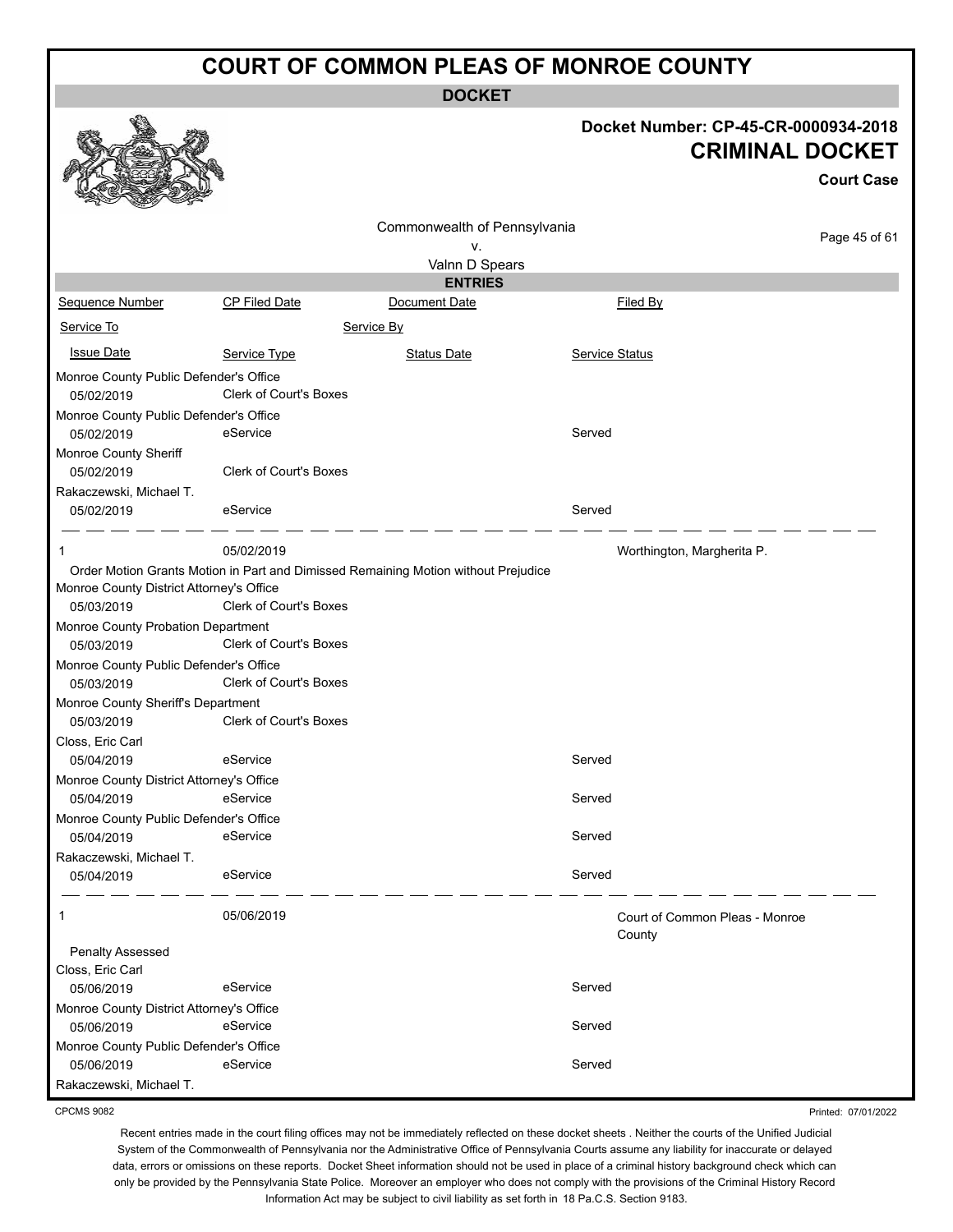# COURT OF COMMON PLEAS OF MONROE COUNTY

## DOCKET

**Docket Number: CP-45-CR-0000934-2018**

**CRIMINAL DOCKET**

**Court Case**

Commonwealth of Pennsylvania
v.
Valnn D Spears

### ENTRIES

| Sequence Number | CP Filed Date | Document Date | Filed By |
|---|---|---|---|
| Service To | | Service By | |
| Issue Date | Service Type | Status Date | Service Status |

| | | | |
|---|---|---|---|
| Monroe County Public Defender's Office | | | |
| 05/02/2019 | Clerk of Court's Boxes | | |
| Monroe County Public Defender's Office | | | |
| 05/02/2019 | eService | | Served |
| Monroe County Sheriff | | | |
| 05/02/2019 | Clerk of Court's Boxes | | |
| Rakaczewski, Michael T. | | | |
| 05/02/2019 | eService | | Served |

| | | | |
|---|---|---|---|
| 1 | 05/02/2019 | | Worthington, Margherita P. |
| Order Motion Grants Motion in Part and Dimissed Remaining Motion without Prejudice | | | |
| Monroe County District Attorney's Office | | | |
| 05/03/2019 | Clerk of Court's Boxes | | |
| Monroe County Probation Department | | | |
| 05/03/2019 | Clerk of Court's Boxes | | |
| Monroe County Public Defender's Office | | | |
| 05/03/2019 | Clerk of Court's Boxes | | |
| Monroe County Sheriff's Department | | | |
| 05/03/2019 | Clerk of Court's Boxes | | |
| Closs, Eric Carl | | | |
| 05/04/2019 | eService | | Served |
| Monroe County District Attorney's Office | | | |
| 05/04/2019 | eService | | Served |
| Monroe County Public Defender's Office | | | |
| 05/04/2019 | eService | | Served |
| Rakaczewski, Michael T. | | | |
| 05/04/2019 | eService | | Served |

| | | | |
|---|---|---|---|
| 1 | 05/06/2019 | | Court of Common Pleas - Monroe County |
| Penalty Assessed | | | |
| Closs, Eric Carl | | | |
| 05/06/2019 | eService | | Served |
| Monroe County District Attorney's Office | | | |
| 05/06/2019 | eService | | Served |
| Monroe County Public Defender's Office | | | |
| 05/06/2019 | eService | | Served |
| Rakaczewski, Michael T. | | | |

CPCMS 9082

Printed: 07/01/2022

Recent entries made in the court filing offices may not be immediately reflected on these docket sheets . Neither the courts of the Unified Judicial System of the Commonwealth of Pennsylvania nor the Administrative Office of Pennsylvania Courts assume any liability for inaccurate or delayed data, errors or omissions on these reports. Docket Sheet information should not be used in place of a criminal history background check which can only be provided by the Pennsylvania State Police. Moreover an employer who does not comply with the provisions of the Criminal History Record Information Act may be subject to civil liability as set forth in 18 Pa.C.S. Section 9183.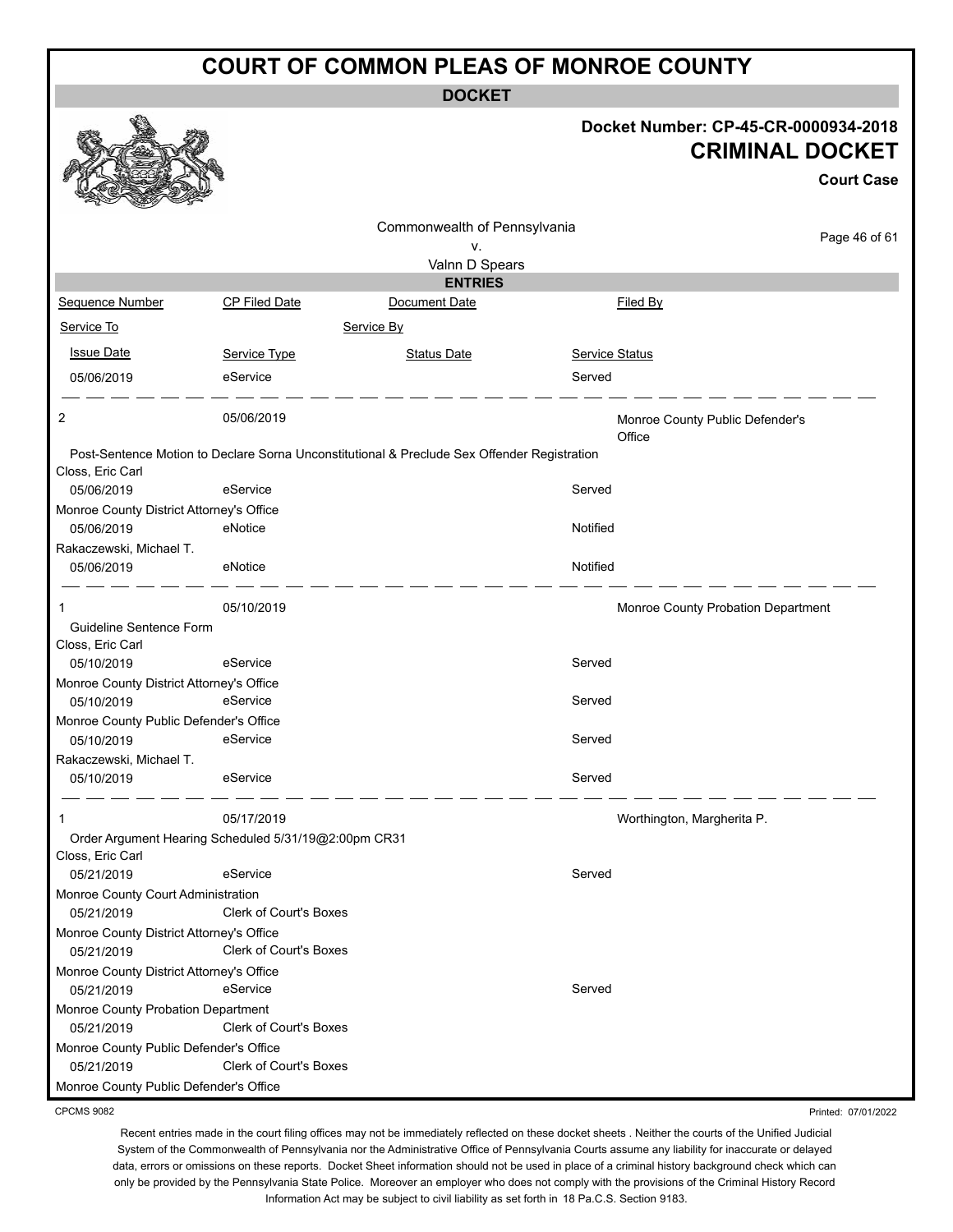# COURT OF COMMON PLEAS OF MONROE COUNTY

## DOCKET

**Docket Number: CP-45-CR-0000934-2018**

**CRIMINAL DOCKET**

**Court Case**

Commonwealth of Pennsylvania
v.
Valnn D Spears

### ENTRIES

| Sequence Number | CP Filed Date | Document Date | Filed By |
|---|---|---|---|
| Service To | | Service By | |
| Issue Date | Service Type | Status Date | Service Status |

| | | | |
|---|---|---|---|
| 05/06/2019 | eService | | Served |

---

**2** — 05/06/2019 — Monroe County Public Defender's Office

Post-Sentence Motion to Declare Sorna Unconstitutional & Preclude Sex Offender Registration

| Service To | Issue Date | Service Type | Status Date | Service Status |
|---|---|---|---|---|
| Closs, Eric Carl | 05/06/2019 | eService | | Served |
| Monroe County District Attorney's Office | 05/06/2019 | eNotice | | Notified |
| Rakaczewski, Michael T. | 05/06/2019 | eNotice | | Notified |

---

**1** — 05/10/2019 — Monroe County Probation Department

Guideline Sentence Form

| Service To | Issue Date | Service Type | Status Date | Service Status |
|---|---|---|---|---|
| Closs, Eric Carl | 05/10/2019 | eService | | Served |
| Monroe County District Attorney's Office | 05/10/2019 | eService | | Served |
| Monroe County Public Defender's Office | 05/10/2019 | eService | | Served |
| Rakaczewski, Michael T. | 05/10/2019 | eService | | Served |

---

**1** — 05/17/2019 — Worthington, Margherita P.

Order Argument Hearing Scheduled 5/31/19@2:00pm CR31

| Service To | Issue Date | Service Type | Status Date | Service Status |
|---|---|---|---|---|
| Closs, Eric Carl | 05/21/2019 | eService | | Served |
| Monroe County Court Administration | 05/21/2019 | Clerk of Court's Boxes | | |
| Monroe County District Attorney's Office | 05/21/2019 | Clerk of Court's Boxes | | |
| Monroe County District Attorney's Office | 05/21/2019 | eService | | Served |
| Monroe County Probation Department | 05/21/2019 | Clerk of Court's Boxes | | |
| Monroe County Public Defender's Office | 05/21/2019 | Clerk of Court's Boxes | | |
| Monroe County Public Defender's Office | | | | |

CPCMS 9082

Printed: 07/01/2022

Recent entries made in the court filing offices may not be immediately reflected on these docket sheets . Neither the courts of the Unified Judicial System of the Commonwealth of Pennsylvania nor the Administrative Office of Pennsylvania Courts assume any liability for inaccurate or delayed data, errors or omissions on these reports. Docket Sheet information should not be used in place of a criminal history background check which can only be provided by the Pennsylvania State Police. Moreover an employer who does not comply with the provisions of the Criminal History Record Information Act may be subject to civil liability as set forth in 18 Pa.C.S. Section 9183.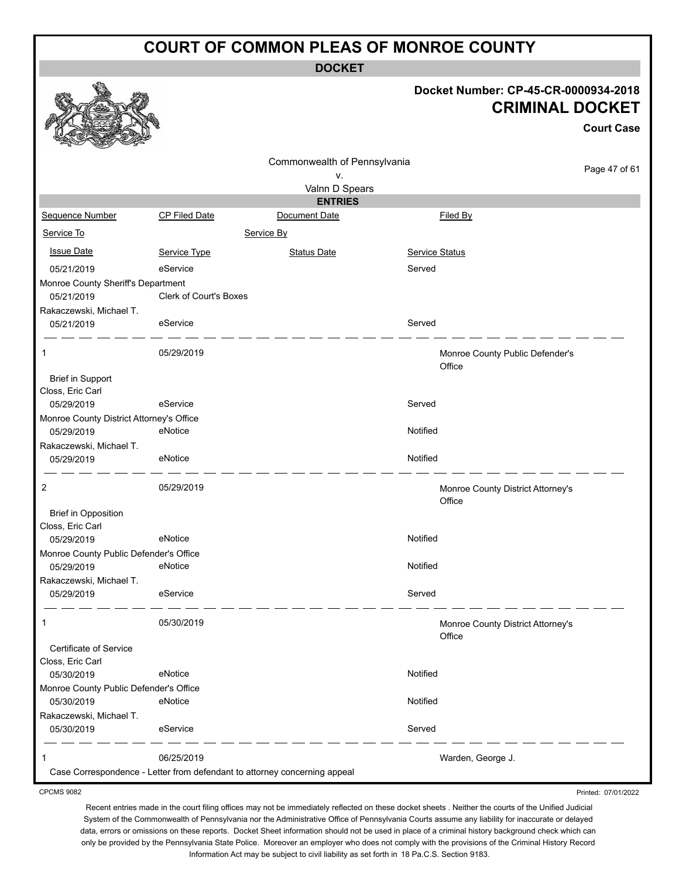# COURT OF COMMON PLEAS OF MONROE COUNTY

## DOCKET

**Docket Number: CP-45-CR-0000934-2018**

**CRIMINAL DOCKET**

**Court Case**

Commonwealth of Pennsylvania
v.
Valnn D Spears

### ENTRIES

| Sequence Number | CP Filed Date | Document Date | Filed By |
|---|---|---|---|
| Service To | | Service By | |
| Issue Date | Service Type | Status Date | Service Status |
| 05/21/2019 | eService | | Served |
| Monroe County Sheriff's Department | | | |
| 05/21/2019 | Clerk of Court's Boxes | | |
| Rakaczewski, Michael T. | | | |
| 05/21/2019 | eService | | Served |
| 1 | 05/29/2019 | | Monroe County Public Defender's Office |
| Brief in Support | | | |
| Closs, Eric Carl | | | |
| 05/29/2019 | eService | | Served |
| Monroe County District Attorney's Office | | | |
| 05/29/2019 | eNotice | | Notified |
| Rakaczewski, Michael T. | | | |
| 05/29/2019 | eNotice | | Notified |
| 2 | 05/29/2019 | | Monroe County District Attorney's Office |
| Brief in Opposition | | | |
| Closs, Eric Carl | | | |
| 05/29/2019 | eNotice | | Notified |
| Monroe County Public Defender's Office | | | |
| 05/29/2019 | eNotice | | Notified |
| Rakaczewski, Michael T. | | | |
| 05/29/2019 | eService | | Served |
| 1 | 05/30/2019 | | Monroe County District Attorney's Office |
| Certificate of Service | | | |
| Closs, Eric Carl | | | |
| 05/30/2019 | eNotice | | Notified |
| Monroe County Public Defender's Office | | | |
| 05/30/2019 | eNotice | | Notified |
| Rakaczewski, Michael T. | | | |
| 05/30/2019 | eService | | Served |
| 1 | 06/25/2019 | | Warden, George J. |
| Case Correspondence - Letter from defendant to attorney concerning appeal | | | |

CPCMS 9082

Printed: 07/01/2022

Recent entries made in the court filing offices may not be immediately reflected on these docket sheets . Neither the courts of the Unified Judicial System of the Commonwealth of Pennsylvania nor the Administrative Office of Pennsylvania Courts assume any liability for inaccurate or delayed data, errors or omissions on these reports. Docket Sheet information should not be used in place of a criminal history background check which can only be provided by the Pennsylvania State Police. Moreover an employer who does not comply with the provisions of the Criminal History Record Information Act may be subject to civil liability as set forth in 18 Pa.C.S. Section 9183.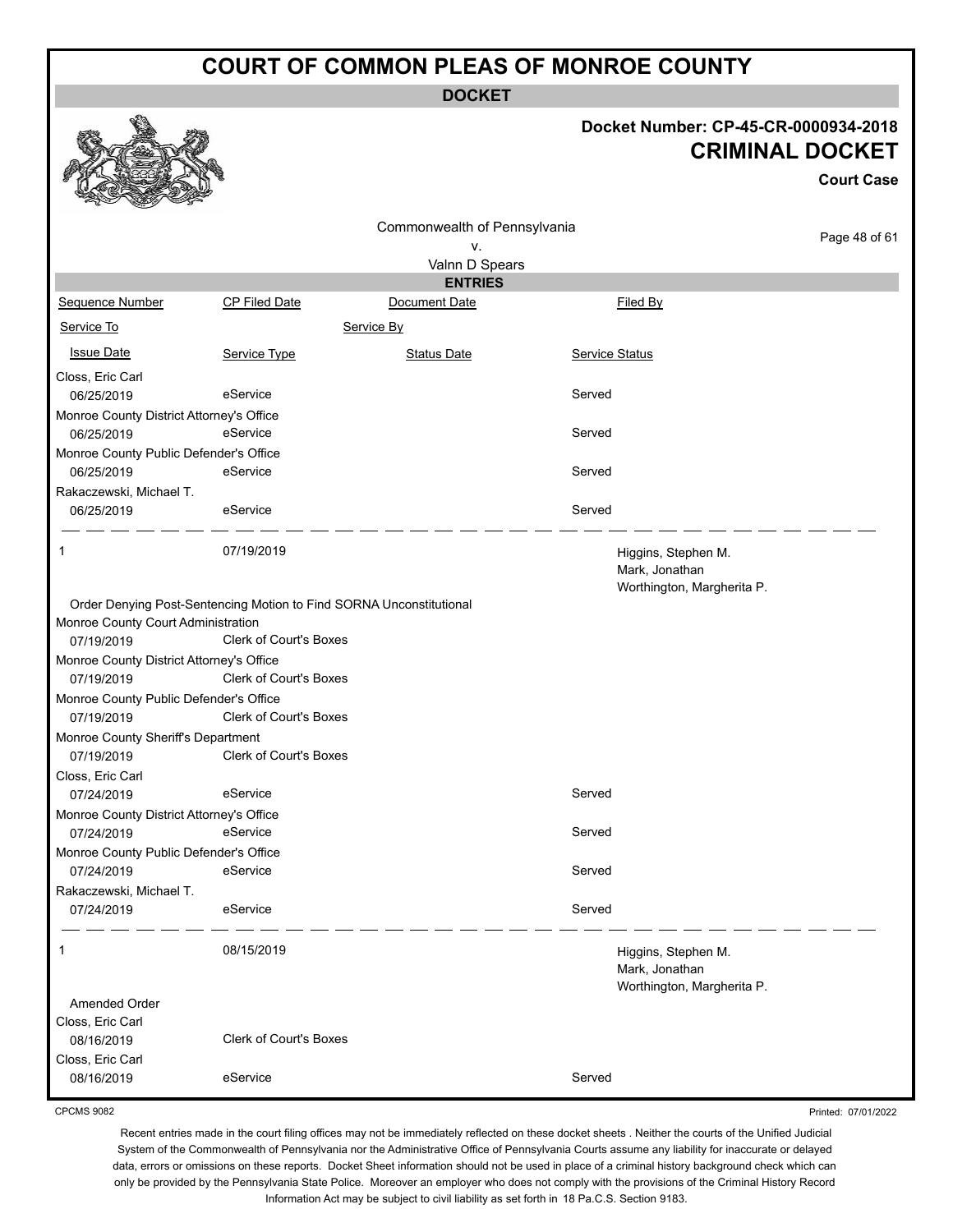# COURT OF COMMON PLEAS OF MONROE COUNTY

**DOCKET**

**Docket Number: CP-45-CR-0000934-2018**

**CRIMINAL DOCKET**

**Court Case**

Commonwealth of Pennsylvania
v.
Valnn D Spears

**ENTRIES**

| Sequence Number | CP Filed Date | Document Date | Filed By |
|---|---|---|---|
| Service To | | Service By | |
| Issue Date | Service Type | Status Date | Service Status |
| Closs, Eric Carl | | | |
| 06/25/2019 | eService | | Served |
| Monroe County District Attorney's Office | | | |
| 06/25/2019 | eService | | Served |
| Monroe County Public Defender's Office | | | |
| 06/25/2019 | eService | | Served |
| Rakaczewski, Michael T. | | | |
| 06/25/2019 | eService | | Served |
| 1 | 07/19/2019 | | Higgins, Stephen M.<br>Mark, Jonathan<br>Worthington, Margherita P. |
| Order Denying Post-Sentencing Motion to Find SORNA Unconstitutional | | | |
| Monroe County Court Administration | | | |
| 07/19/2019 | Clerk of Court's Boxes | | |
| Monroe County District Attorney's Office | | | |
| 07/19/2019 | Clerk of Court's Boxes | | |
| Monroe County Public Defender's Office | | | |
| 07/19/2019 | Clerk of Court's Boxes | | |
| Monroe County Sheriff's Department | | | |
| 07/19/2019 | Clerk of Court's Boxes | | |
| Closs, Eric Carl | | | |
| 07/24/2019 | eService | | Served |
| Monroe County District Attorney's Office | | | |
| 07/24/2019 | eService | | Served |
| Monroe County Public Defender's Office | | | |
| 07/24/2019 | eService | | Served |
| Rakaczewski, Michael T. | | | |
| 07/24/2019 | eService | | Served |
| 1 | 08/15/2019 | | Higgins, Stephen M.<br>Mark, Jonathan<br>Worthington, Margherita P. |
| Amended Order | | | |
| Closs, Eric Carl | | | |
| 08/16/2019 | Clerk of Court's Boxes | | |
| Closs, Eric Carl | | | |
| 08/16/2019 | eService | | Served |

CPCMS 9082

Printed: 07/01/2022

Recent entries made in the court filing offices may not be immediately reflected on these docket sheets . Neither the courts of the Unified Judicial System of the Commonwealth of Pennsylvania nor the Administrative Office of Pennsylvania Courts assume any liability for inaccurate or delayed data, errors or omissions on these reports. Docket Sheet information should not be used in place of a criminal history background check which can only be provided by the Pennsylvania State Police. Moreover an employer who does not comply with the provisions of the Criminal History Record Information Act may be subject to civil liability as set forth in 18 Pa.C.S. Section 9183.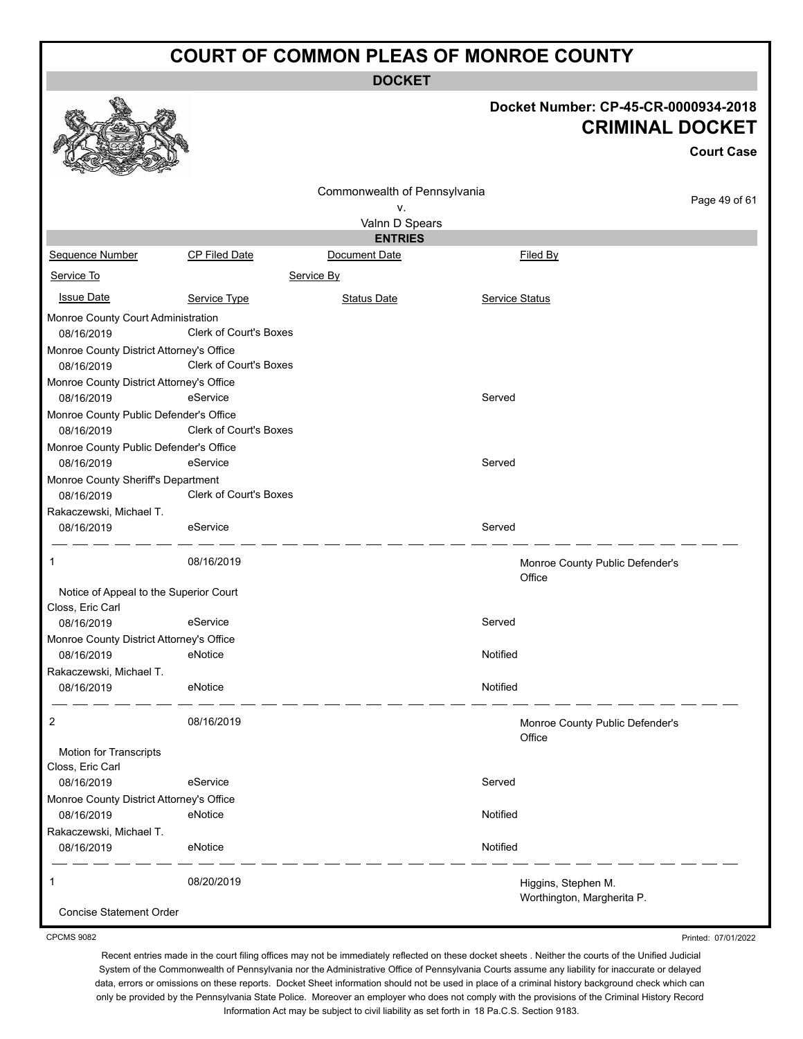# COURT OF COMMON PLEAS OF MONROE COUNTY

**DOCKET**

**Docket Number: CP-45-CR-0000934-2018**

**CRIMINAL DOCKET**

**Court Case**

Commonwealth of Pennsylvania
v.
Valnn D Spears

**ENTRIES**

| Sequence Number | CP Filed Date | Document Date | Filed By |
|---|---|---|---|
| Service To | | Service By | |
| Issue Date | Service Type | Status Date | Service Status |

| | | | |
|---|---|---|---|
| Monroe County Court Administration | | | |
| 08/16/2019 | Clerk of Court's Boxes | | |
| Monroe County District Attorney's Office | | | |
| 08/16/2019 | Clerk of Court's Boxes | | |
| Monroe County District Attorney's Office | | | |
| 08/16/2019 | eService | | Served |
| Monroe County Public Defender's Office | | | |
| 08/16/2019 | Clerk of Court's Boxes | | |
| Monroe County Public Defender's Office | | | |
| 08/16/2019 | eService | | Served |
| Monroe County Sheriff's Department | | | |
| 08/16/2019 | Clerk of Court's Boxes | | |
| Rakaczewski, Michael T. | | | |
| 08/16/2019 | eService | | Served |

| | | | |
|---|---|---|---|
| 1 | 08/16/2019 | | Monroe County Public Defender's Office |
| Notice of Appeal to the Superior Court | | | |
| Closs, Eric Carl | | | |
| 08/16/2019 | eService | | Served |
| Monroe County District Attorney's Office | | | |
| 08/16/2019 | eNotice | | Notified |
| Rakaczewski, Michael T. | | | |
| 08/16/2019 | eNotice | | Notified |

| | | | |
|---|---|---|---|
| 2 | 08/16/2019 | | Monroe County Public Defender's Office |
| Motion for Transcripts | | | |
| Closs, Eric Carl | | | |
| 08/16/2019 | eService | | Served |
| Monroe County District Attorney's Office | | | |
| 08/16/2019 | eNotice | | Notified |
| Rakaczewski, Michael T. | | | |
| 08/16/2019 | eNotice | | Notified |

| | | | |
|---|---|---|---|
| 1 | 08/20/2019 | | Higgins, Stephen M.<br>Worthington, Margherita P. |
| Concise Statement Order | | | |

CPCMS 9082

Printed: 07/01/2022

Recent entries made in the court filing offices may not be immediately reflected on these docket sheets . Neither the courts of the Unified Judicial System of the Commonwealth of Pennsylvania nor the Administrative Office of Pennsylvania Courts assume any liability for inaccurate or delayed data, errors or omissions on these reports. Docket Sheet information should not be used in place of a criminal history background check which can only be provided by the Pennsylvania State Police. Moreover an employer who does not comply with the provisions of the Criminal History Record Information Act may be subject to civil liability as set forth in 18 Pa.C.S. Section 9183.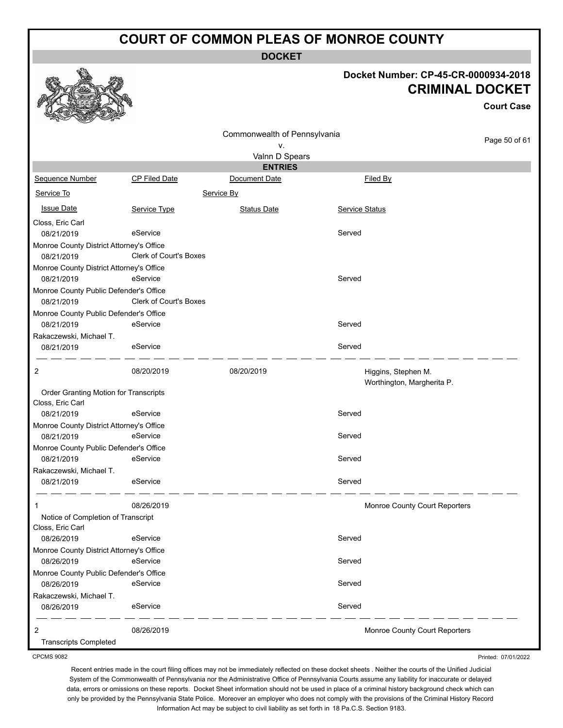# COURT OF COMMON PLEAS OF MONROE COUNTY

**DOCKET**

**Docket Number: CP-45-CR-0000934-2018**

**CRIMINAL DOCKET**

**Court Case**

Commonwealth of Pennsylvania
v.
Valnn D Spears

**ENTRIES**

| Sequence Number | CP Filed Date | Document Date | Filed By |
|---|---|---|---|
| Service To | | Service By | |
| Issue Date | Service Type | Status Date | Service Status |
| Closs, Eric Carl | | | |
| 08/21/2019 | eService | | Served |
| Monroe County District Attorney's Office | | | |
| 08/21/2019 | Clerk of Court's Boxes | | |
| Monroe County District Attorney's Office | | | |
| 08/21/2019 | eService | | Served |
| Monroe County Public Defender's Office | | | |
| 08/21/2019 | Clerk of Court's Boxes | | |
| Monroe County Public Defender's Office | | | |
| 08/21/2019 | eService | | Served |
| Rakaczewski, Michael T. | | | |
| 08/21/2019 | eService | | Served |
| 2 | 08/20/2019 | 08/20/2019 | Higgins, Stephen M.<br>Worthington, Margherita P. |
| Order Granting Motion for Transcripts | | | |
| Closs, Eric Carl | | | |
| 08/21/2019 | eService | | Served |
| Monroe County District Attorney's Office | | | |
| 08/21/2019 | eService | | Served |
| Monroe County Public Defender's Office | | | |
| 08/21/2019 | eService | | Served |
| Rakaczewski, Michael T. | | | |
| 08/21/2019 | eService | | Served |
| 1 | 08/26/2019 | | Monroe County Court Reporters |
| Notice of Completion of Transcript | | | |
| Closs, Eric Carl | | | |
| 08/26/2019 | eService | | Served |
| Monroe County District Attorney's Office | | | |
| 08/26/2019 | eService | | Served |
| Monroe County Public Defender's Office | | | |
| 08/26/2019 | eService | | Served |
| Rakaczewski, Michael T. | | | |
| 08/26/2019 | eService | | Served |
| 2 | 08/26/2019 | | Monroe County Court Reporters |
| Transcripts Completed | | | |

CPCMS 9082

Printed: 07/01/2022

Recent entries made in the court filing offices may not be immediately reflected on these docket sheets . Neither the courts of the Unified Judicial System of the Commonwealth of Pennsylvania nor the Administrative Office of Pennsylvania Courts assume any liability for inaccurate or delayed data, errors or omissions on these reports. Docket Sheet information should not be used in place of a criminal history background check which can only be provided by the Pennsylvania State Police. Moreover an employer who does not comply with the provisions of the Criminal History Record Information Act may be subject to civil liability as set forth in 18 Pa.C.S. Section 9183.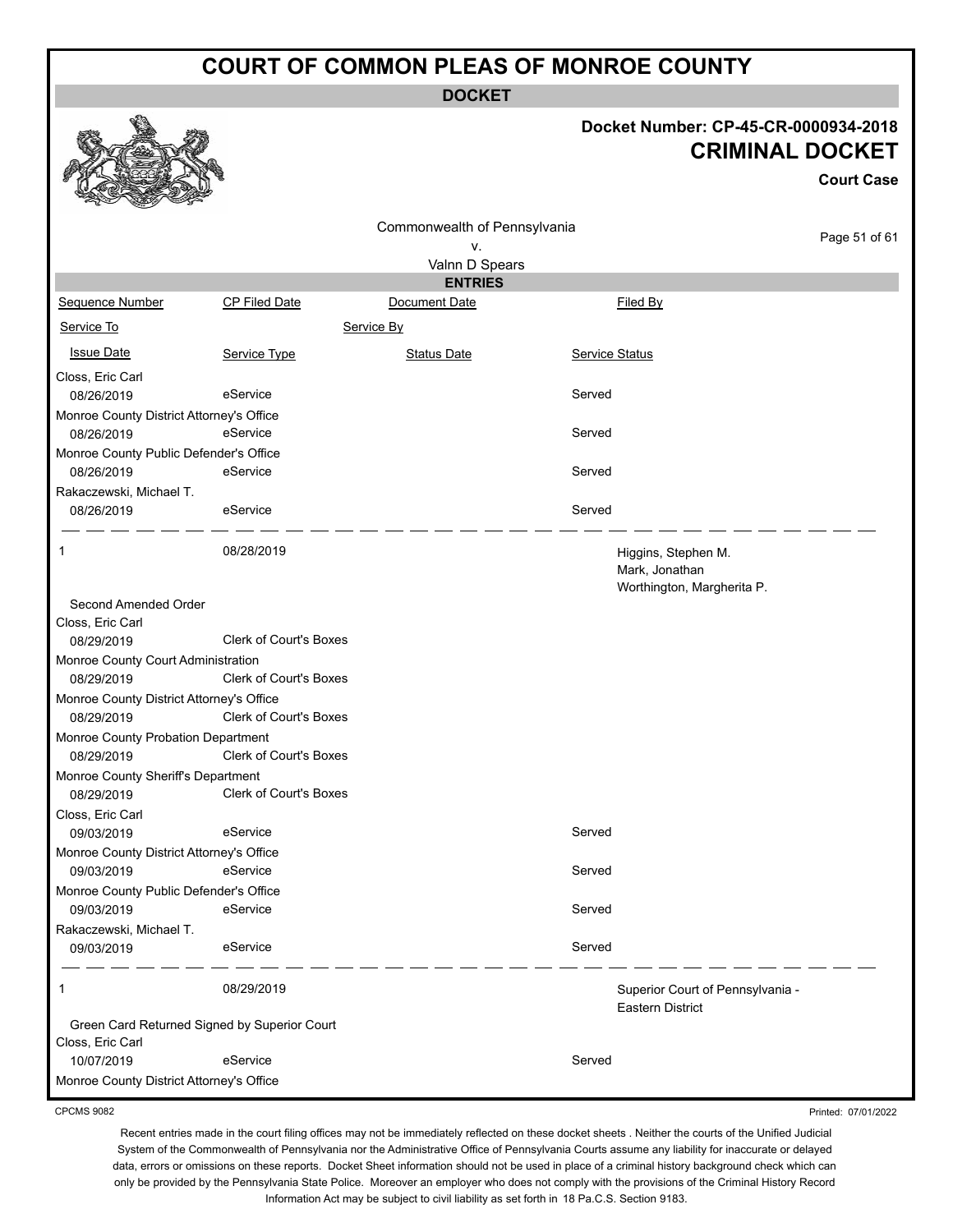# COURT OF COMMON PLEAS OF MONROE COUNTY

## DOCKET

**Docket Number: CP-45-CR-0000934-2018**

**CRIMINAL DOCKET**

**Court Case**

Commonwealth of Pennsylvania
v.
Valnn D Spears

## ENTRIES

| Sequence Number | CP Filed Date | Document Date | Filed By |
|---|---|---|---|
| Service To | | Service By | |
| Issue Date | Service Type | Status Date | Service Status |
| Closs, Eric Carl | | | |
| 08/26/2019 | eService | | Served |
| Monroe County District Attorney's Office | | | |
| 08/26/2019 | eService | | Served |
| Monroe County Public Defender's Office | | | |
| 08/26/2019 | eService | | Served |
| Rakaczewski, Michael T. | | | |
| 08/26/2019 | eService | | Served |
| 1 | 08/28/2019 | | Higgins, Stephen M.<br>Mark, Jonathan<br>Worthington, Margherita P. |
| Second Amended Order | | | |
| Closs, Eric Carl | | | |
| 08/29/2019 | Clerk of Court's Boxes | | |
| Monroe County Court Administration | | | |
| 08/29/2019 | Clerk of Court's Boxes | | |
| Monroe County District Attorney's Office | | | |
| 08/29/2019 | Clerk of Court's Boxes | | |
| Monroe County Probation Department | | | |
| 08/29/2019 | Clerk of Court's Boxes | | |
| Monroe County Sheriff's Department | | | |
| 08/29/2019 | Clerk of Court's Boxes | | |
| Closs, Eric Carl | | | |
| 09/03/2019 | eService | | Served |
| Monroe County District Attorney's Office | | | |
| 09/03/2019 | eService | | Served |
| Monroe County Public Defender's Office | | | |
| 09/03/2019 | eService | | Served |
| Rakaczewski, Michael T. | | | |
| 09/03/2019 | eService | | Served |
| 1 | 08/29/2019 | | Superior Court of Pennsylvania - Eastern District |
| Green Card Returned Signed by Superior Court | | | |
| Closs, Eric Carl | | | |
| 10/07/2019 | eService | | Served |
| Monroe County District Attorney's Office | | | |

CPCMS 9082

Printed: 07/01/2022

Recent entries made in the court filing offices may not be immediately reflected on these docket sheets . Neither the courts of the Unified Judicial System of the Commonwealth of Pennsylvania nor the Administrative Office of Pennsylvania Courts assume any liability for inaccurate or delayed data, errors or omissions on these reports. Docket Sheet information should not be used in place of a criminal history background check which can only be provided by the Pennsylvania State Police. Moreover an employer who does not comply with the provisions of the Criminal History Record Information Act may be subject to civil liability as set forth in 18 Pa.C.S. Section 9183.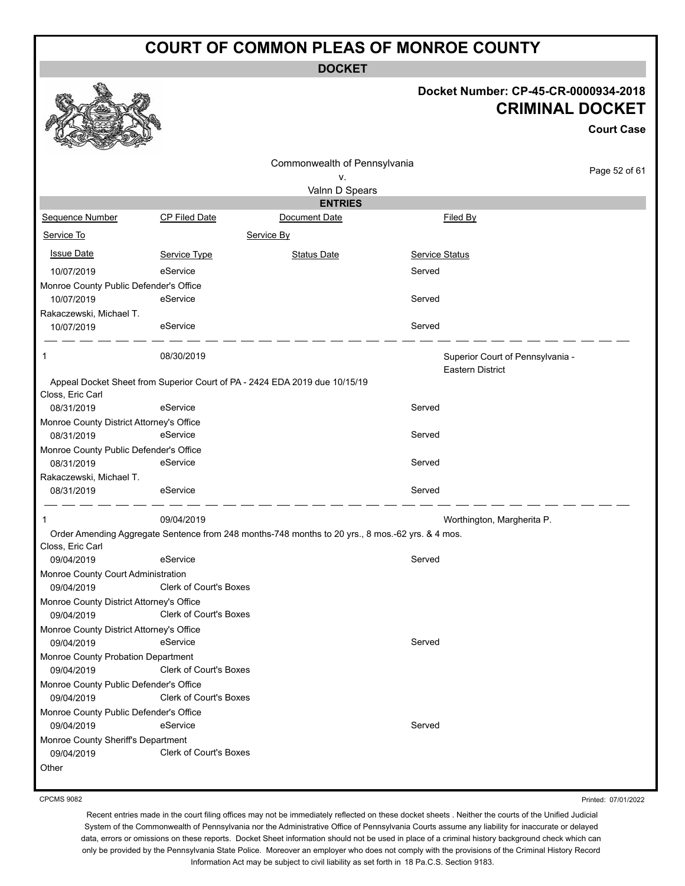# COURT OF COMMON PLEAS OF MONROE COUNTY

**DOCKET**

**Docket Number: CP-45-CR-0000934-2018**

**CRIMINAL DOCKET**

**Court Case**

Commonwealth of Pennsylvania
v.
Valnn D Spears

**ENTRIES**

| Sequence Number | CP Filed Date | Document Date | Filed By |
|---|---|---|---|
| Service To | | Service By | |
| Issue Date | Service Type | Status Date | Service Status |

| | | | |
|---|---|---|---|
| 10/07/2019 | eService | | Served |
| Monroe County Public Defender's Office | | | |
| 10/07/2019 | eService | | Served |
| Rakaczewski, Michael T. | | | |
| 10/07/2019 | eService | | Served |

| | | | |
|---|---|---|---|
| 1 | 08/30/2019 | | Superior Court of Pennsylvania - Eastern District |
| Appeal Docket Sheet from Superior Court of PA - 2424 EDA 2019 due 10/15/19 | | | |
| Closs, Eric Carl | | | |
| 08/31/2019 | eService | | Served |
| Monroe County District Attorney's Office | | | |
| 08/31/2019 | eService | | Served |
| Monroe County Public Defender's Office | | | |
| 08/31/2019 | eService | | Served |
| Rakaczewski, Michael T. | | | |
| 08/31/2019 | eService | | Served |

| | | | |
|---|---|---|---|
| 1 | 09/04/2019 | | Worthington, Margherita P. |
| Order Amending Aggregate Sentence from 248 months-748 months to 20 yrs., 8 mos.-62 yrs. & 4 mos. | | | |
| Closs, Eric Carl | | | |
| 09/04/2019 | eService | | Served |
| Monroe County Court Administration | | | |
| 09/04/2019 | Clerk of Court's Boxes | | |
| Monroe County District Attorney's Office | | | |
| 09/04/2019 | Clerk of Court's Boxes | | |
| Monroe County District Attorney's Office | | | |
| 09/04/2019 | eService | | Served |
| Monroe County Probation Department | | | |
| 09/04/2019 | Clerk of Court's Boxes | | |
| Monroe County Public Defender's Office | | | |
| 09/04/2019 | Clerk of Court's Boxes | | |
| Monroe County Public Defender's Office | | | |
| 09/04/2019 | eService | | Served |
| Monroe County Sheriff's Department | | | |
| 09/04/2019 | Clerk of Court's Boxes | | |
| Other | | | |

CPCMS 9082

Printed: 07/01/2022

Recent entries made in the court filing offices may not be immediately reflected on these docket sheets . Neither the courts of the Unified Judicial System of the Commonwealth of Pennsylvania nor the Administrative Office of Pennsylvania Courts assume any liability for inaccurate or delayed data, errors or omissions on these reports. Docket Sheet information should not be used in place of a criminal history background check which can only be provided by the Pennsylvania State Police. Moreover an employer who does not comply with the provisions of the Criminal History Record Information Act may be subject to civil liability as set forth in 18 Pa.C.S. Section 9183.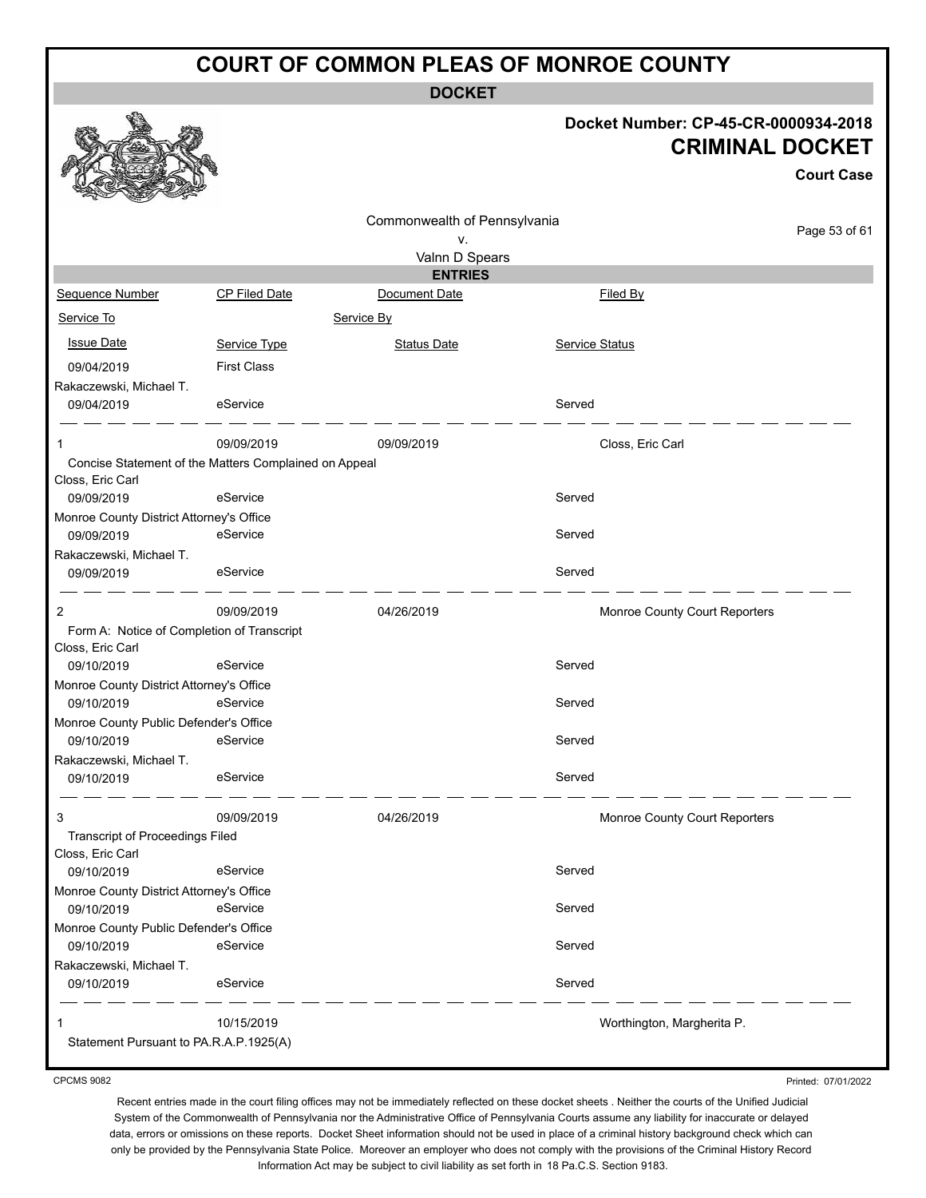# COURT OF COMMON PLEAS OF MONROE COUNTY

**DOCKET**

**Docket Number: CP-45-CR-0000934-2018**

**CRIMINAL DOCKET**

**Court Case**

Commonwealth of Pennsylvania
v.
Valnn D Spears

**ENTRIES**

| Sequence Number | CP Filed Date | Document Date | Filed By |
|---|---|---|---|
| Service To | | Service By | |
| Issue Date | Service Type | Status Date | Service Status |
| 09/04/2019 | First Class | | |
| Rakaczewski, Michael T. | | | |
| 09/04/2019 | eService | | Served |
| 1 | 09/09/2019 | 09/09/2019 | Closs, Eric Carl |
| Concise Statement of the Matters Complained on Appeal | | | |
| Closs, Eric Carl | | | |
| 09/09/2019 | eService | | Served |
| Monroe County District Attorney's Office | | | |
| 09/09/2019 | eService | | Served |
| Rakaczewski, Michael T. | | | |
| 09/09/2019 | eService | | Served |
| 2 | 09/09/2019 | 04/26/2019 | Monroe County Court Reporters |
| Form A: Notice of Completion of Transcript | | | |
| Closs, Eric Carl | | | |
| 09/10/2019 | eService | | Served |
| Monroe County District Attorney's Office | | | |
| 09/10/2019 | eService | | Served |
| Monroe County Public Defender's Office | | | |
| 09/10/2019 | eService | | Served |
| Rakaczewski, Michael T. | | | |
| 09/10/2019 | eService | | Served |
| 3 | 09/09/2019 | 04/26/2019 | Monroe County Court Reporters |
| Transcript of Proceedings Filed | | | |
| Closs, Eric Carl | | | |
| 09/10/2019 | eService | | Served |
| Monroe County District Attorney's Office | | | |
| 09/10/2019 | eService | | Served |
| Monroe County Public Defender's Office | | | |
| 09/10/2019 | eService | | Served |
| Rakaczewski, Michael T. | | | |
| 09/10/2019 | eService | | Served |
| 1 | 10/15/2019 | | Worthington, Margherita P. |
| Statement Pursuant to PA.R.A.P.1925(A) | | | |

CPCMS 9082

Printed: 07/01/2022

Recent entries made in the court filing offices may not be immediately reflected on these docket sheets . Neither the courts of the Unified Judicial System of the Commonwealth of Pennsylvania nor the Administrative Office of Pennsylvania Courts assume any liability for inaccurate or delayed data, errors or omissions on these reports. Docket Sheet information should not be used in place of a criminal history background check which can only be provided by the Pennsylvania State Police. Moreover an employer who does not comply with the provisions of the Criminal History Record Information Act may be subject to civil liability as set forth in 18 Pa.C.S. Section 9183.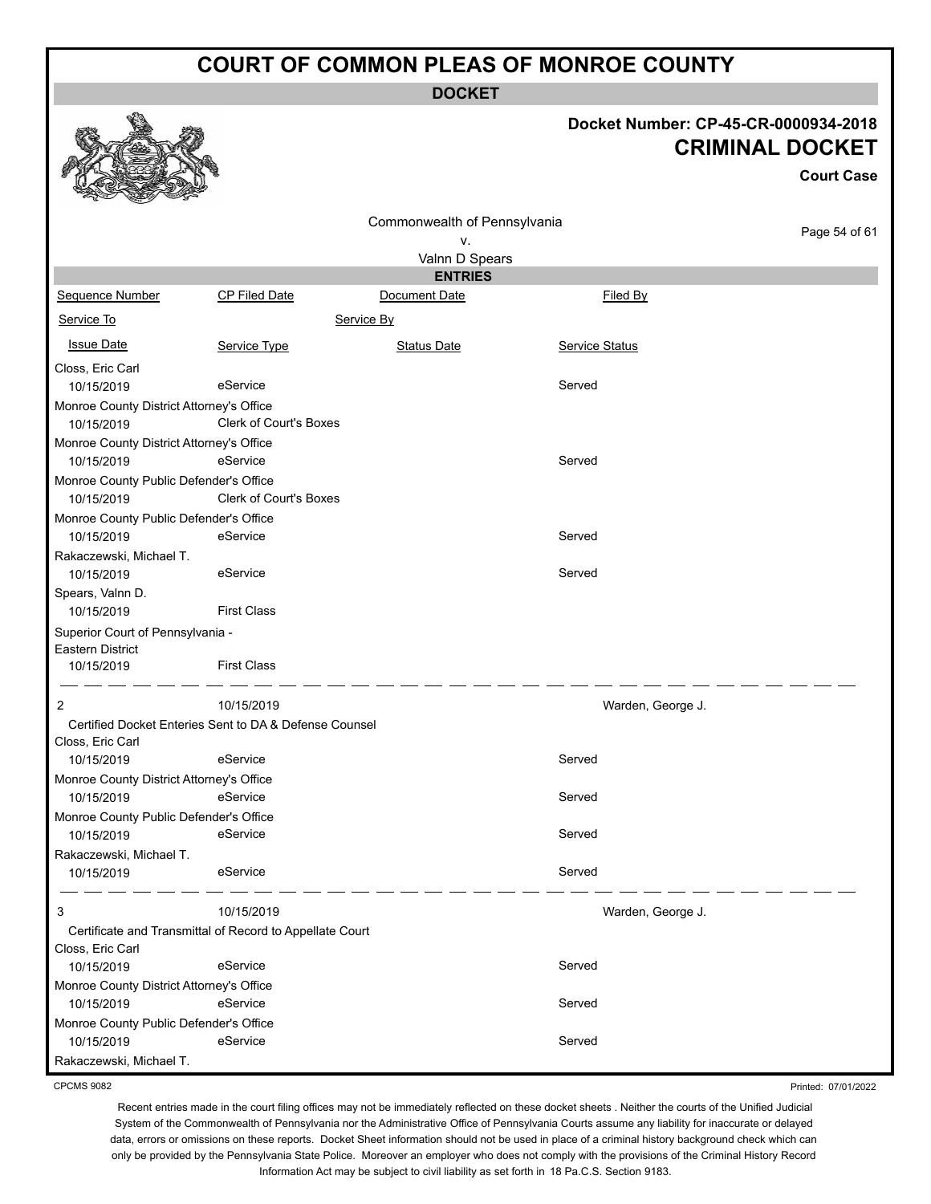# COURT OF COMMON PLEAS OF MONROE COUNTY

## DOCKET

**Docket Number: CP-45-CR-0000934-2018**

**CRIMINAL DOCKET**

**Court Case**

Commonwealth of Pennsylvania
v.
Valnn D Spears

### ENTRIES

| Sequence Number | CP Filed Date | Document Date | Filed By |
|---|---|---|---|
| Service To | Service By | | |
| Issue Date | Service Type | Status Date | Service Status |

| Service To / Issue Date | Service Type | Status Date | Service Status |
|---|---|---|---|
| Closs, Eric Carl | | | |
| 10/15/2019 | eService | | Served |
| Monroe County District Attorney's Office | | | |
| 10/15/2019 | Clerk of Court's Boxes | | |
| Monroe County District Attorney's Office | | | |
| 10/15/2019 | eService | | Served |
| Monroe County Public Defender's Office | | | |
| 10/15/2019 | Clerk of Court's Boxes | | |
| Monroe County Public Defender's Office | | | |
| 10/15/2019 | eService | | Served |
| Rakaczewski, Michael T. | | | |
| 10/15/2019 | eService | | Served |
| Spears, Valnn D. | | | |
| 10/15/2019 | First Class | | |
| Superior Court of Pennsylvania - Eastern District | | | |
| 10/15/2019 | First Class | | |

| Sequence Number | CP Filed Date | Document Date | Filed By |
|---|---|---|---|
| 2 | 10/15/2019 | | Warden, George J. |

Certified Docket Enteries Sent to DA & Defense Counsel

| Service To / Issue Date | Service Type | Status Date | Service Status |
|---|---|---|---|
| Closs, Eric Carl | | | |
| 10/15/2019 | eService | | Served |
| Monroe County District Attorney's Office | | | |
| 10/15/2019 | eService | | Served |
| Monroe County Public Defender's Office | | | |
| 10/15/2019 | eService | | Served |
| Rakaczewski, Michael T. | | | |
| 10/15/2019 | eService | | Served |

| Sequence Number | CP Filed Date | Document Date | Filed By |
|---|---|---|---|
| 3 | 10/15/2019 | | Warden, George J. |

Certificate and Transmittal of Record to Appellate Court

| Service To / Issue Date | Service Type | Status Date | Service Status |
|---|---|---|---|
| Closs, Eric Carl | | | |
| 10/15/2019 | eService | | Served |
| Monroe County District Attorney's Office | | | |
| 10/15/2019 | eService | | Served |
| Monroe County Public Defender's Office | | | |
| 10/15/2019 | eService | | Served |
| Rakaczewski, Michael T. | | | |

CPCMS 9082

Printed: 07/01/2022

Recent entries made in the court filing offices may not be immediately reflected on these docket sheets . Neither the courts of the Unified Judicial System of the Commonwealth of Pennsylvania nor the Administrative Office of Pennsylvania Courts assume any liability for inaccurate or delayed data, errors or omissions on these reports. Docket Sheet information should not be used in place of a criminal history background check which can only be provided by the Pennsylvania State Police. Moreover an employer who does not comply with the provisions of the Criminal History Record Information Act may be subject to civil liability as set forth in 18 Pa.C.S. Section 9183.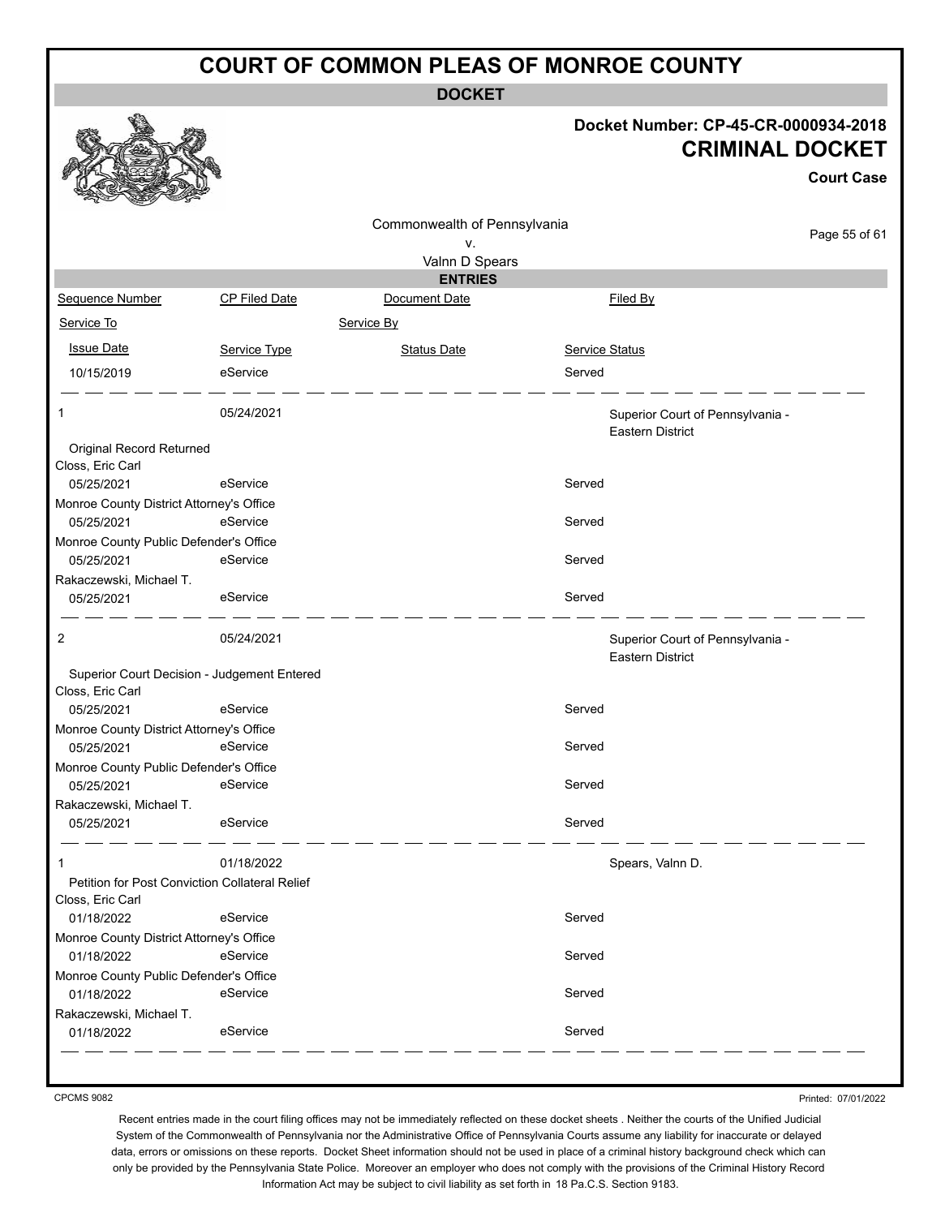# COURT OF COMMON PLEAS OF MONROE COUNTY

**DOCKET**

**Docket Number: CP-45-CR-0000934-2018**

**CRIMINAL DOCKET**

**Court Case**

Commonwealth of Pennsylvania
v.
Valnn D Spears

**ENTRIES**

| Sequence Number | CP Filed Date | Document Date | Filed By |
|---|---|---|---|
| Service To | | Service By | |
| Issue Date | Service Type | Status Date | Service Status |
| 10/15/2019 | eService | | Served |
| 1 | 05/24/2021 | | Superior Court of Pennsylvania - Eastern District |
| Original Record Returned | | | |
| Closs, Eric Carl | | | |
| 05/25/2021 | eService | | Served |
| Monroe County District Attorney's Office | | | |
| 05/25/2021 | eService | | Served |
| Monroe County Public Defender's Office | | | |
| 05/25/2021 | eService | | Served |
| Rakaczewski, Michael T. | | | |
| 05/25/2021 | eService | | Served |
| 2 | 05/24/2021 | | Superior Court of Pennsylvania - Eastern District |
| Superior Court Decision - Judgement Entered | | | |
| Closs, Eric Carl | | | |
| 05/25/2021 | eService | | Served |
| Monroe County District Attorney's Office | | | |
| 05/25/2021 | eService | | Served |
| Monroe County Public Defender's Office | | | |
| 05/25/2021 | eService | | Served |
| Rakaczewski, Michael T. | | | |
| 05/25/2021 | eService | | Served |
| 1 | 01/18/2022 | | Spears, Valnn D. |
| Petition for Post Conviction Collateral Relief | | | |
| Closs, Eric Carl | | | |
| 01/18/2022 | eService | | Served |
| Monroe County District Attorney's Office | | | |
| 01/18/2022 | eService | | Served |
| Monroe County Public Defender's Office | | | |
| 01/18/2022 | eService | | Served |
| Rakaczewski, Michael T. | | | |
| 01/18/2022 | eService | | Served |

CPCMS 9082

Printed: 07/01/2022

Recent entries made in the court filing offices may not be immediately reflected on these docket sheets . Neither the courts of the Unified Judicial System of the Commonwealth of Pennsylvania nor the Administrative Office of Pennsylvania Courts assume any liability for inaccurate or delayed data, errors or omissions on these reports. Docket Sheet information should not be used in place of a criminal history background check which can only be provided by the Pennsylvania State Police. Moreover an employer who does not comply with the provisions of the Criminal History Record Information Act may be subject to civil liability as set forth in 18 Pa.C.S. Section 9183.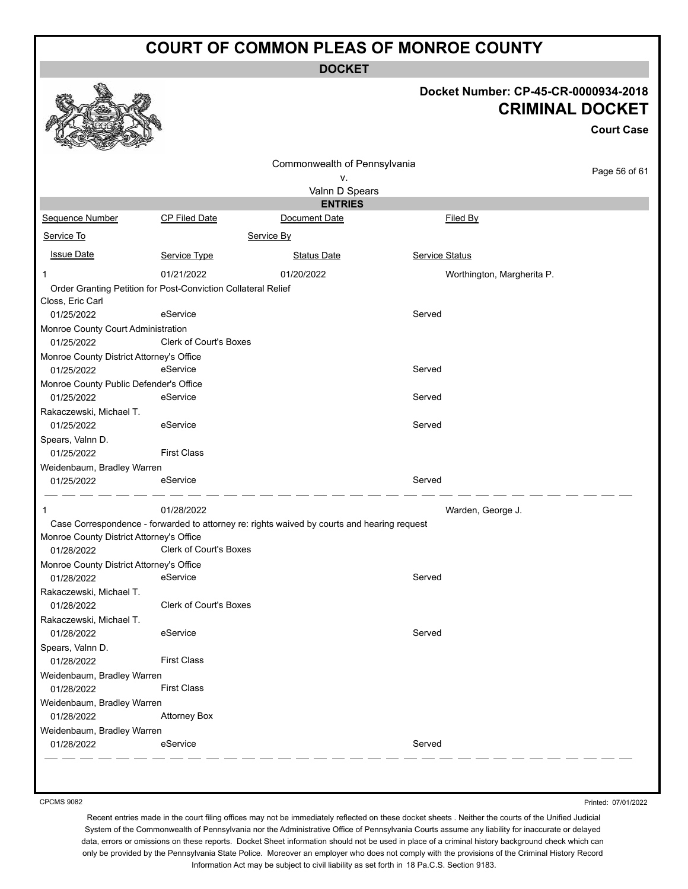# COURT OF COMMON PLEAS OF MONROE COUNTY

## DOCKET

**Docket Number: CP-45-CR-0000934-2018**

## CRIMINAL DOCKET

**Court Case**

Commonwealth of Pennsylvania
v.
Valnn D Spears

### ENTRIES

| Sequence Number | CP Filed Date | Document Date | Filed By |
|---|---|---|---|
| Service To | | Service By | |
| Issue Date | Service Type | Status Date | Service Status |
| 1 | 01/21/2022 | 01/20/2022 | Worthington, Margherita P. |
| Order Granting Petition for Post-Conviction Collateral Relief | | | |
| Closs, Eric Carl | | | |
| 01/25/2022 | eService | | Served |
| Monroe County Court Administration | | | |
| 01/25/2022 | Clerk of Court's Boxes | | |
| Monroe County District Attorney's Office | | | |
| 01/25/2022 | eService | | Served |
| Monroe County Public Defender's Office | | | |
| 01/25/2022 | eService | | Served |
| Rakaczewski, Michael T. | | | |
| 01/25/2022 | eService | | Served |
| Spears, Valnn D. | | | |
| 01/25/2022 | First Class | | |
| Weidenbaum, Bradley Warren | | | |
| 01/25/2022 | eService | | Served |
| 1 | 01/28/2022 | | Warden, George J. |
| Case Correspondence - forwarded to attorney re: rights waived by courts and hearing request | | | |
| Monroe County District Attorney's Office | | | |
| 01/28/2022 | Clerk of Court's Boxes | | |
| Monroe County District Attorney's Office | | | |
| 01/28/2022 | eService | | Served |
| Rakaczewski, Michael T. | | | |
| 01/28/2022 | Clerk of Court's Boxes | | |
| Rakaczewski, Michael T. | | | |
| 01/28/2022 | eService | | Served |
| Spears, Valnn D. | | | |
| 01/28/2022 | First Class | | |
| Weidenbaum, Bradley Warren | | | |
| 01/28/2022 | First Class | | |
| Weidenbaum, Bradley Warren | | | |
| 01/28/2022 | Attorney Box | | |
| Weidenbaum, Bradley Warren | | | |
| 01/28/2022 | eService | | Served |

CPCMS 9082

Printed: 07/01/2022

Recent entries made in the court filing offices may not be immediately reflected on these docket sheets . Neither the courts of the Unified Judicial System of the Commonwealth of Pennsylvania nor the Administrative Office of Pennsylvania Courts assume any liability for inaccurate or delayed data, errors or omissions on these reports. Docket Sheet information should not be used in place of a criminal history background check which can only be provided by the Pennsylvania State Police. Moreover an employer who does not comply with the provisions of the Criminal History Record Information Act may be subject to civil liability as set forth in 18 Pa.C.S. Section 9183.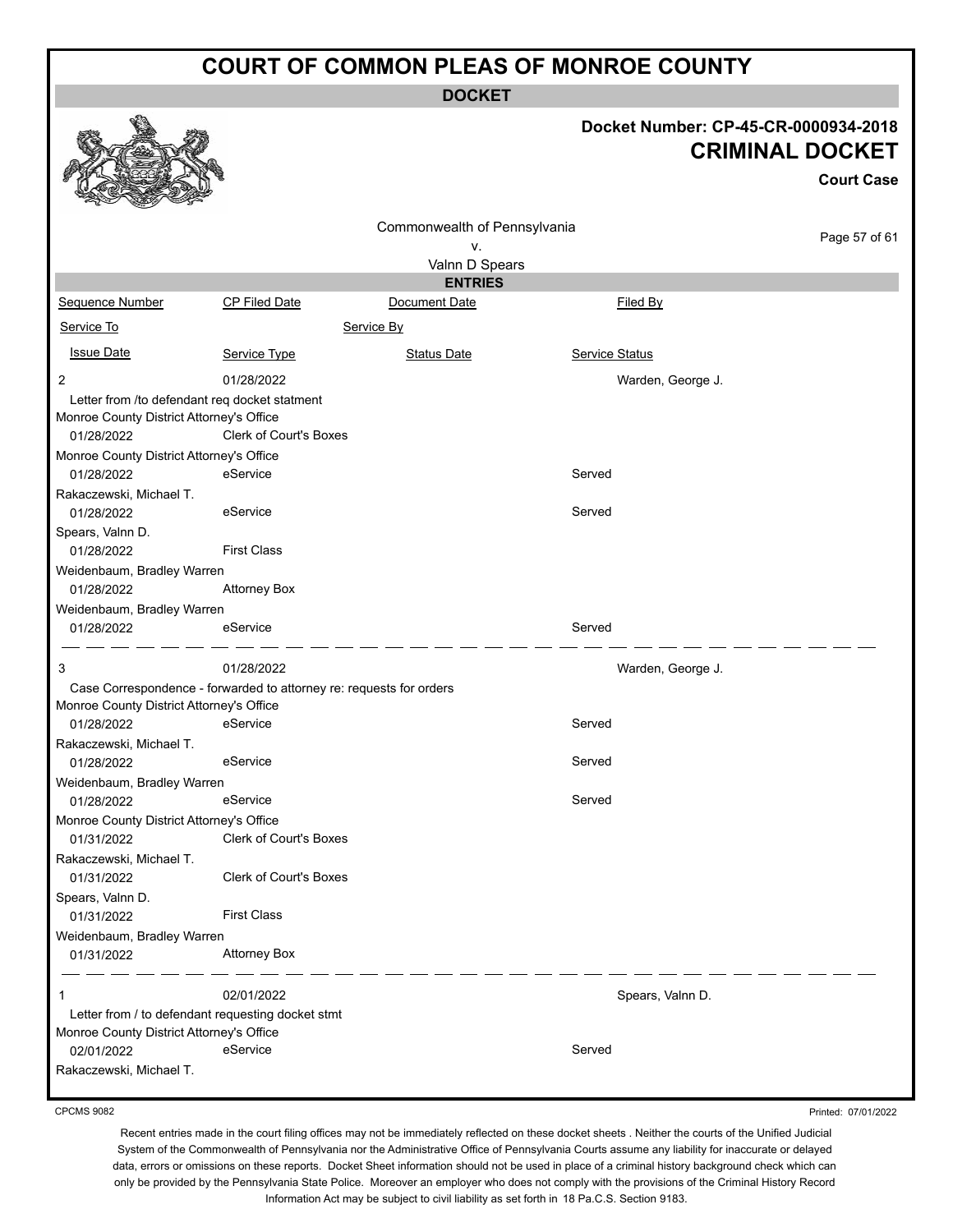# COURT OF COMMON PLEAS OF MONROE COUNTY

**DOCKET**

**Docket Number: CP-45-CR-0000934-2018**

**CRIMINAL DOCKET**

**Court Case**

Commonwealth of Pennsylvania
v.
Valnn D Spears

**ENTRIES**

| Sequence Number | CP Filed Date | Document Date | Filed By |
|---|---|---|---|
| Service To | | Service By | |
| Issue Date | Service Type | Status Date | Service Status |
| 2 | 01/28/2022 | | Warden, George J. |
| Letter from /to defendant req docket statment | | | |
| Monroe County District Attorney's Office | | | |
| 01/28/2022 | Clerk of Court's Boxes | | |
| Monroe County District Attorney's Office | | | |
| 01/28/2022 | eService | | Served |
| Rakaczewski, Michael T. | | | |
| 01/28/2022 | eService | | Served |
| Spears, Valnn D. | | | |
| 01/28/2022 | First Class | | |
| Weidenbaum, Bradley Warren | | | |
| 01/28/2022 | Attorney Box | | |
| Weidenbaum, Bradley Warren | | | |
| 01/28/2022 | eService | | Served |
| 3 | 01/28/2022 | | Warden, George J. |
| Case Correspondence - forwarded to attorney re: requests for orders | | | |
| Monroe County District Attorney's Office | | | |
| 01/28/2022 | eService | | Served |
| Rakaczewski, Michael T. | | | |
| 01/28/2022 | eService | | Served |
| Weidenbaum, Bradley Warren | | | |
| 01/28/2022 | eService | | Served |
| Monroe County District Attorney's Office | | | |
| 01/31/2022 | Clerk of Court's Boxes | | |
| Rakaczewski, Michael T. | | | |
| 01/31/2022 | Clerk of Court's Boxes | | |
| Spears, Valnn D. | | | |
| 01/31/2022 | First Class | | |
| Weidenbaum, Bradley Warren | | | |
| 01/31/2022 | Attorney Box | | |
| 1 | 02/01/2022 | | Spears, Valnn D. |
| Letter from / to defendant requesting docket stmt | | | |
| Monroe County District Attorney's Office | | | |
| 02/01/2022 | eService | | Served |
| Rakaczewski, Michael T. | | | |

CPCMS 9082

Printed: 07/01/2022

Recent entries made in the court filing offices may not be immediately reflected on these docket sheets . Neither the courts of the Unified Judicial System of the Commonwealth of Pennsylvania nor the Administrative Office of Pennsylvania Courts assume any liability for inaccurate or delayed data, errors or omissions on these reports. Docket Sheet information should not be used in place of a criminal history background check which can only be provided by the Pennsylvania State Police. Moreover an employer who does not comply with the provisions of the Criminal History Record Information Act may be subject to civil liability as set forth in 18 Pa.C.S. Section 9183.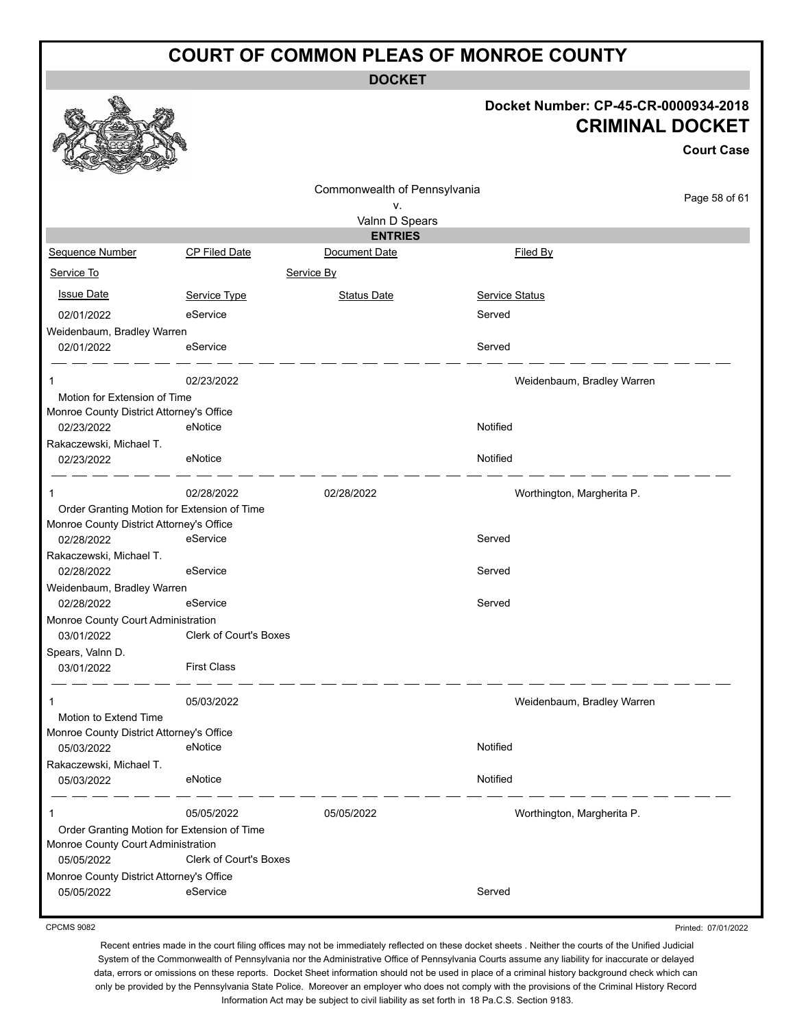# COURT OF COMMON PLEAS OF MONROE COUNTY

## DOCKET

**Docket Number: CP-45-CR-0000934-2018**

**CRIMINAL DOCKET**

**Court Case**

Commonwealth of Pennsylvania
v.
Valnn D Spears

### ENTRIES

| Sequence Number | CP Filed Date | Document Date | Filed By |
|---|---|---|---|
| Service To | | Service By | |
| Issue Date | Service Type | Status Date | Service Status |
| 02/01/2022 | eService | | Served |
| Weidenbaum, Bradley Warren | | | |
| 02/01/2022 | eService | | Served |
| 1 | 02/23/2022 | | Weidenbaum, Bradley Warren |
| Motion for Extension of Time | | | |
| Monroe County District Attorney's Office | | | |
| 02/23/2022 | eNotice | | Notified |
| Rakaczewski, Michael T. | | | |
| 02/23/2022 | eNotice | | Notified |
| 1 | 02/28/2022 | 02/28/2022 | Worthington, Margherita P. |
| Order Granting Motion for Extension of Time | | | |
| Monroe County District Attorney's Office | | | |
| 02/28/2022 | eService | | Served |
| Rakaczewski, Michael T. | | | |
| 02/28/2022 | eService | | Served |
| Weidenbaum, Bradley Warren | | | |
| 02/28/2022 | eService | | Served |
| Monroe County Court Administration | | | |
| 03/01/2022 | Clerk of Court's Boxes | | |
| Spears, Valnn D. | | | |
| 03/01/2022 | First Class | | |
| 1 | 05/03/2022 | | Weidenbaum, Bradley Warren |
| Motion to Extend Time | | | |
| Monroe County District Attorney's Office | | | |
| 05/03/2022 | eNotice | | Notified |
| Rakaczewski, Michael T. | | | |
| 05/03/2022 | eNotice | | Notified |
| 1 | 05/05/2022 | 05/05/2022 | Worthington, Margherita P. |
| Order Granting Motion for Extension of Time | | | |
| Monroe County Court Administration | | | |
| 05/05/2022 | Clerk of Court's Boxes | | |
| Monroe County District Attorney's Office | | | |
| 05/05/2022 | eService | | Served |

CPCMS 9082

Printed: 07/01/2022

Recent entries made in the court filing offices may not be immediately reflected on these docket sheets . Neither the courts of the Unified Judicial System of the Commonwealth of Pennsylvania nor the Administrative Office of Pennsylvania Courts assume any liability for inaccurate or delayed data, errors or omissions on these reports. Docket Sheet information should not be used in place of a criminal history background check which can only be provided by the Pennsylvania State Police. Moreover an employer who does not comply with the provisions of the Criminal History Record Information Act may be subject to civil liability as set forth in 18 Pa.C.S. Section 9183.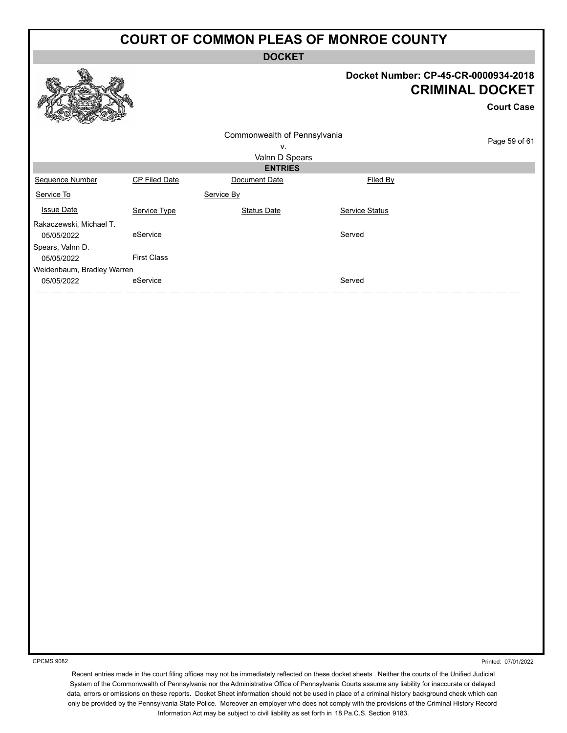# COURT OF COMMON PLEAS OF MONROE COUNTY

**DOCKET**

**Docket Number: CP-45-CR-0000934-2018**

**CRIMINAL DOCKET**

**Court Case**

Commonwealth of Pennsylvania
v.
Valnn D Spears

**ENTRIES**

| Sequence Number | CP Filed Date | Document Date | Filed By |
|---|---|---|---|
| Service To | | Service By | |
| Issue Date | Service Type | Status Date | Service Status |
| Rakaczewski, Michael T. | | | |
| 05/05/2022 | eService | | Served |
| Spears, Valnn D. | | | |
| 05/05/2022 | First Class | | |
| Weidenbaum, Bradley Warren | | | |
| 05/05/2022 | eService | | Served |

CPCMS 9082

Printed: 07/01/2022

Recent entries made in the court filing offices may not be immediately reflected on these docket sheets . Neither the courts of the Unified Judicial System of the Commonwealth of Pennsylvania nor the Administrative Office of Pennsylvania Courts assume any liability for inaccurate or delayed data, errors or omissions on these reports. Docket Sheet information should not be used in place of a criminal history background check which can only be provided by the Pennsylvania State Police. Moreover an employer who does not comply with the provisions of the Criminal History Record Information Act may be subject to civil liability as set forth in 18 Pa.C.S. Section 9183.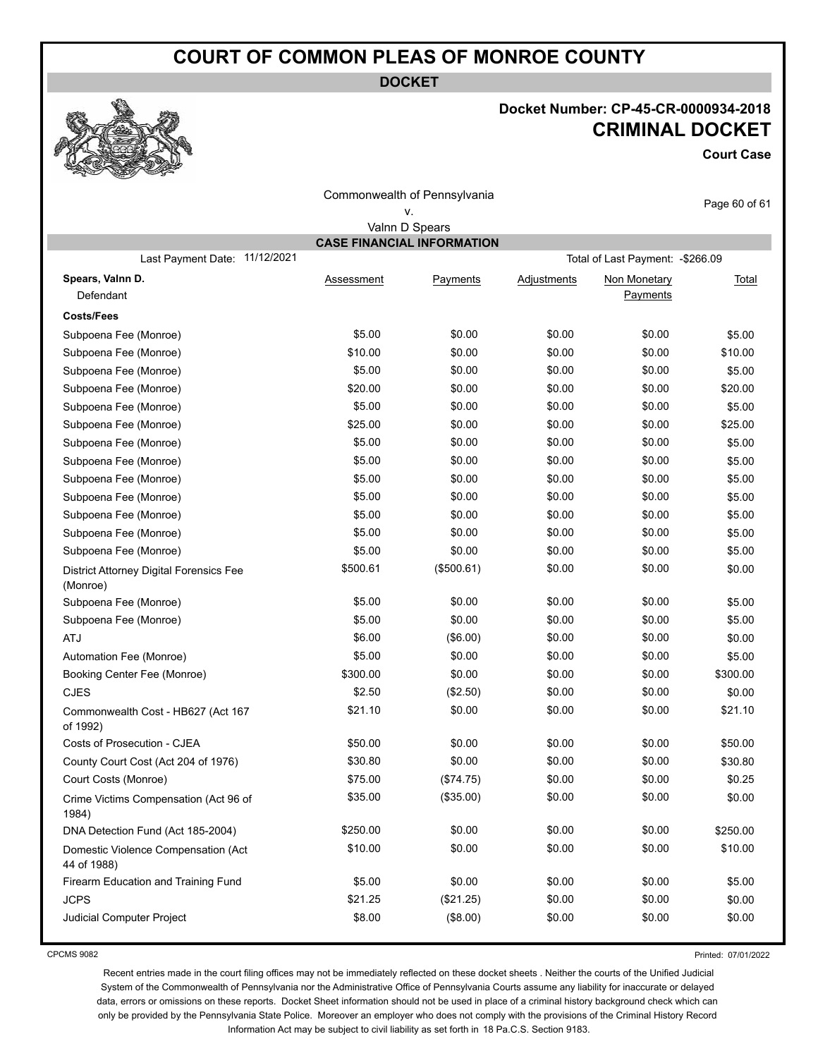# COURT OF COMMON PLEAS OF MONROE COUNTY

**DOCKET**

**Docket Number: CP-45-CR-0000934-2018**

## CRIMINAL DOCKET

**Court Case**

Commonwealth of Pennsylvania
v.
Valnn D Spears

### CASE FINANCIAL INFORMATION

Last Payment Date: 11/12/2021 | Total of Last Payment: -$266.09

| **Spears, Valnn D.** Defendant | Assessment | Payments | Adjustments | Non Monetary Payments | Total |
|---|---|---|---|---|---|
| **Costs/Fees** | | | | | |
| Subpoena Fee (Monroe) | $5.00 | $0.00 | $0.00 | $0.00 | $5.00 |
| Subpoena Fee (Monroe) | $10.00 | $0.00 | $0.00 | $0.00 | $10.00 |
| Subpoena Fee (Monroe) | $5.00 | $0.00 | $0.00 | $0.00 | $5.00 |
| Subpoena Fee (Monroe) | $20.00 | $0.00 | $0.00 | $0.00 | $20.00 |
| Subpoena Fee (Monroe) | $5.00 | $0.00 | $0.00 | $0.00 | $5.00 |
| Subpoena Fee (Monroe) | $25.00 | $0.00 | $0.00 | $0.00 | $25.00 |
| Subpoena Fee (Monroe) | $5.00 | $0.00 | $0.00 | $0.00 | $5.00 |
| Subpoena Fee (Monroe) | $5.00 | $0.00 | $0.00 | $0.00 | $5.00 |
| Subpoena Fee (Monroe) | $5.00 | $0.00 | $0.00 | $0.00 | $5.00 |
| Subpoena Fee (Monroe) | $5.00 | $0.00 | $0.00 | $0.00 | $5.00 |
| Subpoena Fee (Monroe) | $5.00 | $0.00 | $0.00 | $0.00 | $5.00 |
| Subpoena Fee (Monroe) | $5.00 | $0.00 | $0.00 | $0.00 | $5.00 |
| Subpoena Fee (Monroe) | $5.00 | $0.00 | $0.00 | $0.00 | $5.00 |
| District Attorney Digital Forensics Fee (Monroe) | $500.61 | ($500.61) | $0.00 | $0.00 | $0.00 |
| Subpoena Fee (Monroe) | $5.00 | $0.00 | $0.00 | $0.00 | $5.00 |
| Subpoena Fee (Monroe) | $5.00 | $0.00 | $0.00 | $0.00 | $5.00 |
| ATJ | $6.00 | ($6.00) | $0.00 | $0.00 | $0.00 |
| Automation Fee (Monroe) | $5.00 | $0.00 | $0.00 | $0.00 | $5.00 |
| Booking Center Fee (Monroe) | $300.00 | $0.00 | $0.00 | $0.00 | $300.00 |
| CJES | $2.50 | ($2.50) | $0.00 | $0.00 | $0.00 |
| Commonwealth Cost - HB627 (Act 167 of 1992) | $21.10 | $0.00 | $0.00 | $0.00 | $21.10 |
| Costs of Prosecution - CJEA | $50.00 | $0.00 | $0.00 | $0.00 | $50.00 |
| County Court Cost (Act 204 of 1976) | $30.80 | $0.00 | $0.00 | $0.00 | $30.80 |
| Court Costs (Monroe) | $75.00 | ($74.75) | $0.00 | $0.00 | $0.25 |
| Crime Victims Compensation (Act 96 of 1984) | $35.00 | ($35.00) | $0.00 | $0.00 | $0.00 |
| DNA Detection Fund (Act 185-2004) | $250.00 | $0.00 | $0.00 | $0.00 | $250.00 |
| Domestic Violence Compensation (Act 44 of 1988) | $10.00 | $0.00 | $0.00 | $0.00 | $10.00 |
| Firearm Education and Training Fund | $5.00 | $0.00 | $0.00 | $0.00 | $5.00 |
| JCPS | $21.25 | ($21.25) | $0.00 | $0.00 | $0.00 |
| Judicial Computer Project | $8.00 | ($8.00) | $0.00 | $0.00 | $0.00 |

CPCMS 9082 Printed: 07/01/2022

Recent entries made in the court filing offices may not be immediately reflected on these docket sheets . Neither the courts of the Unified Judicial System of the Commonwealth of Pennsylvania nor the Administrative Office of Pennsylvania Courts assume any liability for inaccurate or delayed data, errors or omissions on these reports. Docket Sheet information should not be used in place of a criminal history background check which can only be provided by the Pennsylvania State Police. Moreover an employer who does not comply with the provisions of the Criminal History Record Information Act may be subject to civil liability as set forth in 18 Pa.C.S. Section 9183.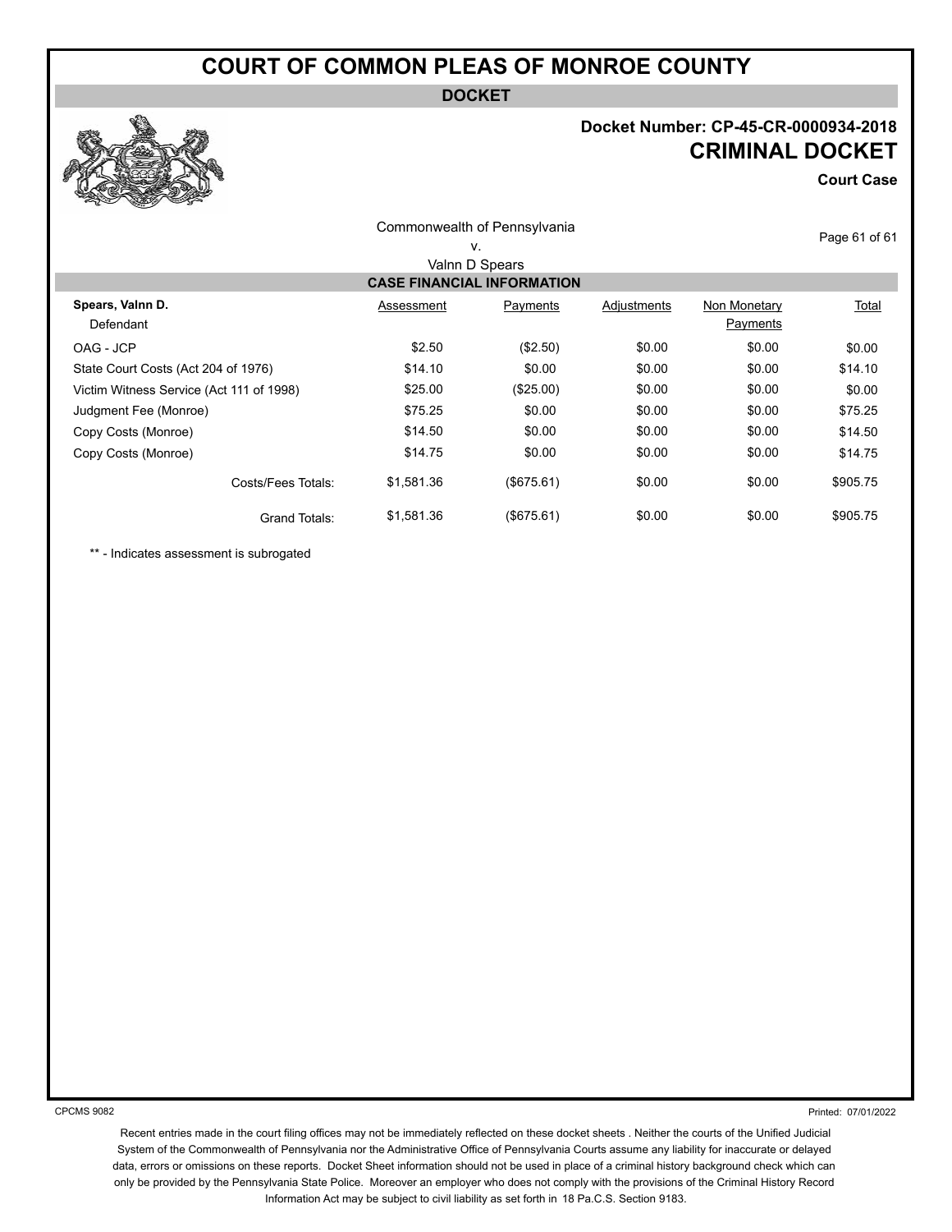# COURT OF COMMON PLEAS OF MONROE COUNTY

**DOCKET**

**Docket Number: CP-45-CR-0000934-2018**

## CRIMINAL DOCKET

**Court Case**

Commonwealth of Pennsylvania
v.
Valnn D Spears

**CASE FINANCIAL INFORMATION**

| **Spears, Valnn D.** Defendant | Assessment | Payments | Adjustments | Non Monetary Payments | Total |
|---|---|---|---|---|---|
| OAG - JCP | $2.50 | ($2.50) | $0.00 | $0.00 | $0.00 |
| State Court Costs (Act 204 of 1976) | $14.10 | $0.00 | $0.00 | $0.00 | $14.10 |
| Victim Witness Service (Act 111 of 1998) | $25.00 | ($25.00) | $0.00 | $0.00 | $0.00 |
| Judgment Fee (Monroe) | $75.25 | $0.00 | $0.00 | $0.00 | $75.25 |
| Copy Costs (Monroe) | $14.50 | $0.00 | $0.00 | $0.00 | $14.50 |
| Copy Costs (Monroe) | $14.75 | $0.00 | $0.00 | $0.00 | $14.75 |
| Costs/Fees Totals: | $1,581.36 | ($675.61) | $0.00 | $0.00 | $905.75 |
| Grand Totals: | $1,581.36 | ($675.61) | $0.00 | $0.00 | $905.75 |

** - Indicates assessment is subrogated

CPCMS 9082

Printed: 07/01/2022

Recent entries made in the court filing offices may not be immediately reflected on these docket sheets . Neither the courts of the Unified Judicial System of the Commonwealth of Pennsylvania nor the Administrative Office of Pennsylvania Courts assume any liability for inaccurate or delayed data, errors or omissions on these reports. Docket Sheet information should not be used in place of a criminal history background check which can only be provided by the Pennsylvania State Police. Moreover an employer who does not comply with the provisions of the Criminal History Record Information Act may be subject to civil liability as set forth in 18 Pa.C.S. Section 9183.